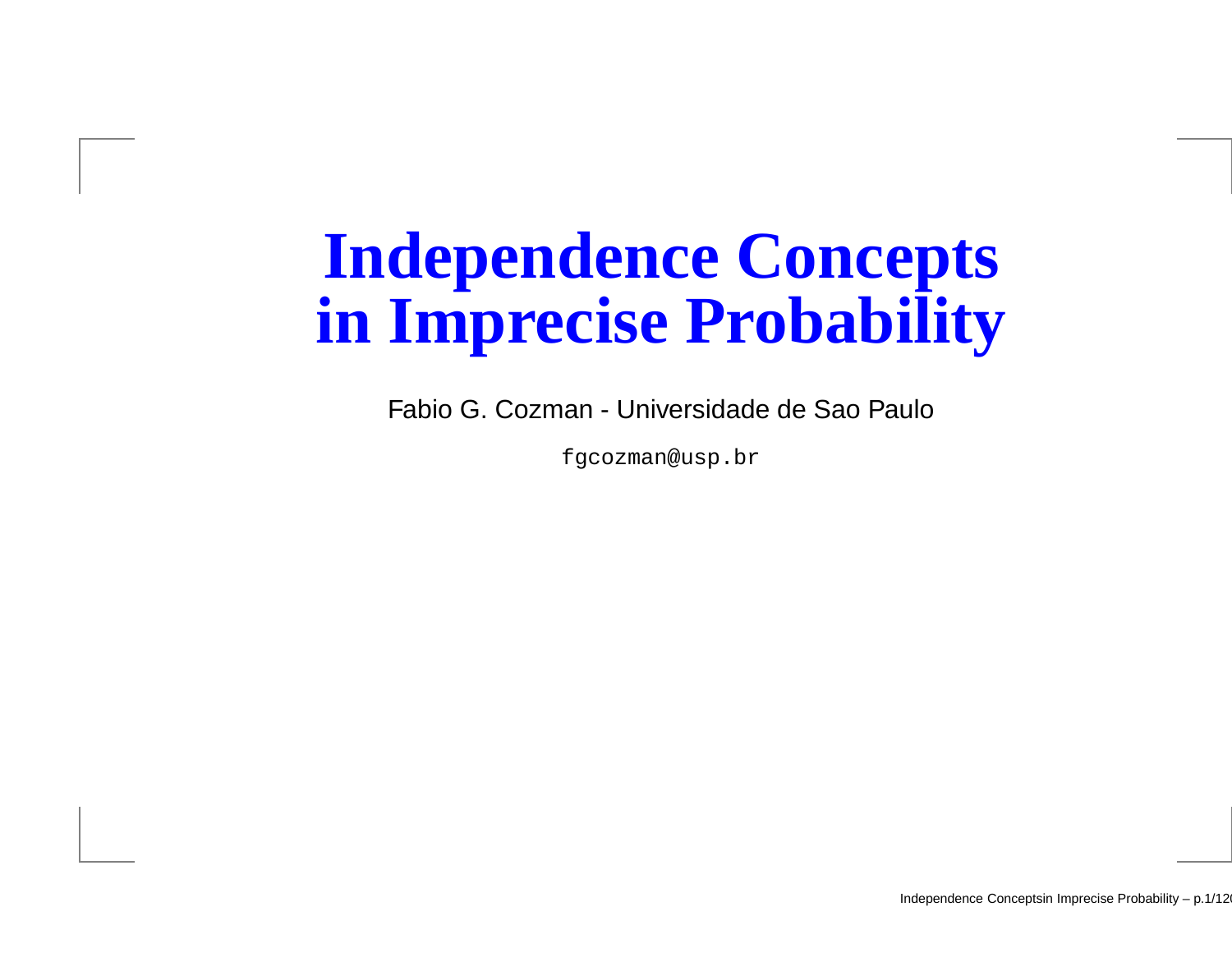# Independence Concepts in Imprecise Probability

Fabio G. Cozman - Universidade de Sao Paulo

fgcozman@usp.br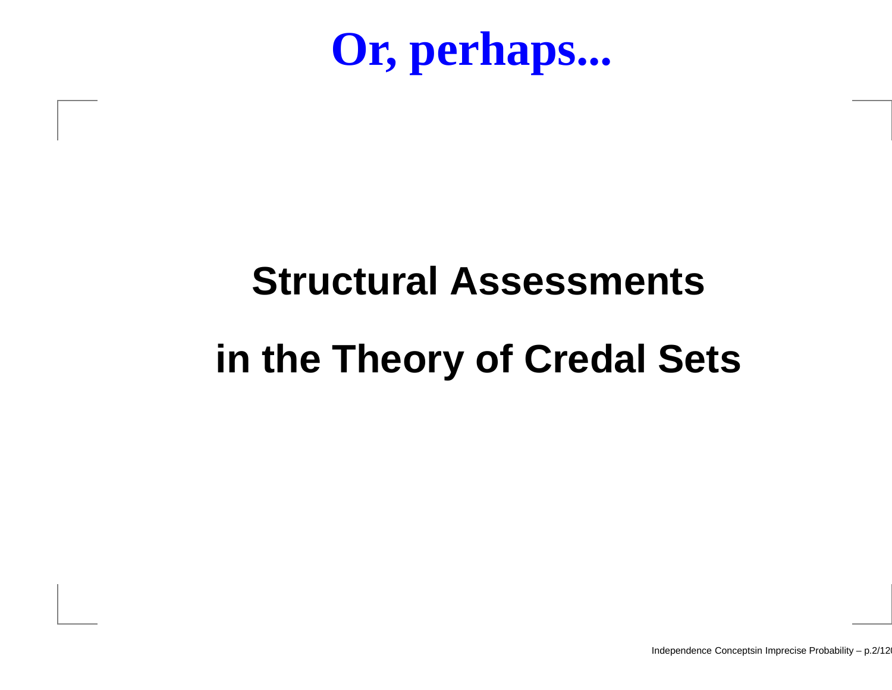# Or, perhaps...

**Structural Assessments**

**in the Theory of Credal Sets**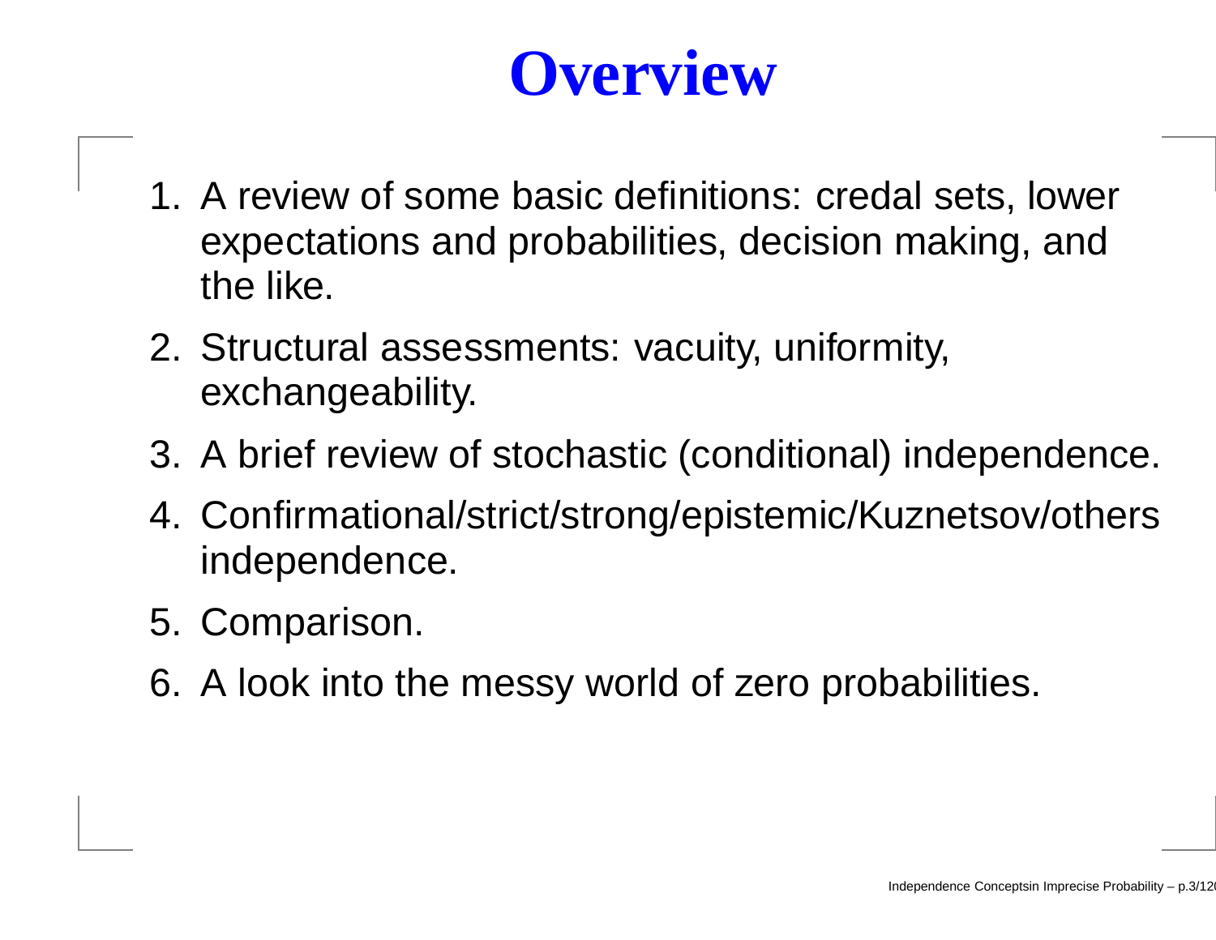# Overview

1. A review of some basic definitions: credal sets, lower expectations and probabilities, decision making, and the like.
2. Structural assessments: vacuity, uniformity, exchangeability.
3. A brief review of stochastic (conditional) independence.
4. Confirmational/strict/strong/epistemic/Kuznetsov/others independence.
5. Comparison.
6. A look into the messy world of zero probabilities.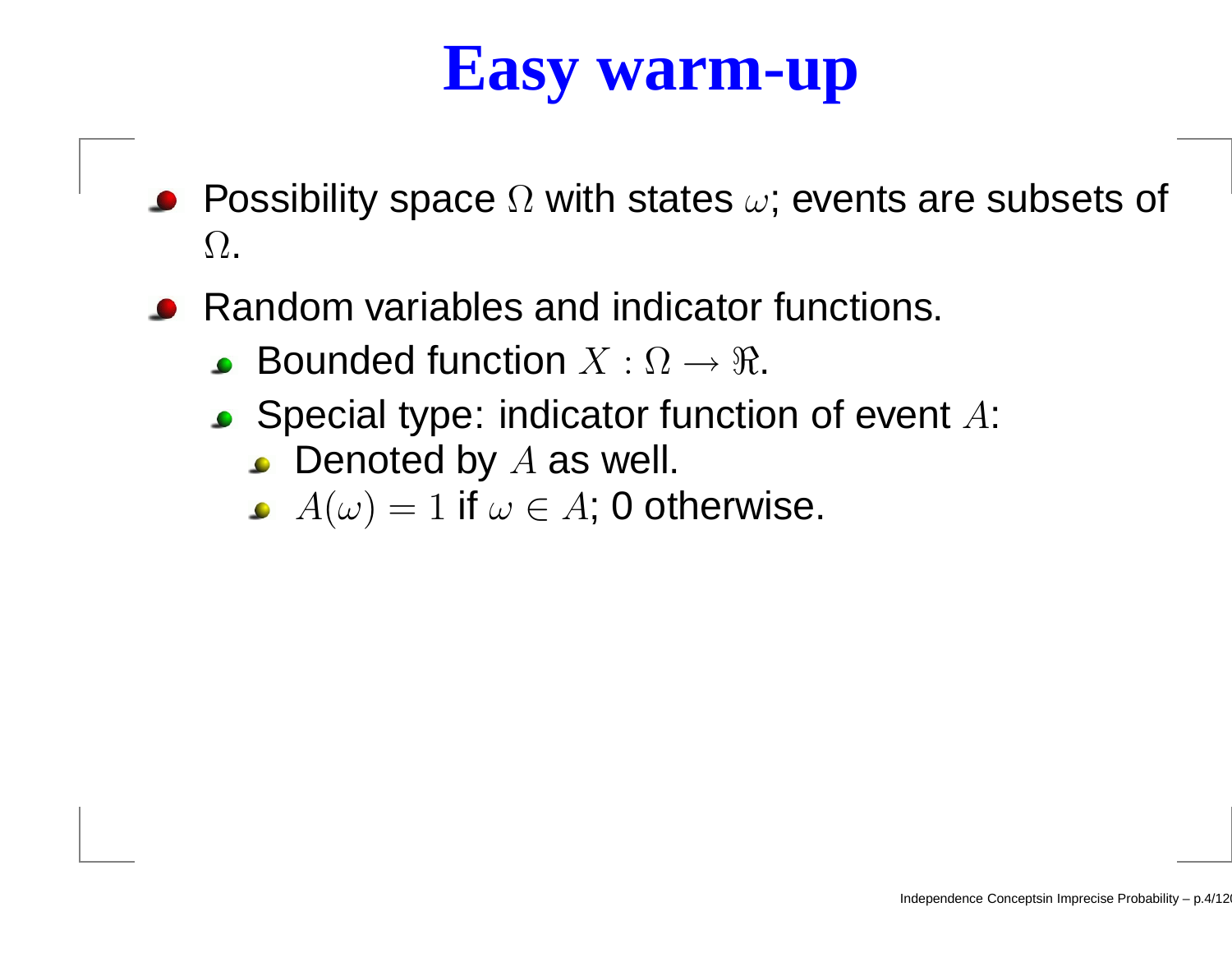# Easy warm-up

- Possibility space $\Omega$ with states $\omega$; events are subsets of $\Omega$.
- Random variables and indicator functions.
  - Bounded function $X : \Omega \to \Re$.
  - Special type: indicator function of event $A$:
    - Denoted by $A$ as well.
    - $A(\omega) = 1$ if $\omega \in A$; 0 otherwise.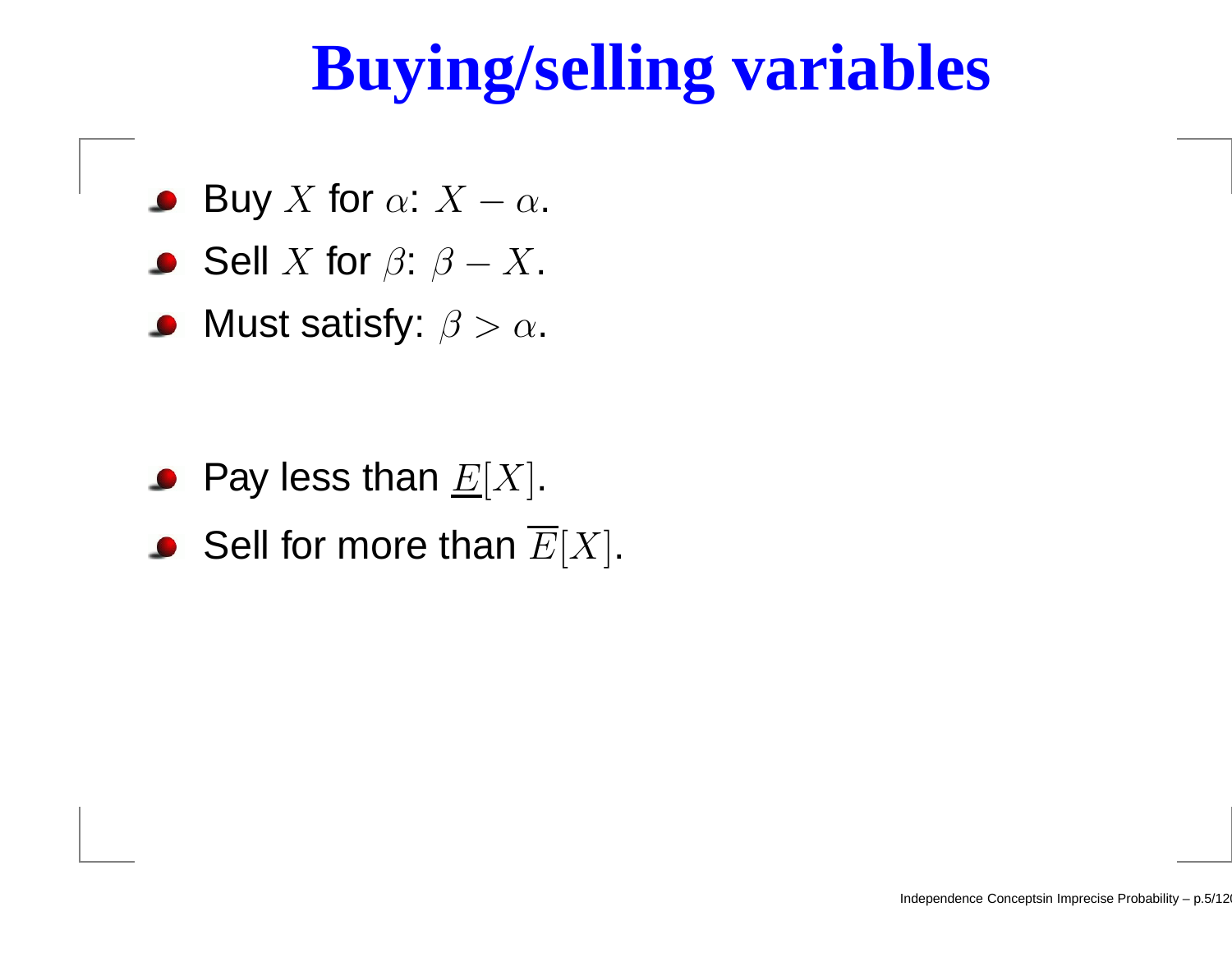# Buying/selling variables

- Buy $X$ for $\alpha$: $X - \alpha$.
- Sell $X$ for $\beta$: $\beta - X$.
- Must satisfy: $\beta > \alpha$.

- Pay less than $\underline{E}[X]$.
- Sell for more than $\overline{E}[X]$.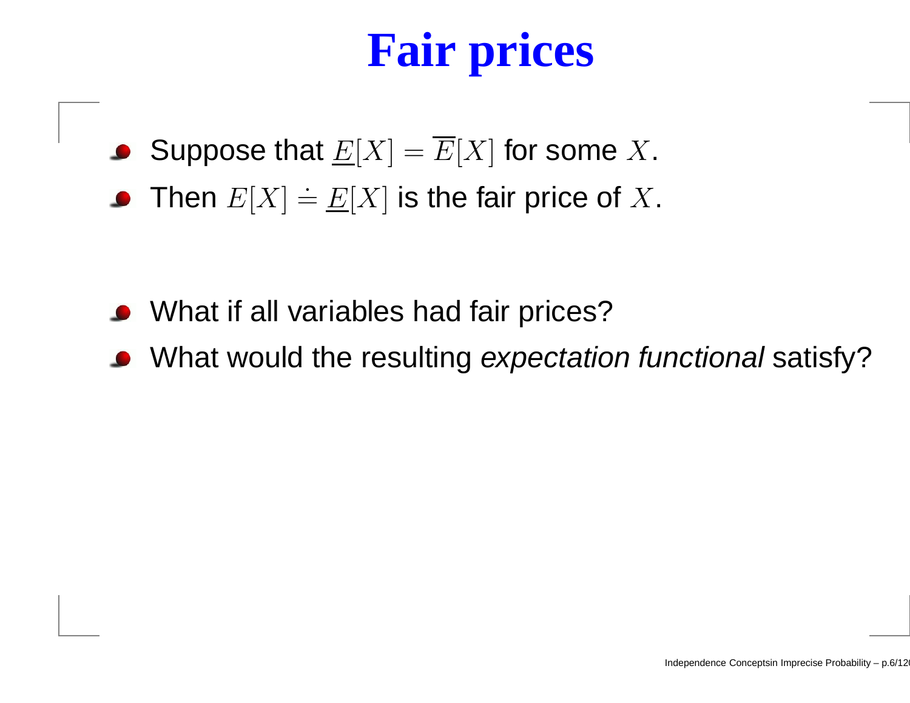# Fair prices

- Suppose that $\underline{E}[X] = \overline{E}[X]$ for some $X$.
- Then $E[X] \doteq \underline{E}[X]$ is the fair price of $X$.

- What if all variables had fair prices?
- What would the resulting *expectation functional* satisfy?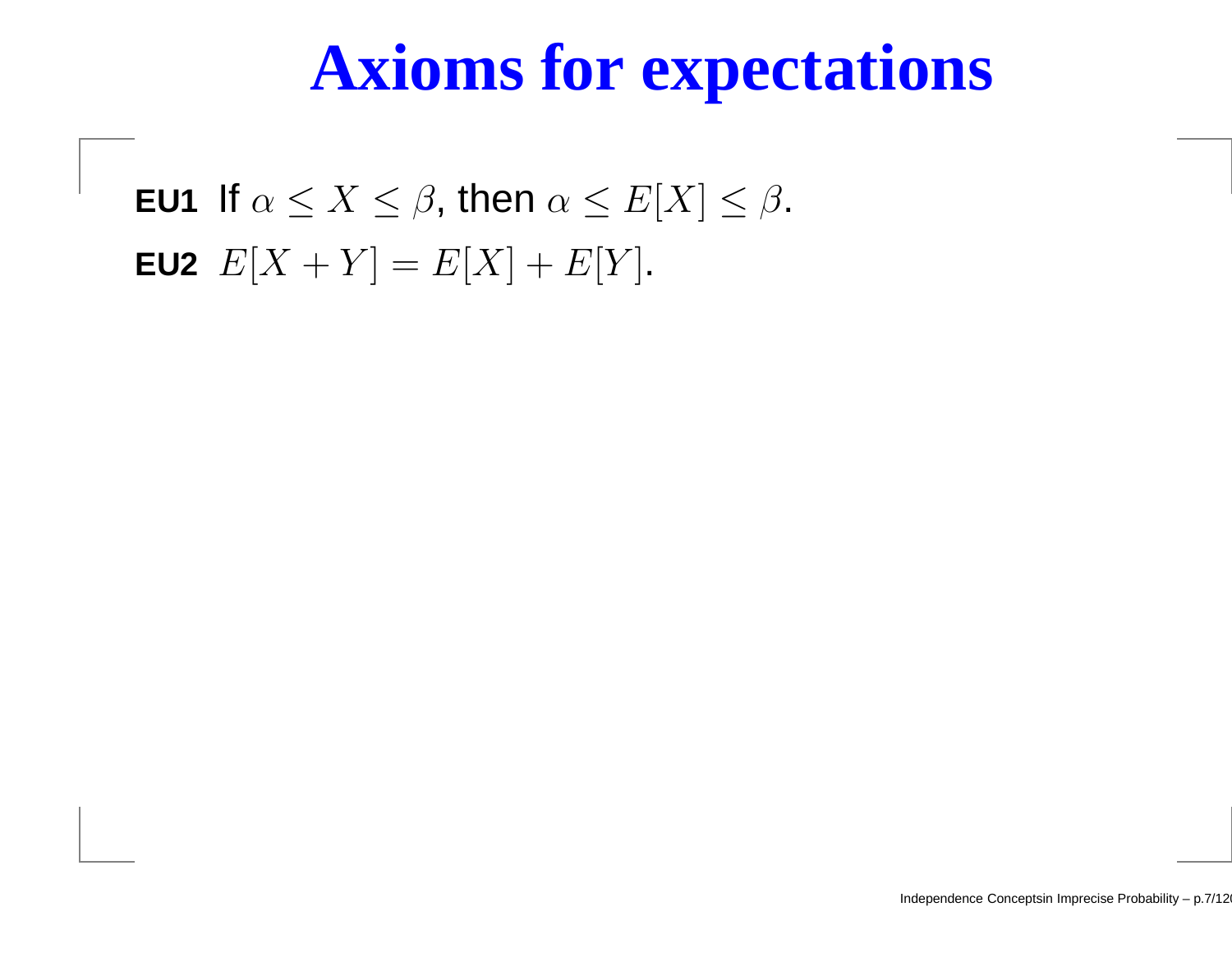# Axioms for expectations

**EU1** If $\alpha \leq X \leq \beta$, then $\alpha \leq E[X] \leq \beta$.

**EU2** $E[X + Y] = E[X] + E[Y]$.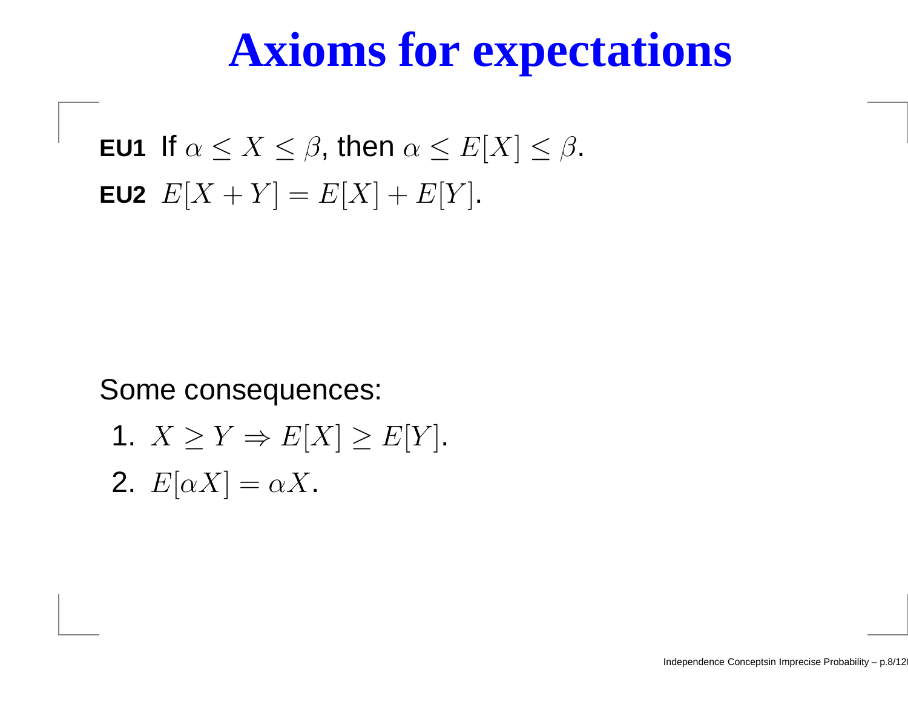# Axioms for expectations

**EU1** If $\alpha \leq X \leq \beta$, then $\alpha \leq E[X] \leq \beta$.

**EU2** $E[X + Y] = E[X] + E[Y]$.

Some consequences:

1. $X \geq Y \Rightarrow E[X] \geq E[Y]$.
2. $E[\alpha X] = \alpha X$.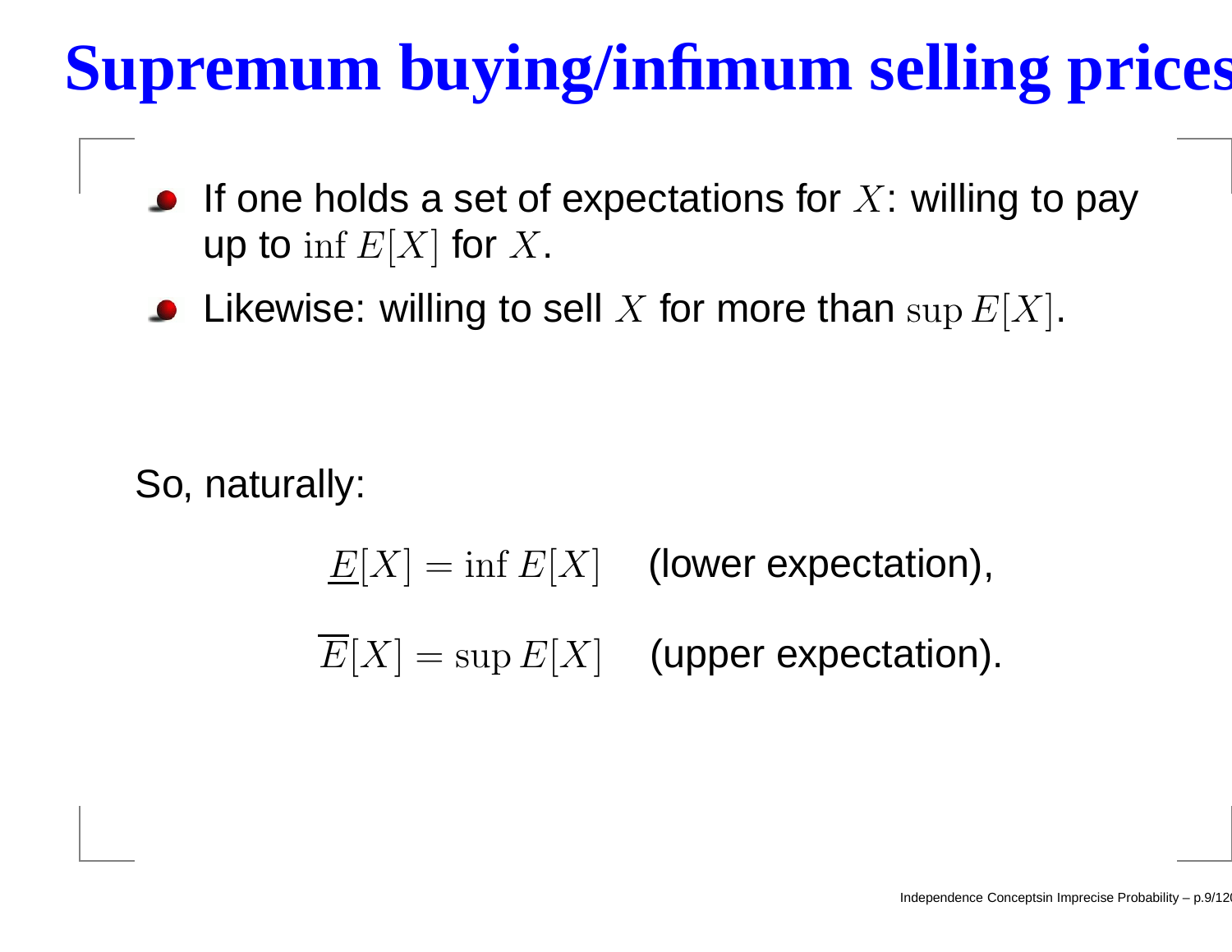# Supremum buying/infimum selling prices

- If one holds a set of expectations for $X$: willing to pay up to $\inf E[X]$ for $X$.
- Likewise: willing to sell $X$ for more than $\sup E[X]$.

So, naturally:

$$\underline{E}[X] = \inf E[X] \quad \text{(lower expectation)},$$

$$\overline{E}[X] = \sup E[X] \quad \text{(upper expectation)}.$$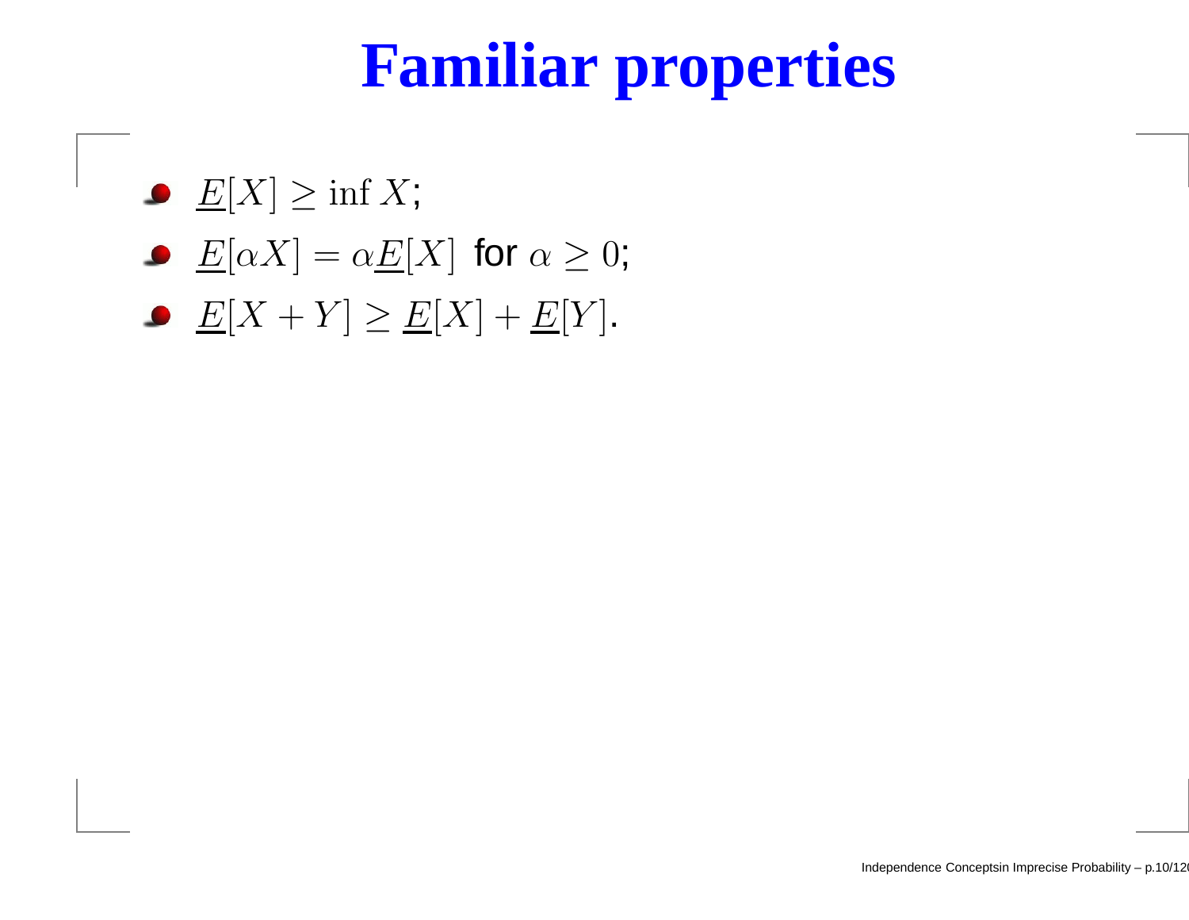# Familiar properties

- $\underline{E}[X] \geq \inf X$;
- $\underline{E}[\alpha X] = \alpha \underline{E}[X]$ for $\alpha \geq 0$;
- $\underline{E}[X + Y] \geq \underline{E}[X] + \underline{E}[Y]$.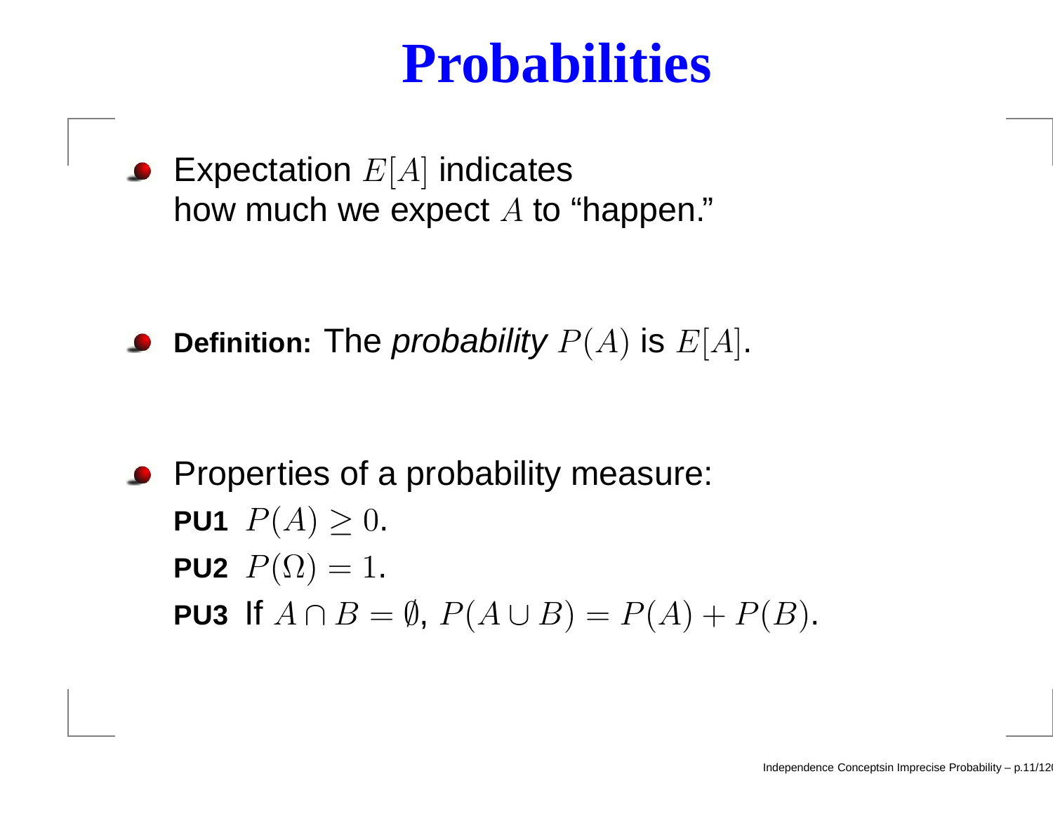# Probabilities

- Expectation $E[A]$ indicates how much we expect $A$ to "happen."

- **Definition:** The *probability* $P(A)$ is $E[A]$.

- Properties of a probability measure:
  **PU1** $P(A) \geq 0$.
  **PU2** $P(\Omega) = 1$.
  **PU3** If $A \cap B = \emptyset$, $P(A \cup B) = P(A) + P(B)$.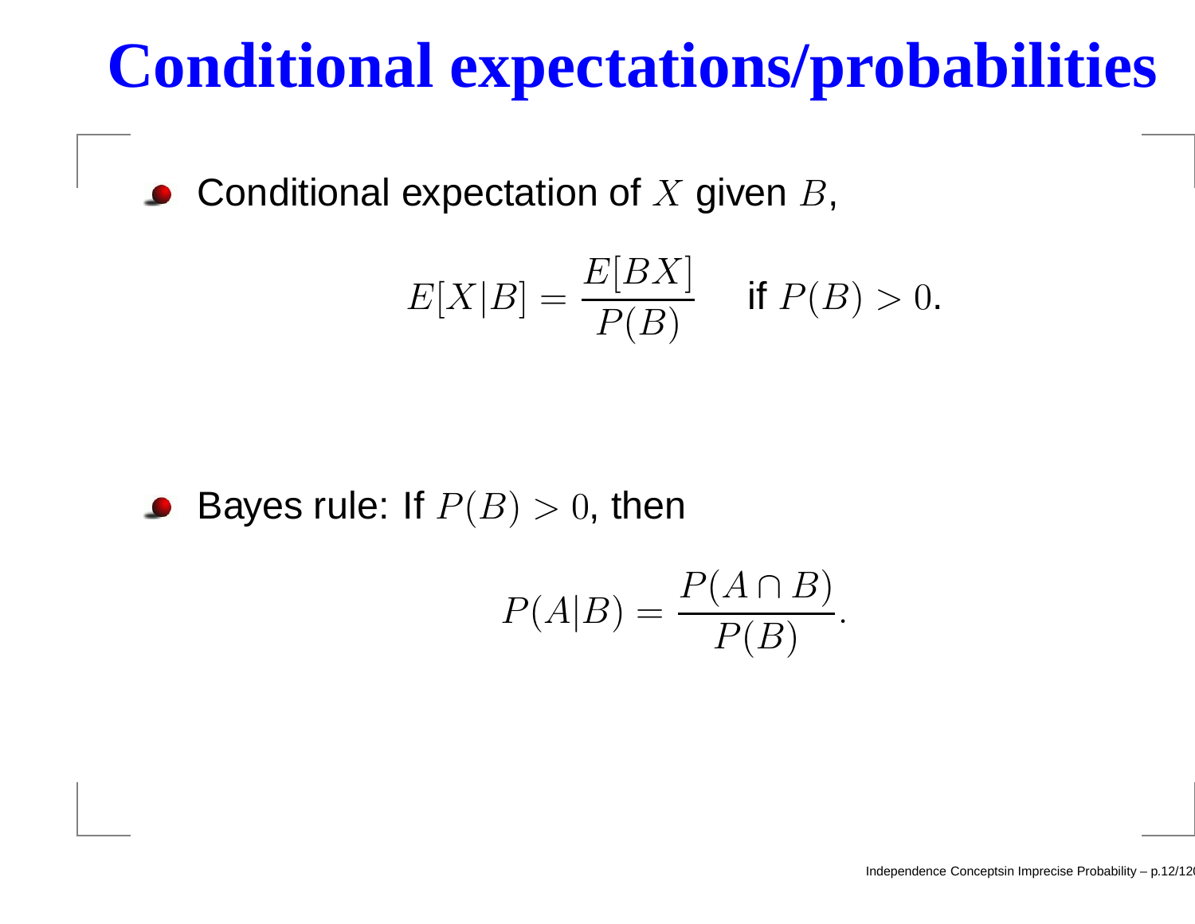# Conditional expectations/probabilities

- Conditional expectation of $X$ given $B$,

$$E[X|B] = \frac{E[BX]}{P(B)} \quad \text{if } P(B) > 0.$$

- Bayes rule: If $P(B) > 0$, then

$$P(A|B) = \frac{P(A \cap B)}{P(B)}.$$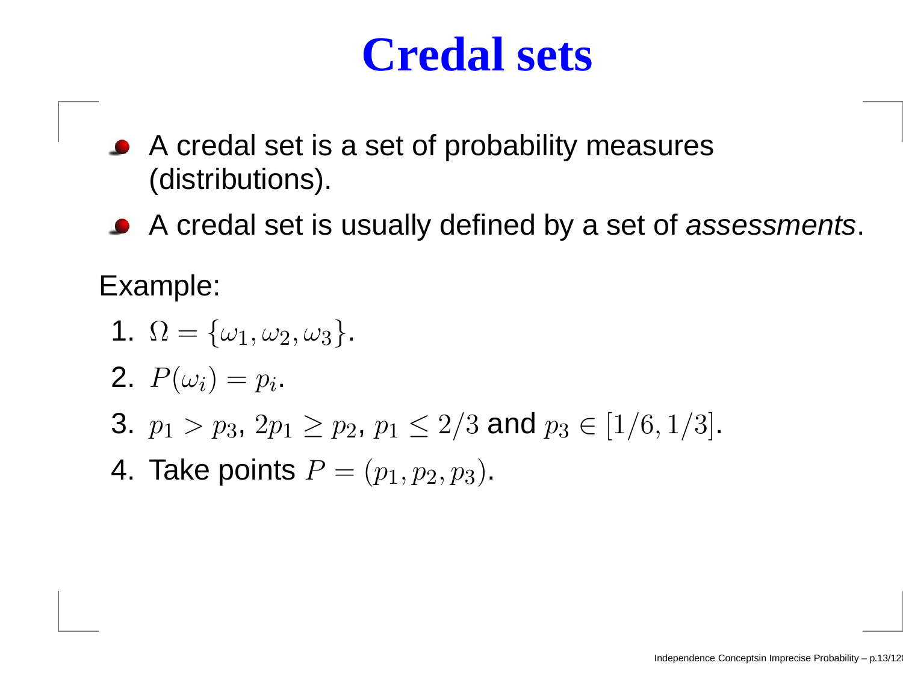# Credal sets

- A credal set is a set of probability measures (distributions).
- A credal set is usually defined by a set of *assessments*.

Example:

1. $\Omega = \{\omega_1, \omega_2, \omega_3\}$.
2. $P(\omega_i) = p_i$.
3. $p_1 > p_3$, $2p_1 \geq p_2$, $p_1 \leq 2/3$ and $p_3 \in [1/6, 1/3]$.
4. Take points $P = (p_1, p_2, p_3)$.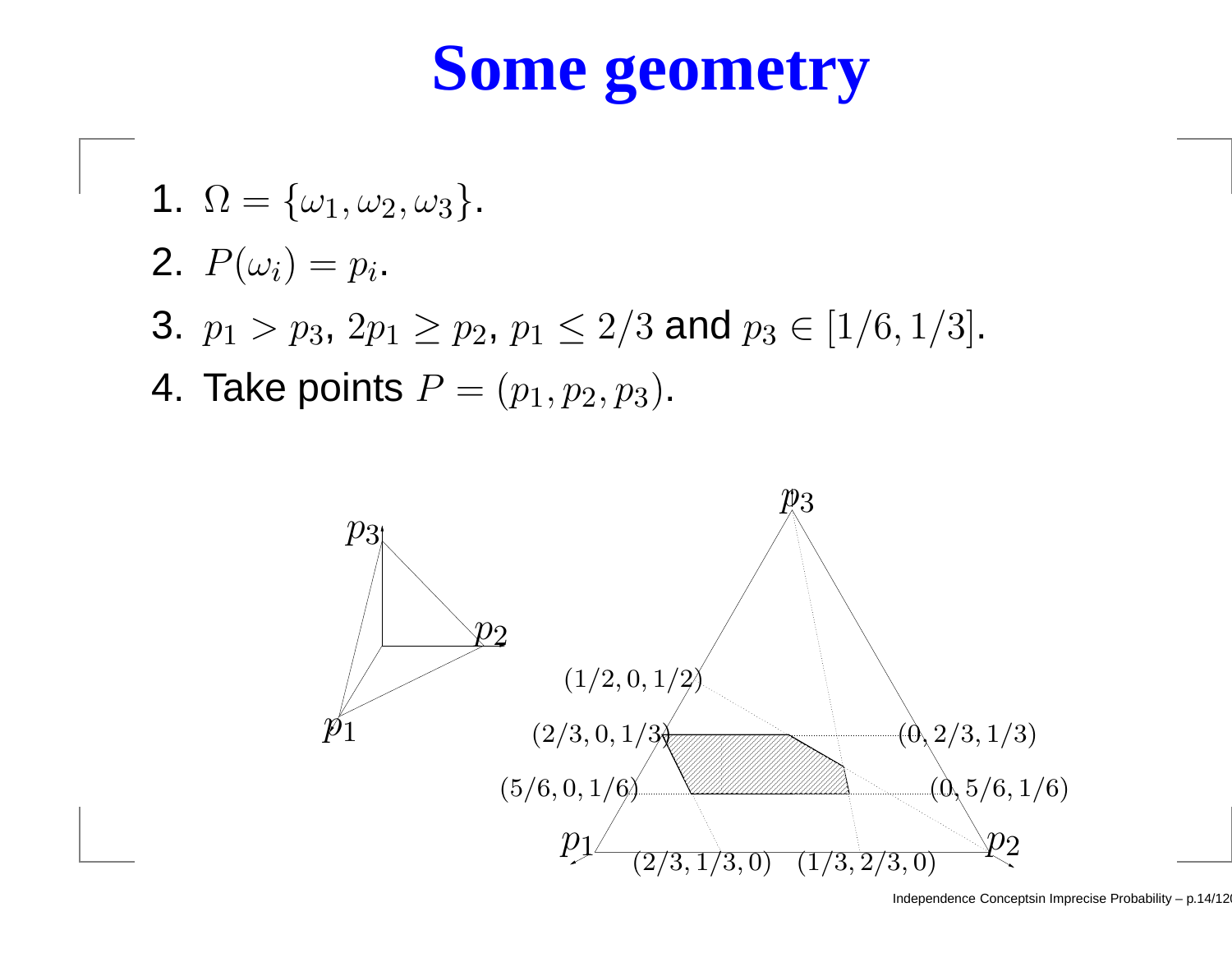# Some geometry

1. $\Omega = \{\omega_1, \omega_2, \omega_3\}$.
2. $P(\omega_i) = p_i$.
3. $p_1 > p_3$, $2p_1 \geq p_2$, $p_1 \leq 2/3$ and $p_3 \in [1/6, 1/3]$.
4. Take points $P = (p_1, p_2, p_3)$.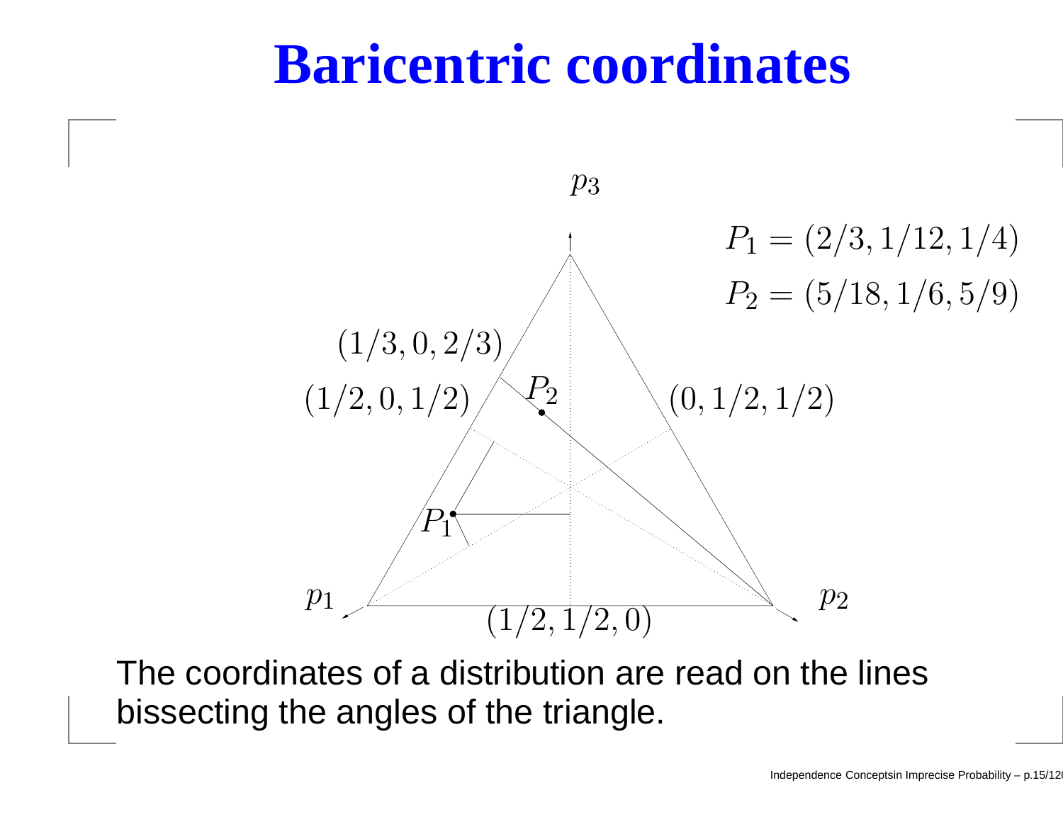# Baricentric coordinates

$P_1 = (2/3, 1/12, 1/4)$

$P_2 = (5/18, 1/6, 5/9)$

The coordinates of a distribution are read on the lines bissecting the angles of the triangle.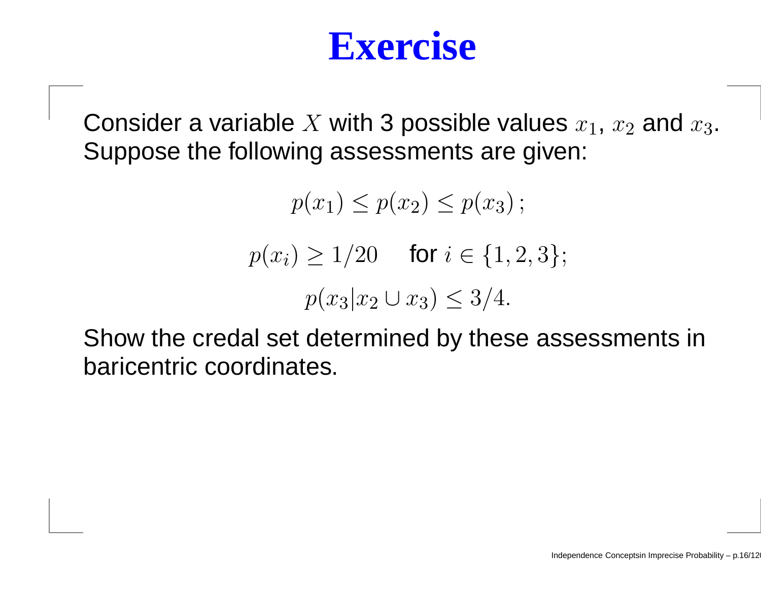# Exercise

Consider a variable $X$ with 3 possible values $x_1$, $x_2$ and $x_3$. Suppose the following assessments are given:

$$p(x_1) \leq p(x_2) \leq p(x_3)\,;$$

$$p(x_i) \geq 1/20 \quad \text{for } i \in \{1, 2, 3\};$$

$$p(x_3|x_2 \cup x_3) \leq 3/4.$$

Show the credal set determined by these assessments in baricentric coordinates.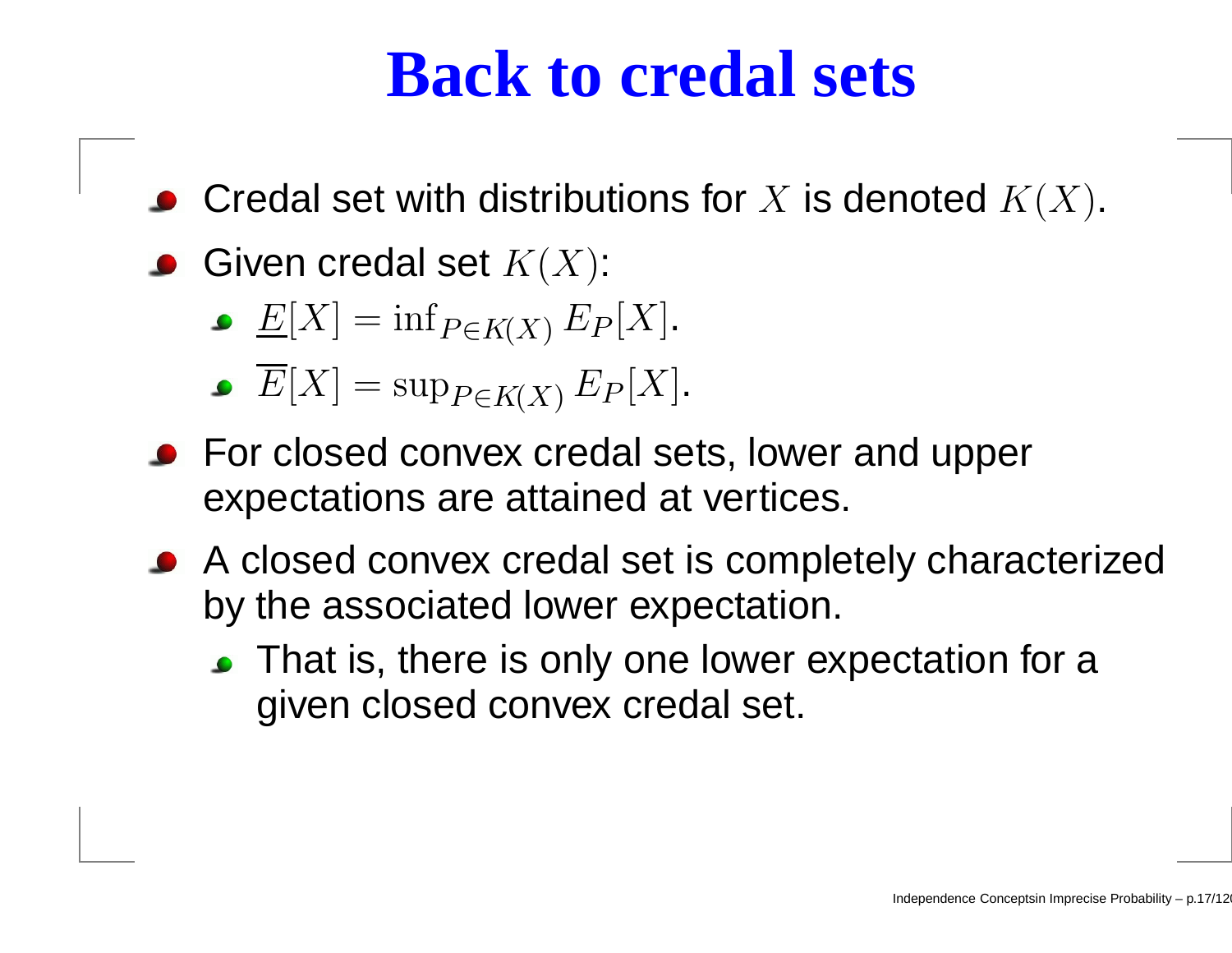# Back to credal sets

- Credal set with distributions for $X$ is denoted $K(X)$.
- Given credal set $K(X)$:
  - $\underline{E}[X] = \inf_{P \in K(X)} E_P[X]$.
  - $\overline{E}[X] = \sup_{P \in K(X)} E_P[X]$.
- For closed convex credal sets, lower and upper expectations are attained at vertices.
- A closed convex credal set is completely characterized by the associated lower expectation.
  - That is, there is only one lower expectation for a given closed convex credal set.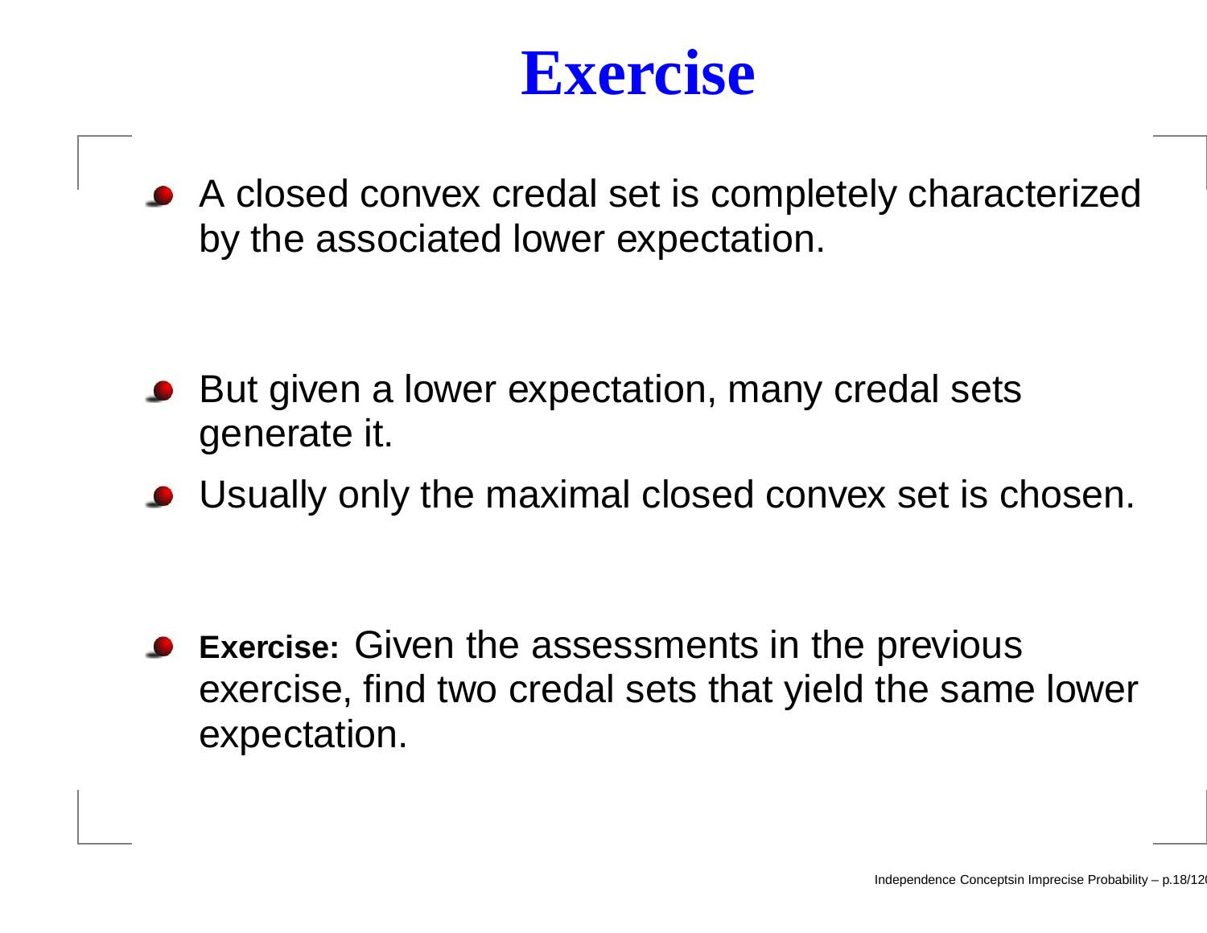# Exercise

- A closed convex credal set is completely characterized by the associated lower expectation.

- But given a lower expectation, many credal sets generate it.
- Usually only the maximal closed convex set is chosen.

- **Exercise:** Given the assessments in the previous exercise, find two credal sets that yield the same lower expectation.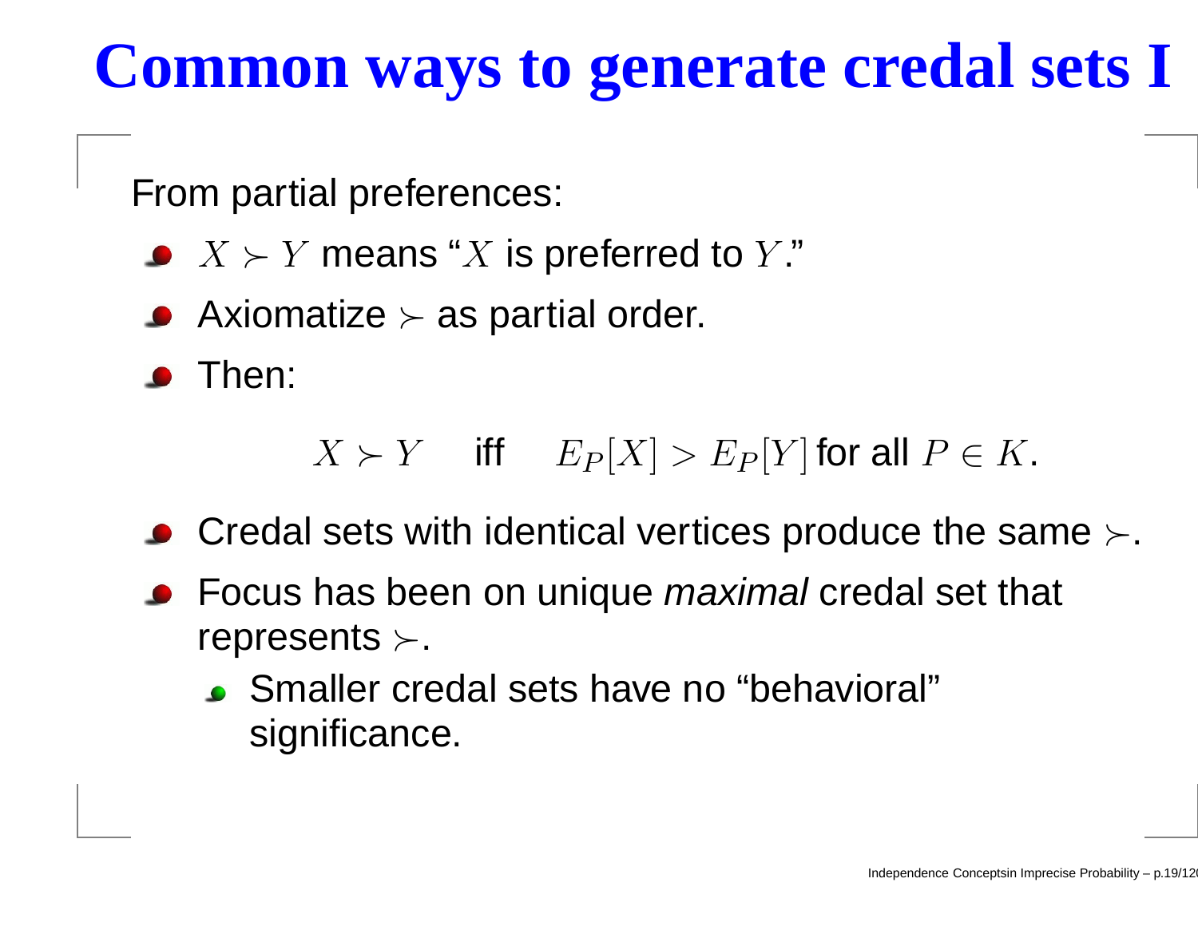# Common ways to generate credal sets I

From partial preferences:

- $X \succ Y$ means "$X$ is preferred to $Y$."
- Axiomatize $\succ$ as partial order.
- Then:

$$X \succ Y \quad \text{iff} \quad E_P[X] > E_P[Y] \text{ for all } P \in K.$$

- Credal sets with identical vertices produce the same $\succ$.
- Focus has been on unique *maximal* credal set that represents $\succ$.
  - Smaller credal sets have no "behavioral" significance.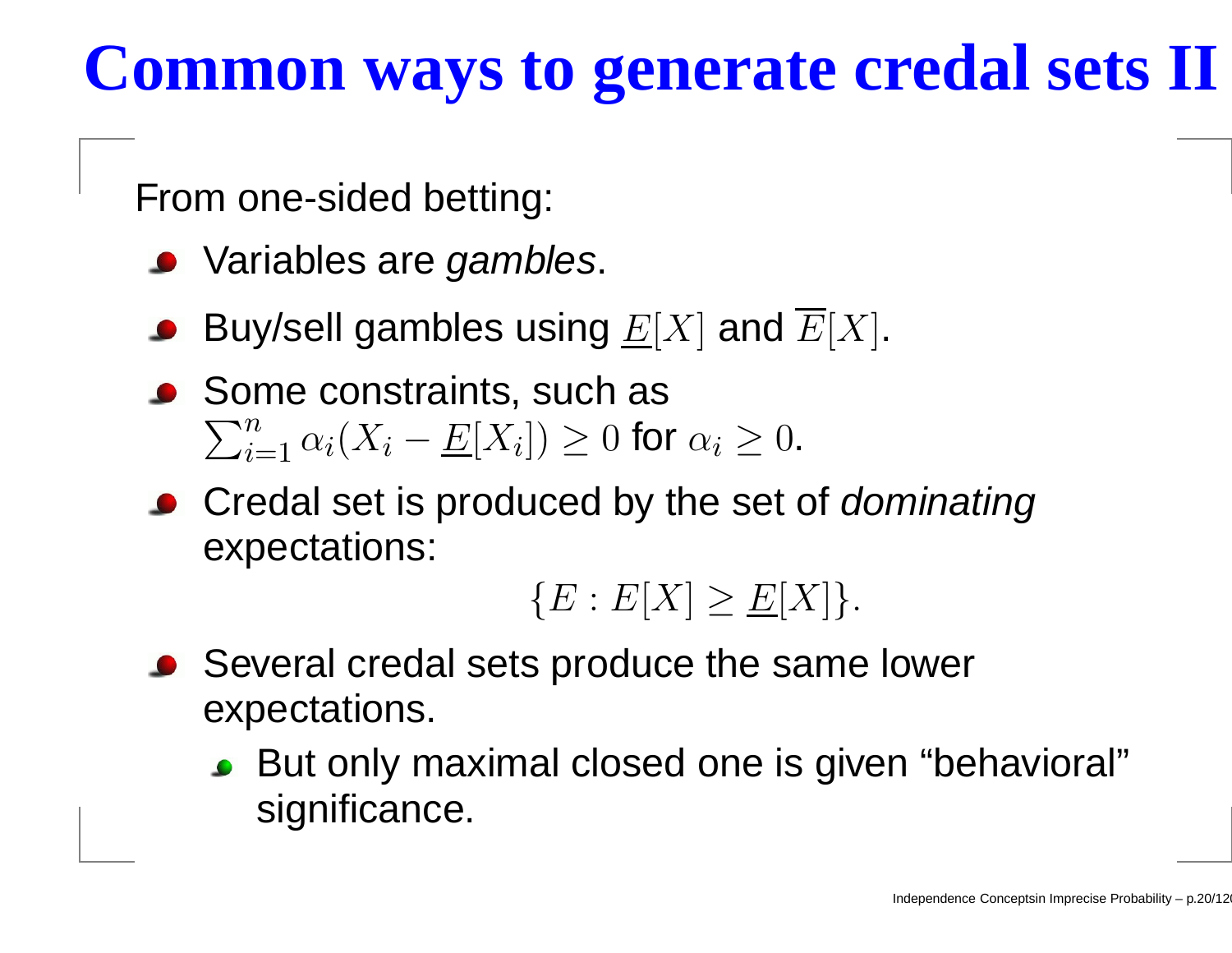# Common ways to generate credal sets II

From one-sided betting:

- Variables are *gambles*.
- Buy/sell gambles using $\underline{E}[X]$ and $\overline{E}[X]$.
- Some constraints, such as $\sum_{i=1}^{n} \alpha_i (X_i - \underline{E}[X_i]) \geq 0$ for $\alpha_i \geq 0$.
- Credal set is produced by the set of *dominating* expectations:

$$\{E : E[X] \geq \underline{E}[X]\}.$$

- Several credal sets produce the same lower expectations.
  - But only maximal closed one is given “behavioral” significance.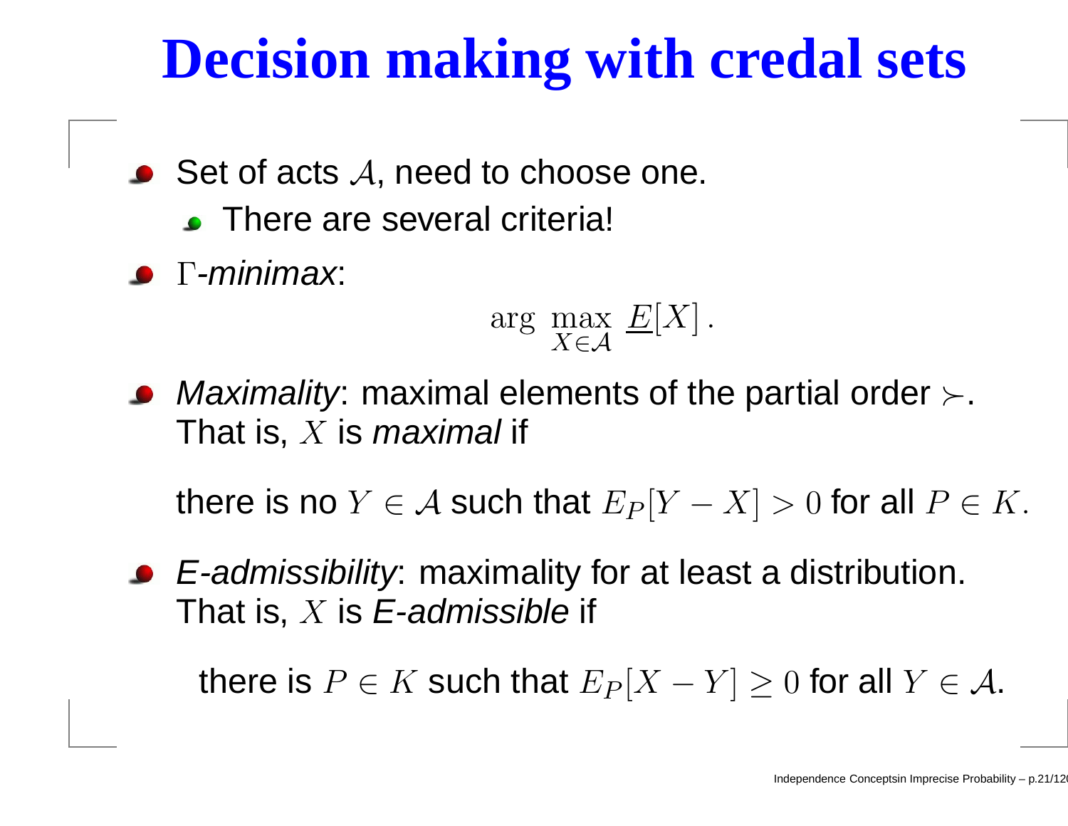# Decision making with credal sets

- Set of acts $\mathcal{A}$, need to choose one.
  - There are several criteria!
- $\Gamma$-*minimax*:

$$\arg\max_{X \in \mathcal{A}} \underline{E}[X].$$

- *Maximality*: maximal elements of the partial order $\succ$. That is, $X$ is *maximal* if

  there is no $Y \in \mathcal{A}$ such that $E_P[Y - X] > 0$ for all $P \in K$.

- *E-admissibility*: maximality for at least a distribution. That is, $X$ is *E-admissible* if

  there is $P \in K$ such that $E_P[X - Y] \geq 0$ for all $Y \in \mathcal{A}$.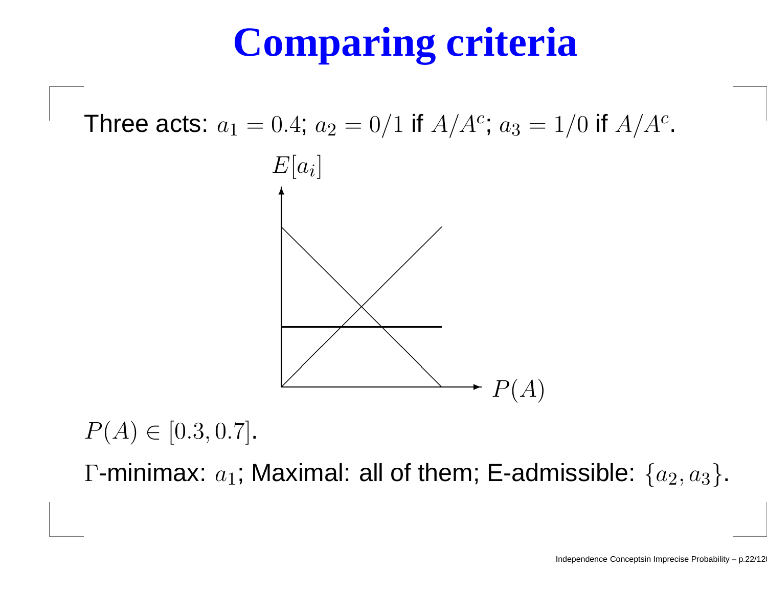# Comparing criteria

Three acts: $a_1 = 0.4$; $a_2 = 0/1$ if $A/A^c$; $a_3 = 1/0$ if $A/A^c$.

$E[a_i]$

$P(A)$

$P(A) \in [0.3, 0.7]$.

$\Gamma$-minimax: $a_1$; Maximal: all of them; E-admissible: $\{a_2, a_3\}$.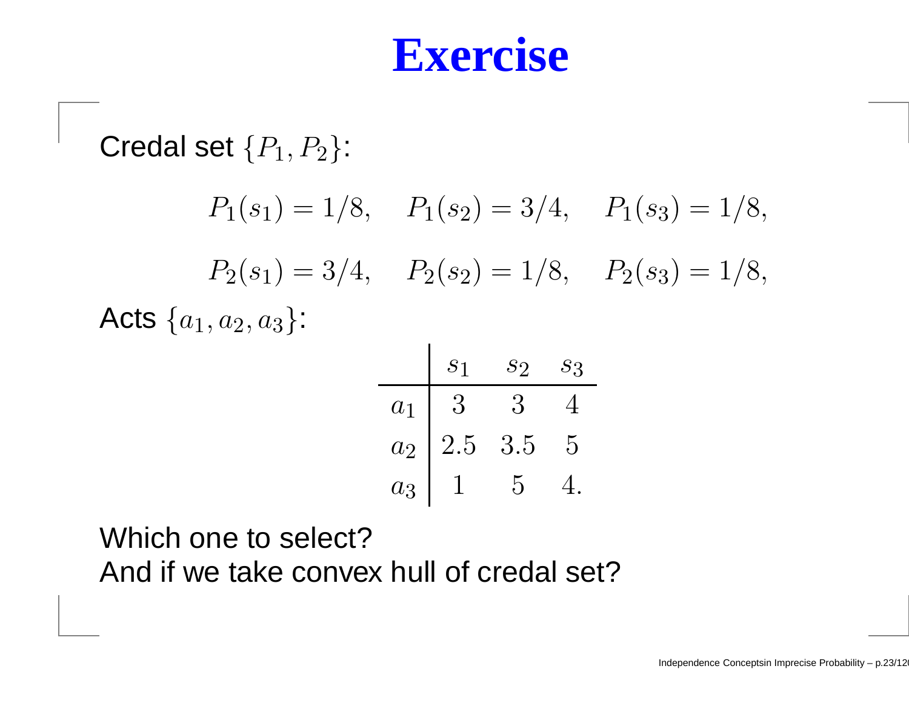# Exercise

Credal set $\{P_1, P_2\}$:

$$P_1(s_1) = 1/8, \quad P_1(s_2) = 3/4, \quad P_1(s_3) = 1/8,$$

$$P_2(s_1) = 3/4, \quad P_2(s_2) = 1/8, \quad P_2(s_3) = 1/8,$$

Acts $\{a_1, a_2, a_3\}$:

| | $s_1$ | $s_2$ | $s_3$ |
|---|---|---|---|
| $a_1$ | 3 | 3 | 4 |
| $a_2$ | 2.5 | 3.5 | 5 |
| $a_3$ | 1 | 5 | 4. |

Which one to select?
And if we take convex hull of credal set?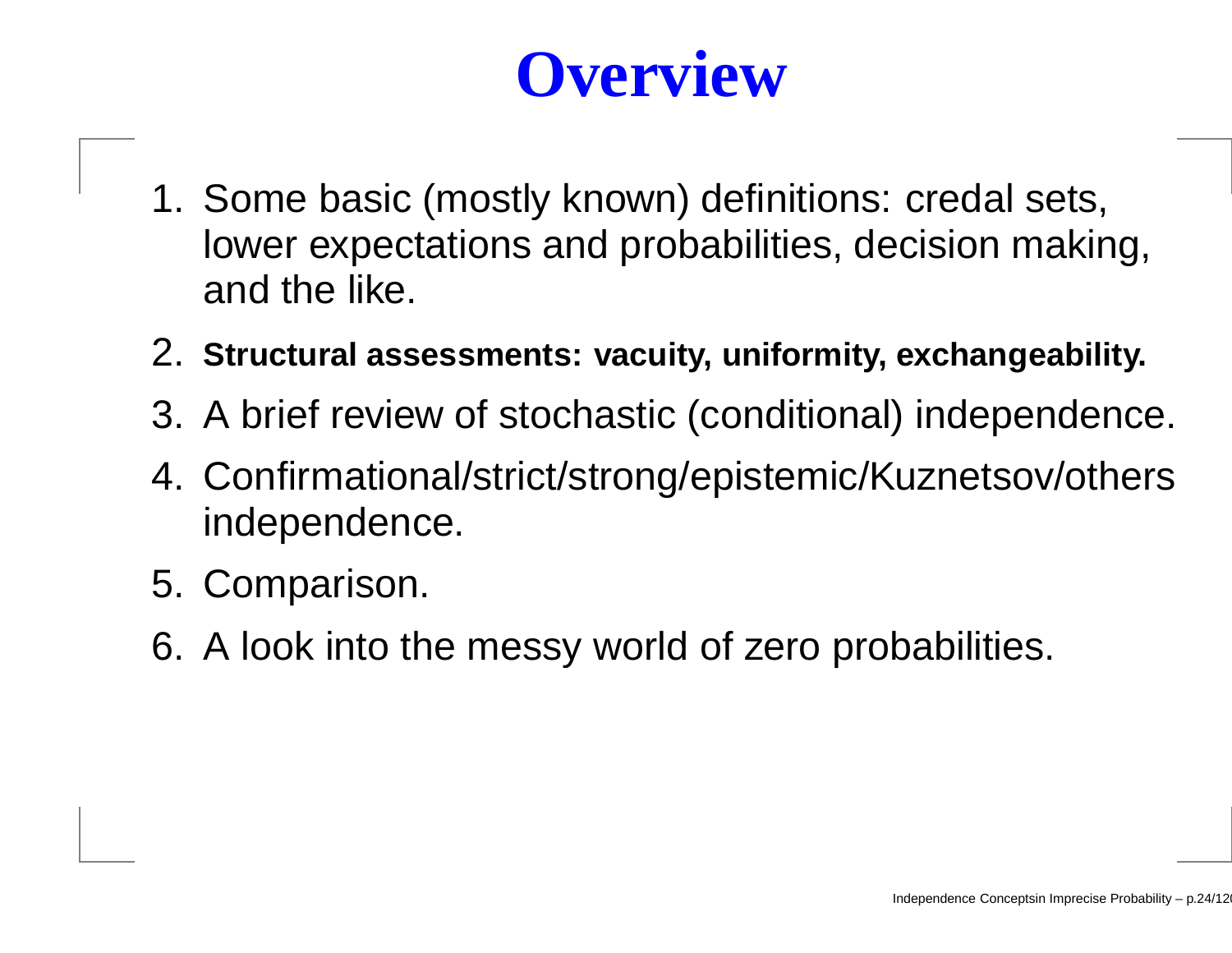# Overview

1. Some basic (mostly known) definitions: credal sets, lower expectations and probabilities, decision making, and the like.
2. **Structural assessments: vacuity, uniformity, exchangeability.**
3. A brief review of stochastic (conditional) independence.
4. Confirmational/strict/strong/epistemic/Kuznetsov/others independence.
5. Comparison.
6. A look into the messy world of zero probabilities.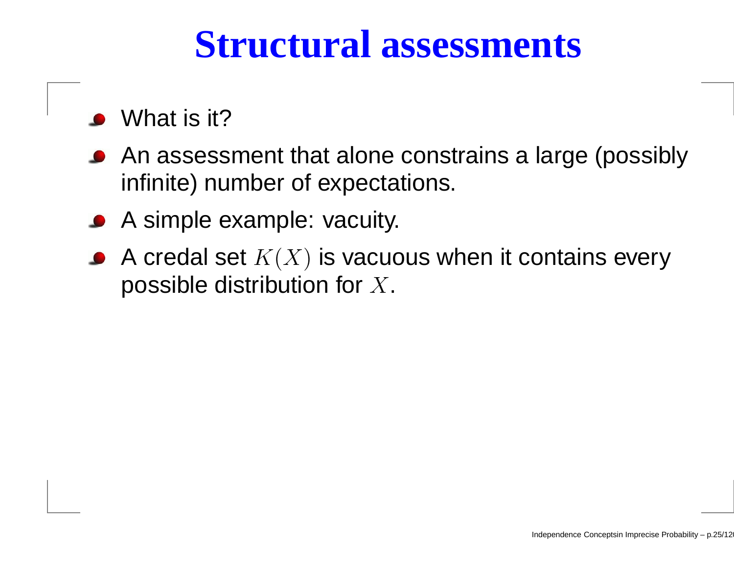# Structural assessments

- What is it?
- An assessment that alone constrains a large (possibly infinite) number of expectations.
- A simple example: vacuity.
- A credal set $K(X)$ is vacuous when it contains every possible distribution for $X$.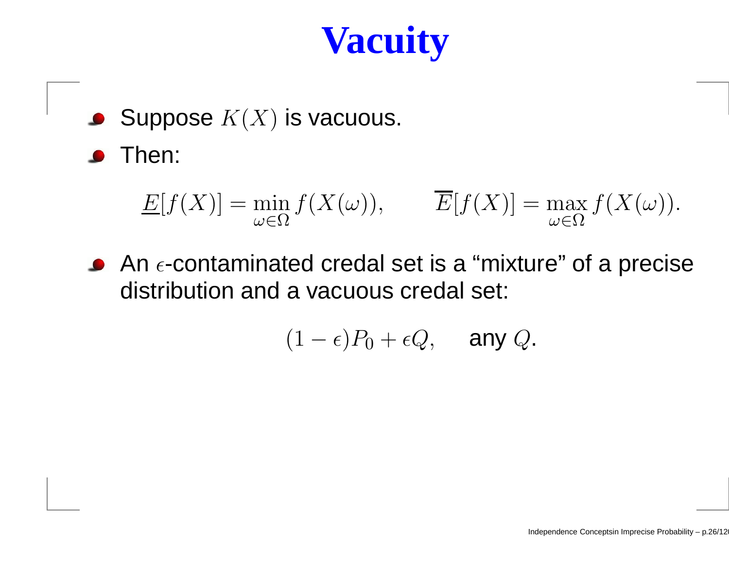# Vacuity

- Suppose $K(X)$ is vacuous.
- Then:

$$\underline{E}[f(X)] = \min_{\omega \in \Omega} f(X(\omega)), \qquad \overline{E}[f(X)] = \max_{\omega \in \Omega} f(X(\omega)).$$

- An $\epsilon$-contaminated credal set is a "mixture" of a precise distribution and a vacuous credal set:

$$(1 - \epsilon)P_0 + \epsilon Q, \quad \text{any } Q.$$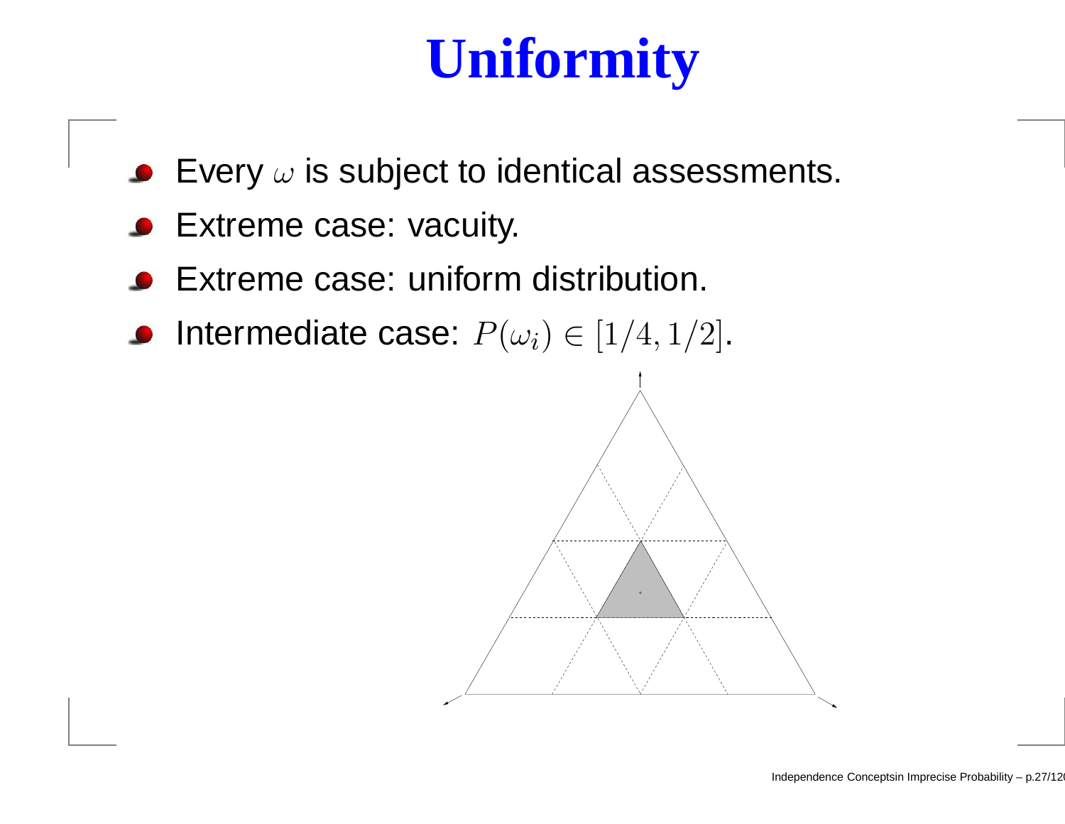# Uniformity

- Every $\omega$ is subject to identical assessments.
- Extreme case: vacuity.
- Extreme case: uniform distribution.
- Intermediate case: $P(\omega_i) \in [1/4, 1/2]$.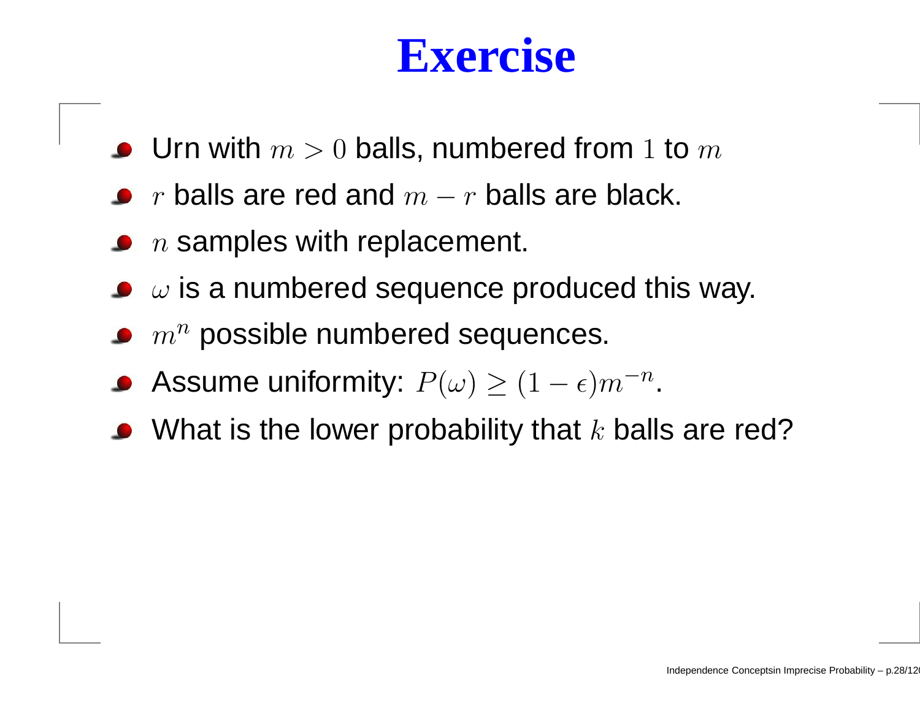# Exercise

- Urn with $m > 0$ balls, numbered from $1$ to $m$
- $r$ balls are red and $m - r$ balls are black.
- $n$ samples with replacement.
- $\omega$ is a numbered sequence produced this way.
- $m^n$ possible numbered sequences.
- Assume uniformity: $P(\omega) \geq (1 - \epsilon)m^{-n}$.
- What is the lower probability that $k$ balls are red?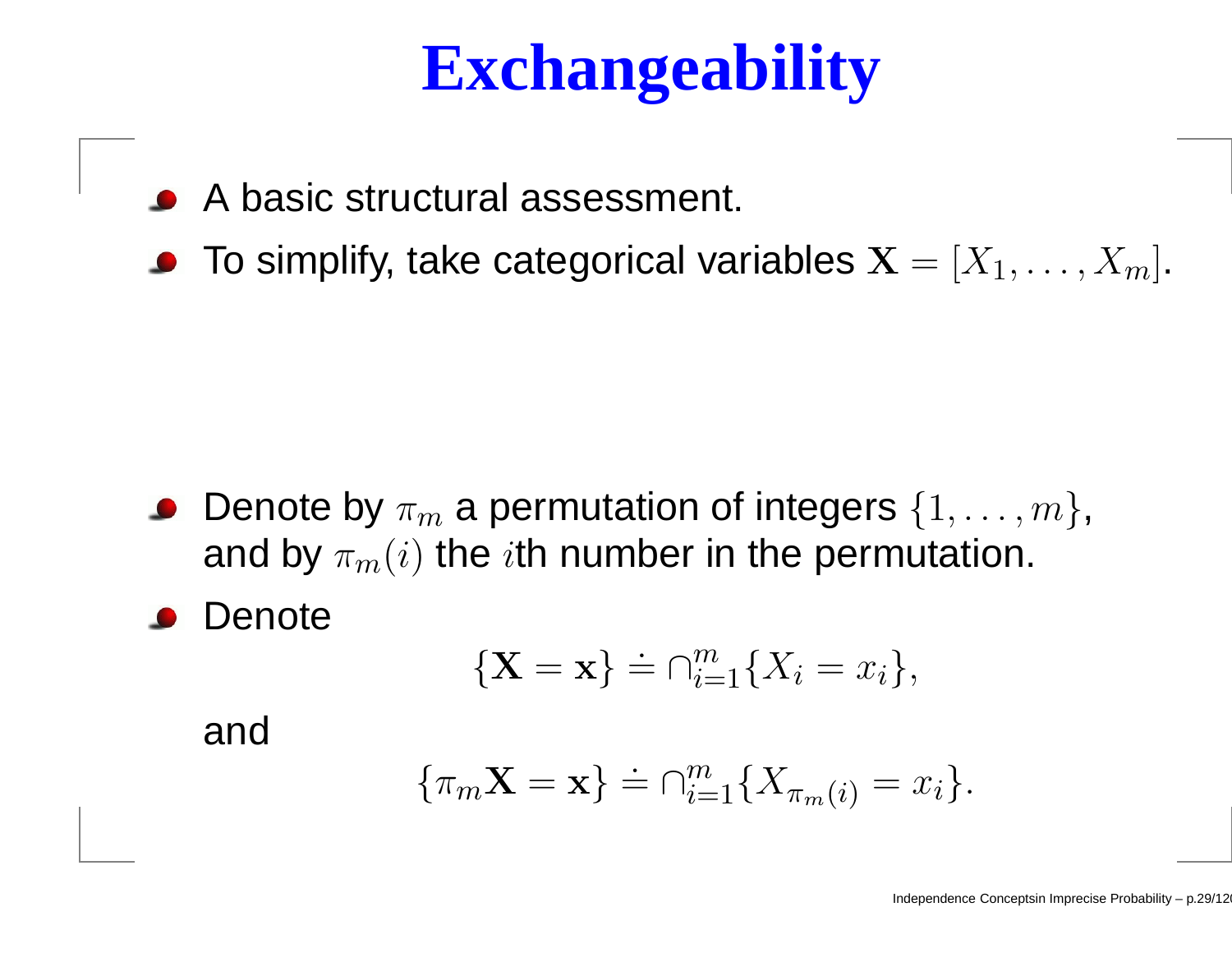# Exchangeability

- A basic structural assessment.
- To simplify, take categorical variables $\mathbf{X} = [X_1, \ldots, X_m]$.

- Denote by $\pi_m$ a permutation of integers $\{1, \ldots, m\}$, and by $\pi_m(i)$ the $i$th number in the permutation.
- Denote

$$\{\mathbf{X} = \mathbf{x}\} \doteq \cap_{i=1}^{m} \{X_i = x_i\},$$

and

$$\{\pi_m \mathbf{X} = \mathbf{x}\} \doteq \cap_{i=1}^{m} \{X_{\pi_m(i)} = x_i\}.$$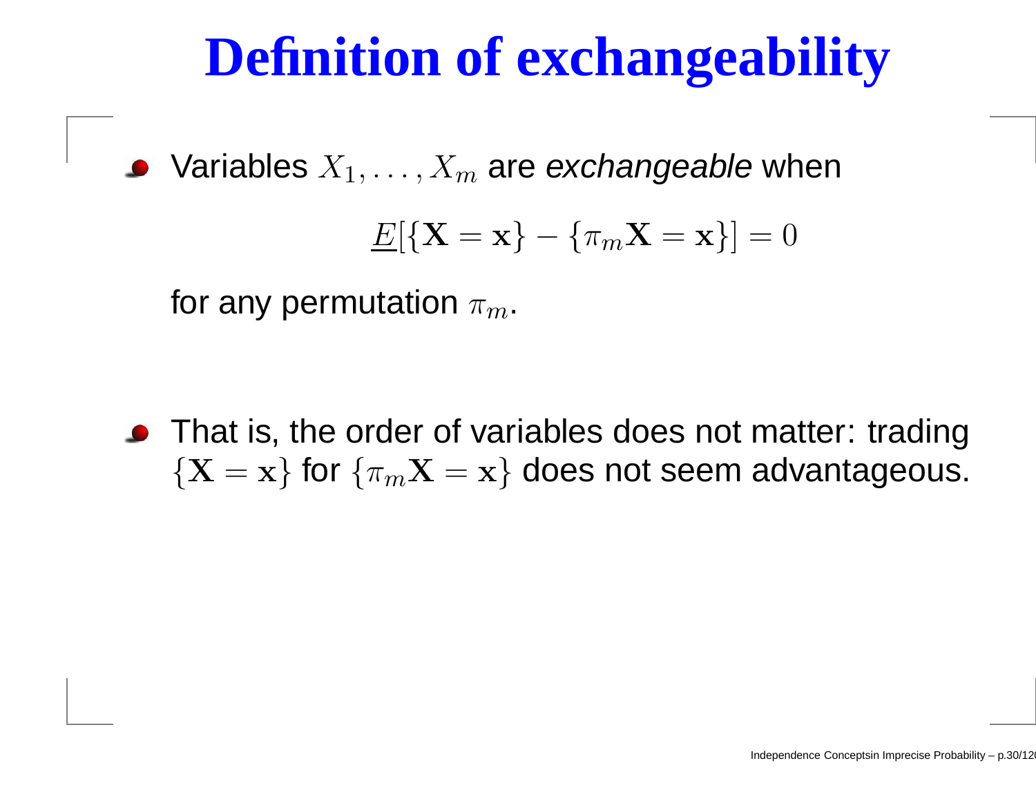# Definition of exchangeability

- Variables $X_1, \ldots, X_m$ are *exchangeable* when

$$\underline{E}[\{\mathbf{X} = \mathbf{x}\} - \{\pi_m \mathbf{X} = \mathbf{x}\}] = 0$$

  for any permutation $\pi_m$.

- That is, the order of variables does not matter: trading $\{\mathbf{X} = \mathbf{x}\}$ for $\{\pi_m \mathbf{X} = \mathbf{x}\}$ does not seem advantageous.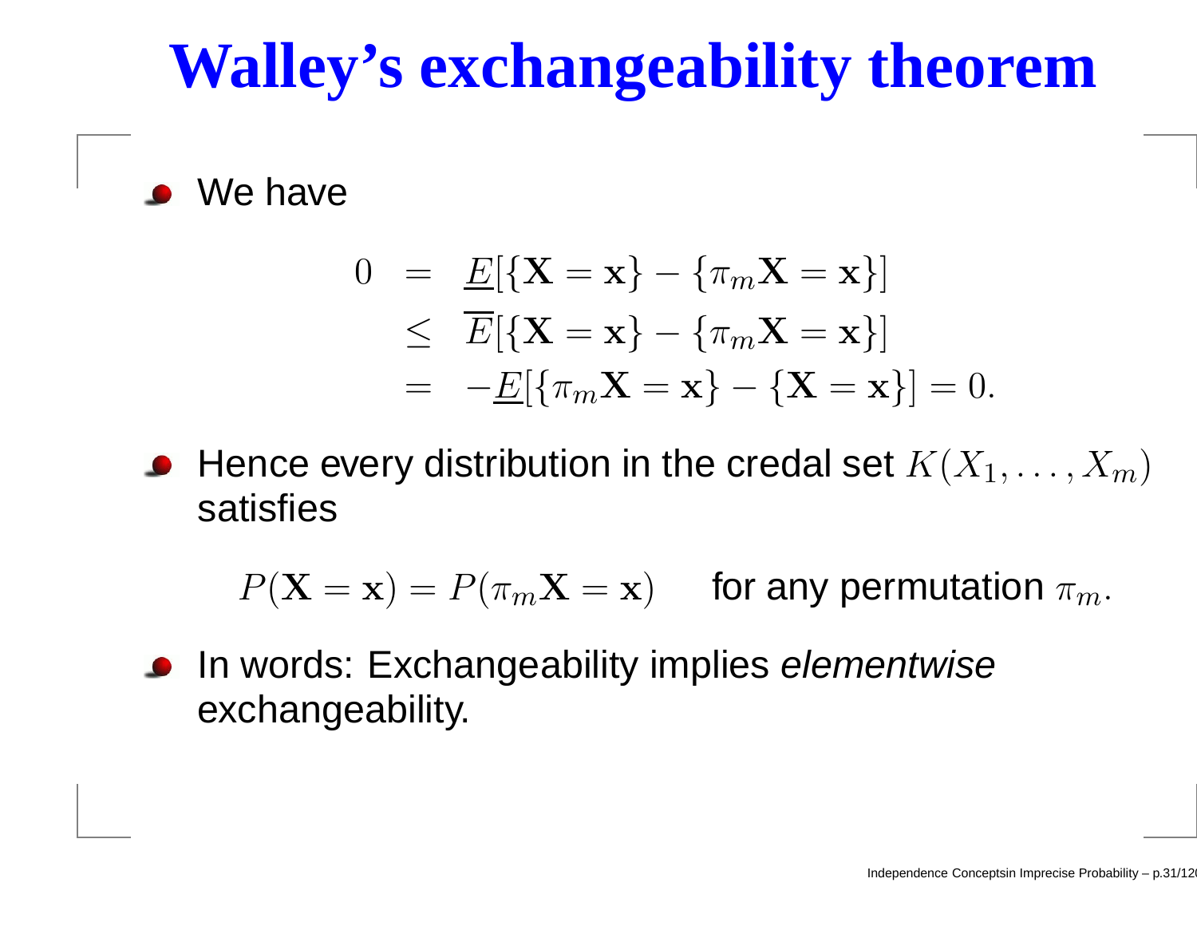# Walley's exchangeability theorem

- We have

$$
\begin{aligned}
0 &= \underline{E}[\{\mathbf{X} = \mathbf{x}\} - \{\pi_m \mathbf{X} = \mathbf{x}\}] \\
&\leq \overline{E}[\{\mathbf{X} = \mathbf{x}\} - \{\pi_m \mathbf{X} = \mathbf{x}\}] \\
&= -\underline{E}[\{\pi_m \mathbf{X} = \mathbf{x}\} - \{\mathbf{X} = \mathbf{x}\}] = 0.
\end{aligned}
$$

- Hence every distribution in the credal set $K(X_1, \ldots, X_m)$ satisfies

$$
P(\mathbf{X} = \mathbf{x}) = P(\pi_m \mathbf{X} = \mathbf{x}) \qquad \text{for any permutation } \pi_m.
$$

- In words: Exchangeability implies *elementwise* exchangeability.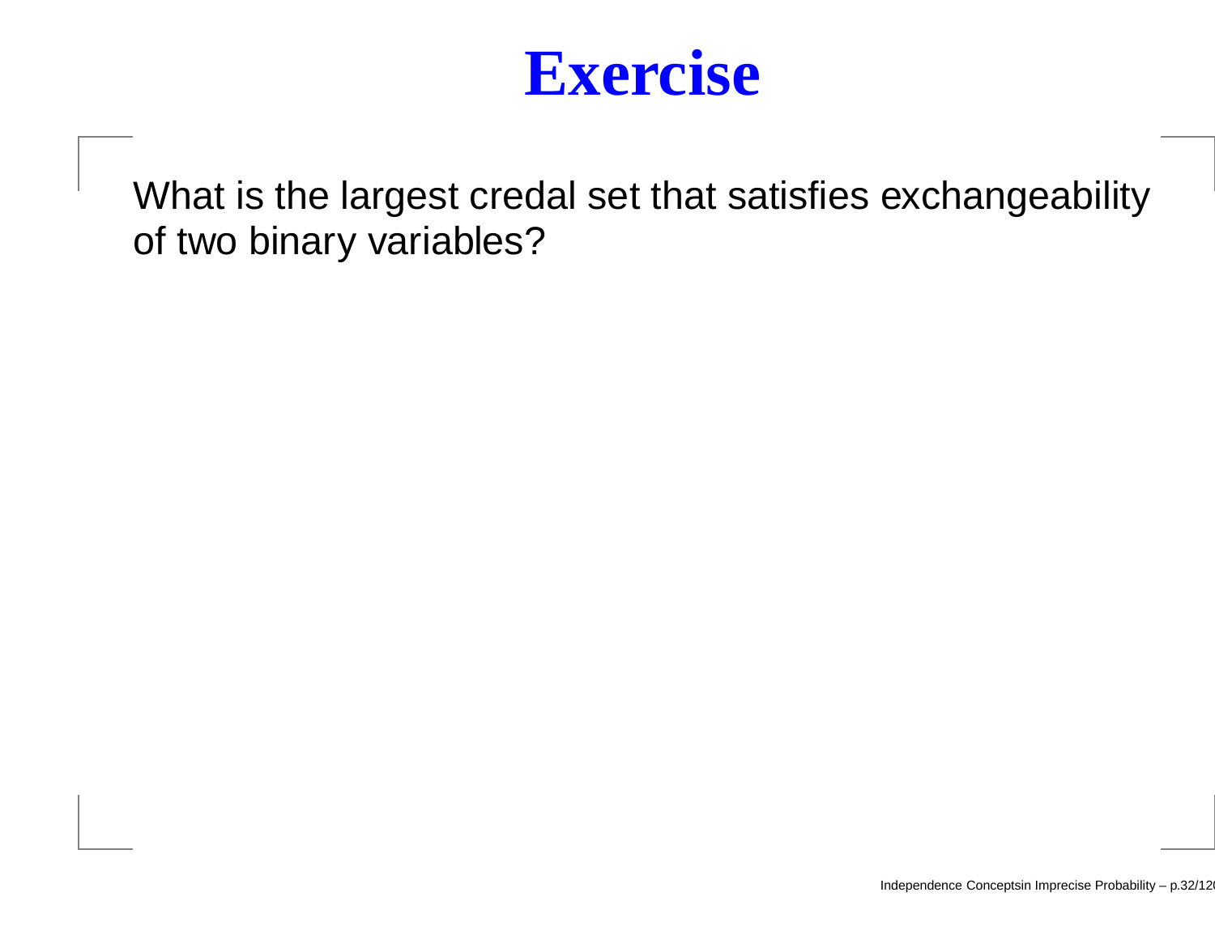# Exercise

What is the largest credal set that satisfies exchangeability of two binary variables?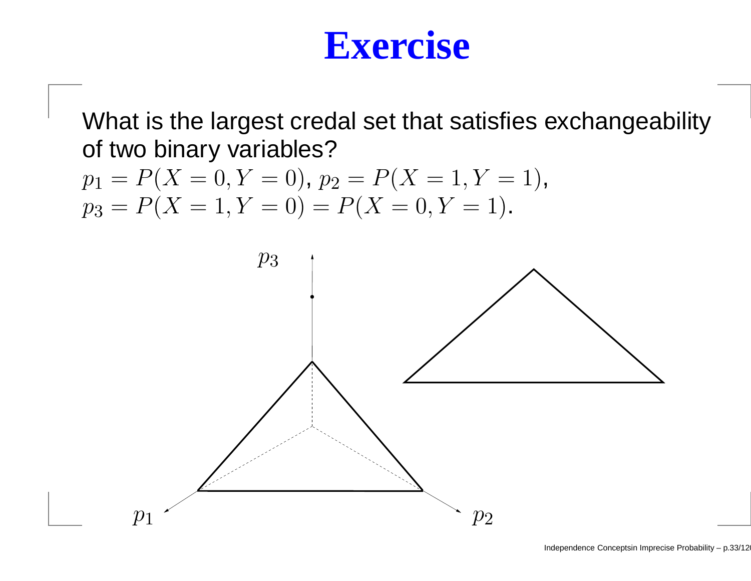# Exercise

What is the largest credal set that satisfies exchangeability of two binary variables?

$p_1 = P(X = 0, Y = 0)$, $p_2 = P(X = 1, Y = 1)$,
$p_3 = P(X = 1, Y = 0) = P(X = 0, Y = 1)$.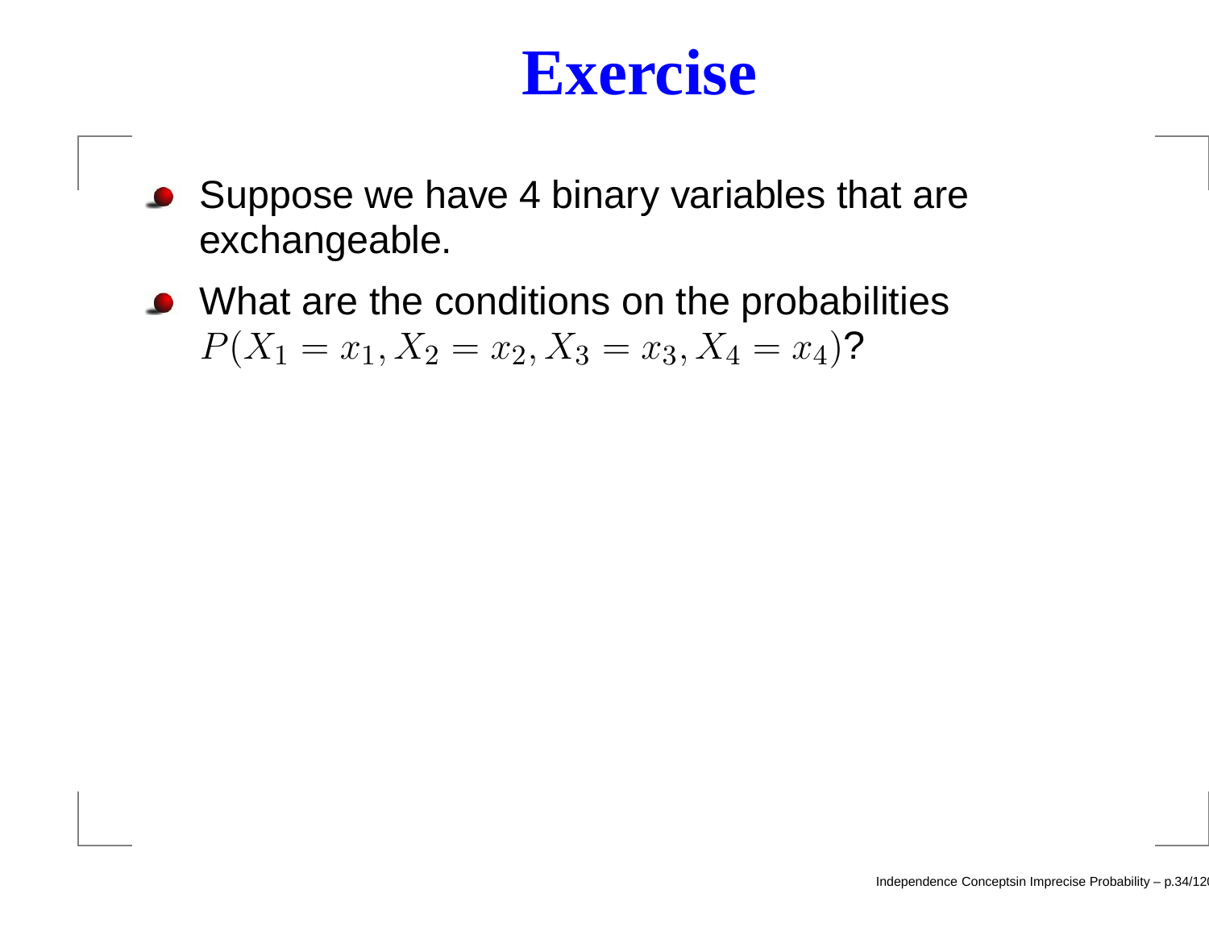# Exercise

- Suppose we have 4 binary variables that are exchangeable.
- What are the conditions on the probabilities $P(X_1 = x_1, X_2 = x_2, X_3 = x_3, X_4 = x_4)$?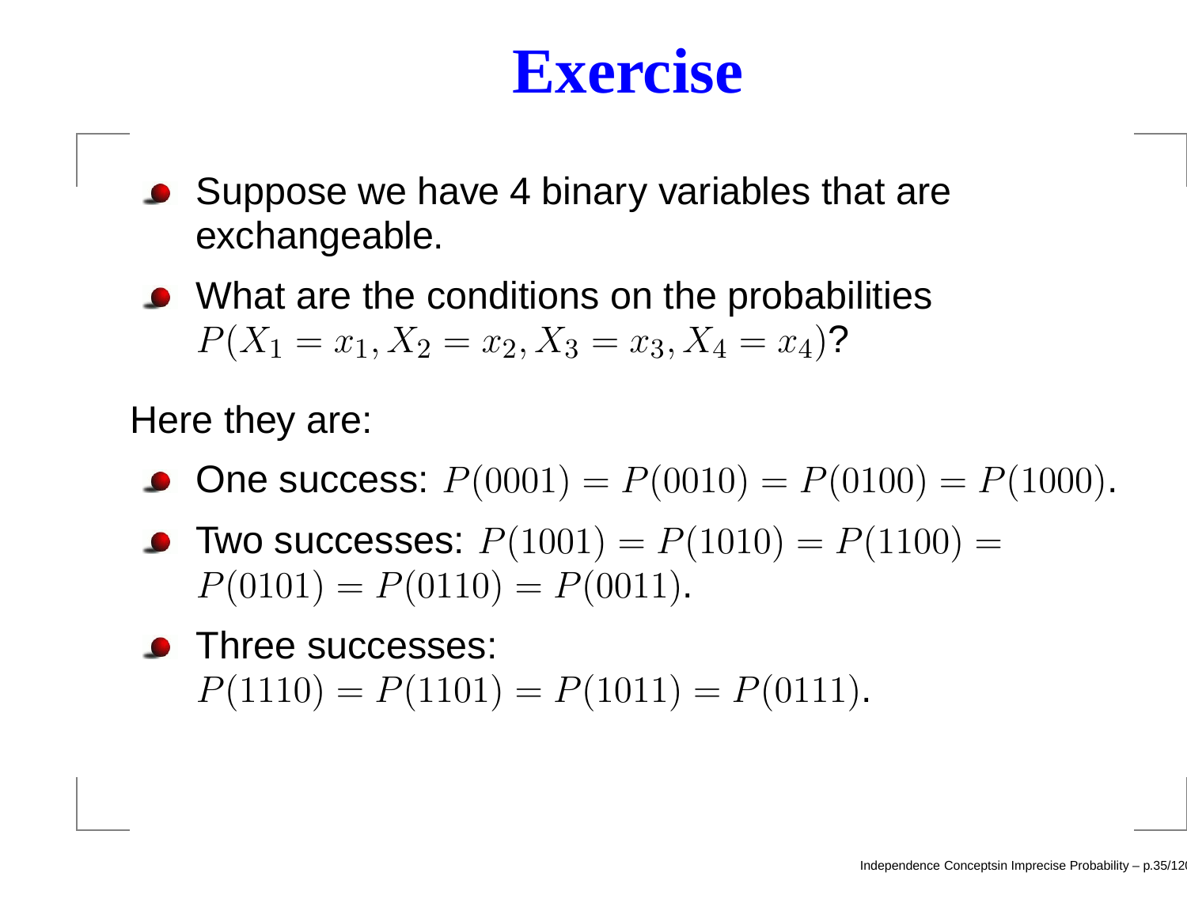# Exercise

- Suppose we have 4 binary variables that are exchangeable.
- What are the conditions on the probabilities $P(X_1 = x_1, X_2 = x_2, X_3 = x_3, X_4 = x_4)$?

Here they are:

- One success: $P(0001) = P(0010) = P(0100) = P(1000)$.
- Two successes: $P(1001) = P(1010) = P(1100) = P(0101) = P(0110) = P(0011)$.
- Three successes: $P(1110) = P(1101) = P(1011) = P(0111)$.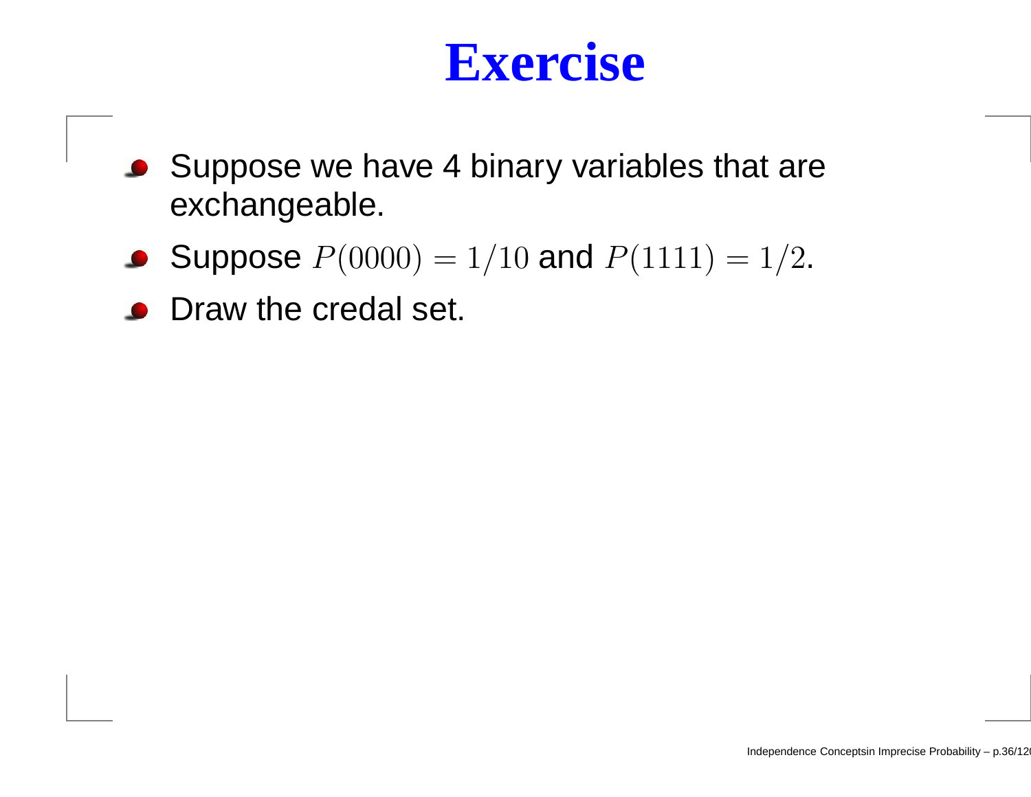# Exercise

- Suppose we have 4 binary variables that are exchangeable.
- Suppose $P(0000) = 1/10$ and $P(1111) = 1/2$.
- Draw the credal set.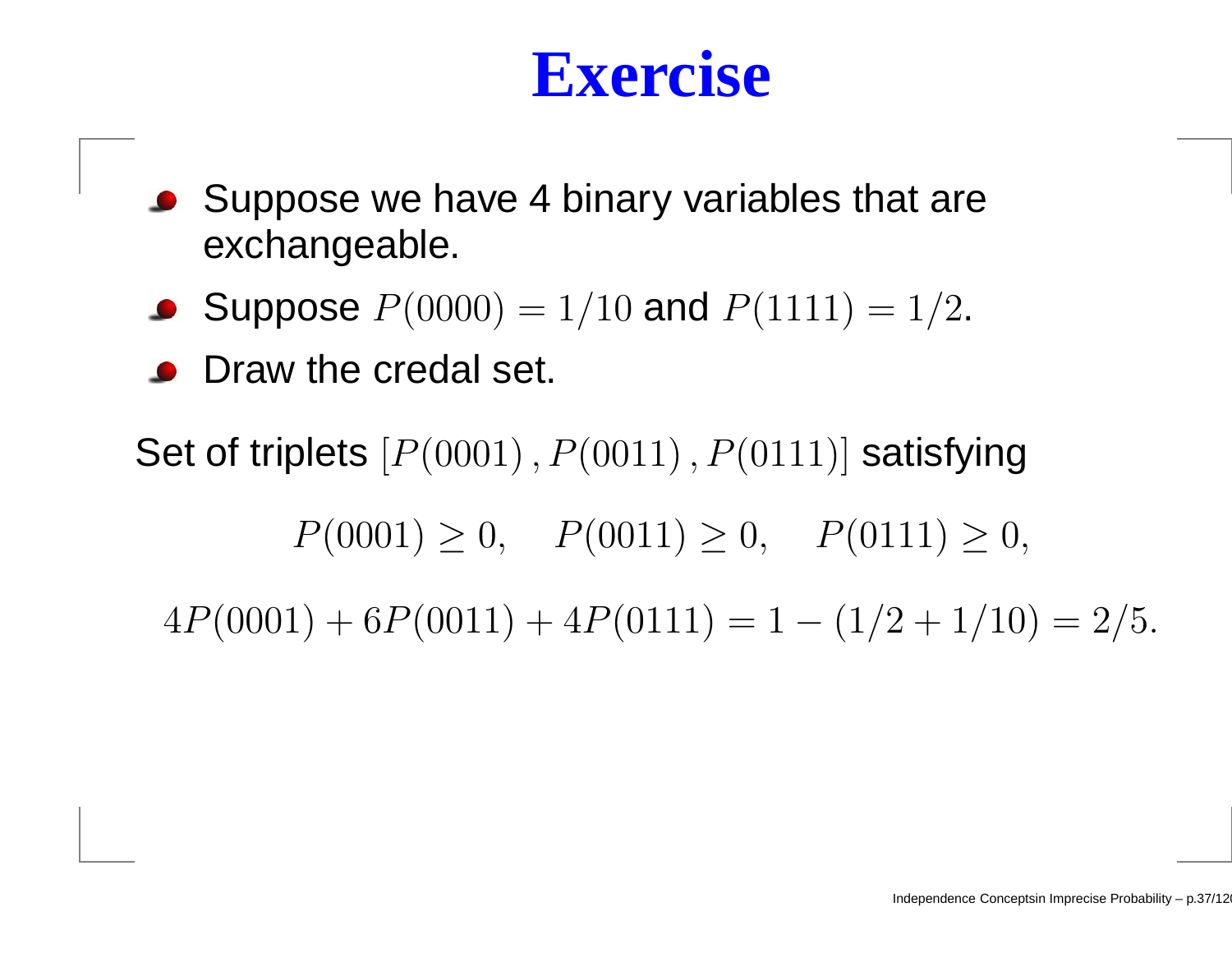# Exercise

- Suppose we have 4 binary variables that are exchangeable.
- Suppose $P(0000) = 1/10$ and $P(1111) = 1/2$.
- Draw the credal set.

Set of triplets $[P(0001)\,, P(0011)\,, P(0111)]$ satisfying

$$P(0001) \geq 0, \quad P(0011) \geq 0, \quad P(0111) \geq 0,$$

$$4P(0001) + 6P(0011) + 4P(0111) = 1 - (1/2 + 1/10) = 2/5.$$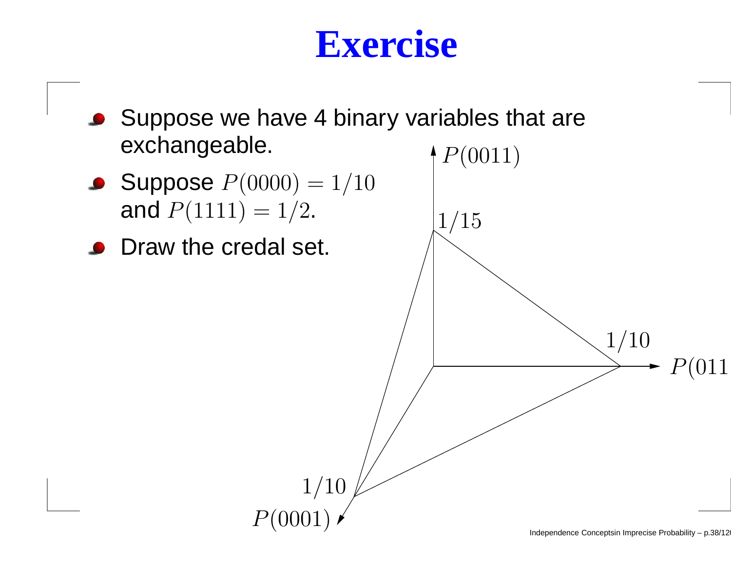# Exercise

- Suppose we have 4 binary variables that are exchangeable.
- Suppose $P(0000) = 1/10$ and $P(1111) = 1/2$.
- Draw the credal set.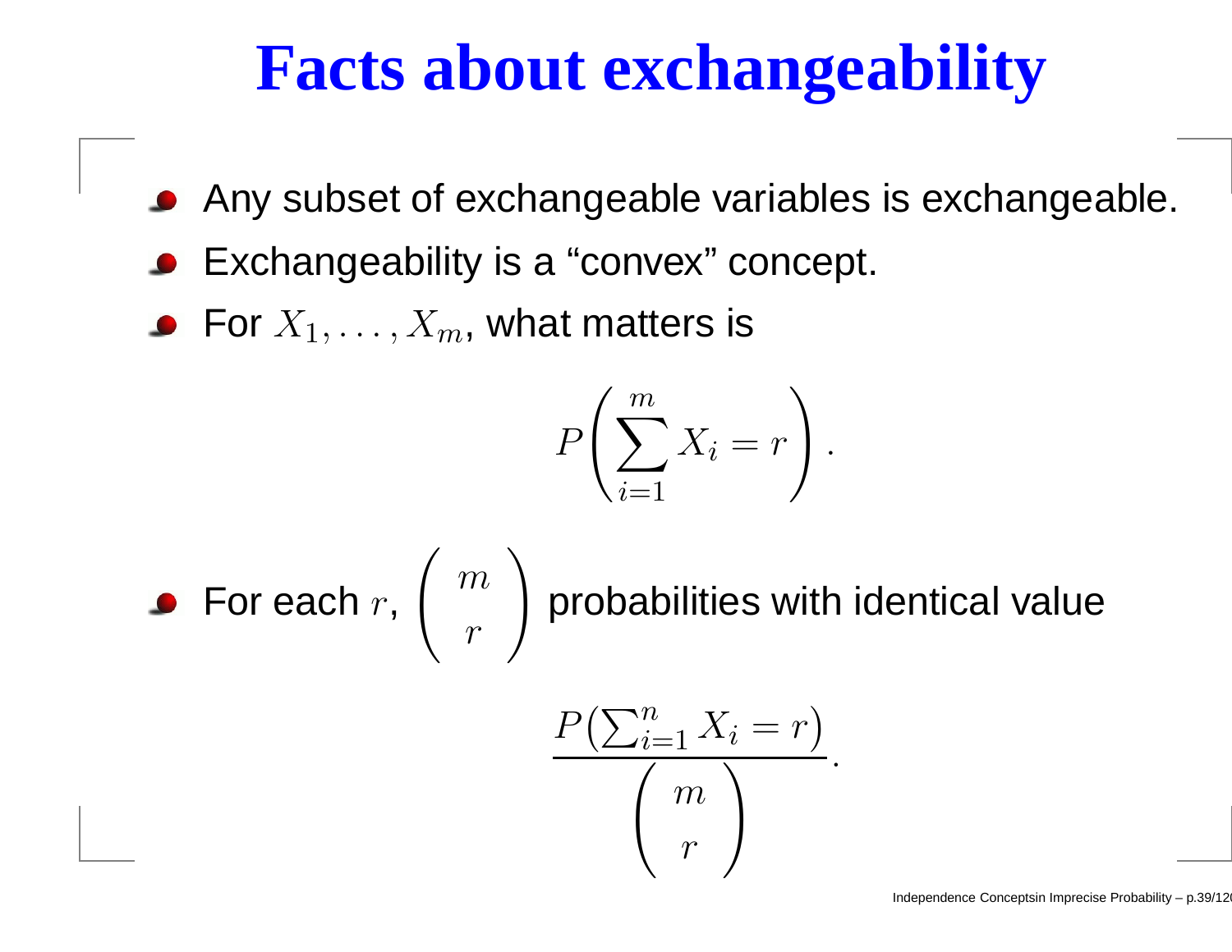# Facts about exchangeability

- Any subset of exchangeable variables is exchangeable.
- Exchangeability is a “convex” concept.
- For $X_1, \dots, X_m$, what matters is

$$P\left(\sum_{i=1}^{m} X_i = r\right).$$

- For each $r$, $\left(\begin{array}{c} m \\ r \end{array}\right)$ probabilities with identical value

$$\frac{P\left(\sum_{i=1}^{n} X_i = r\right)}{\left(\begin{array}{c} m \\ r \end{array}\right)}.$$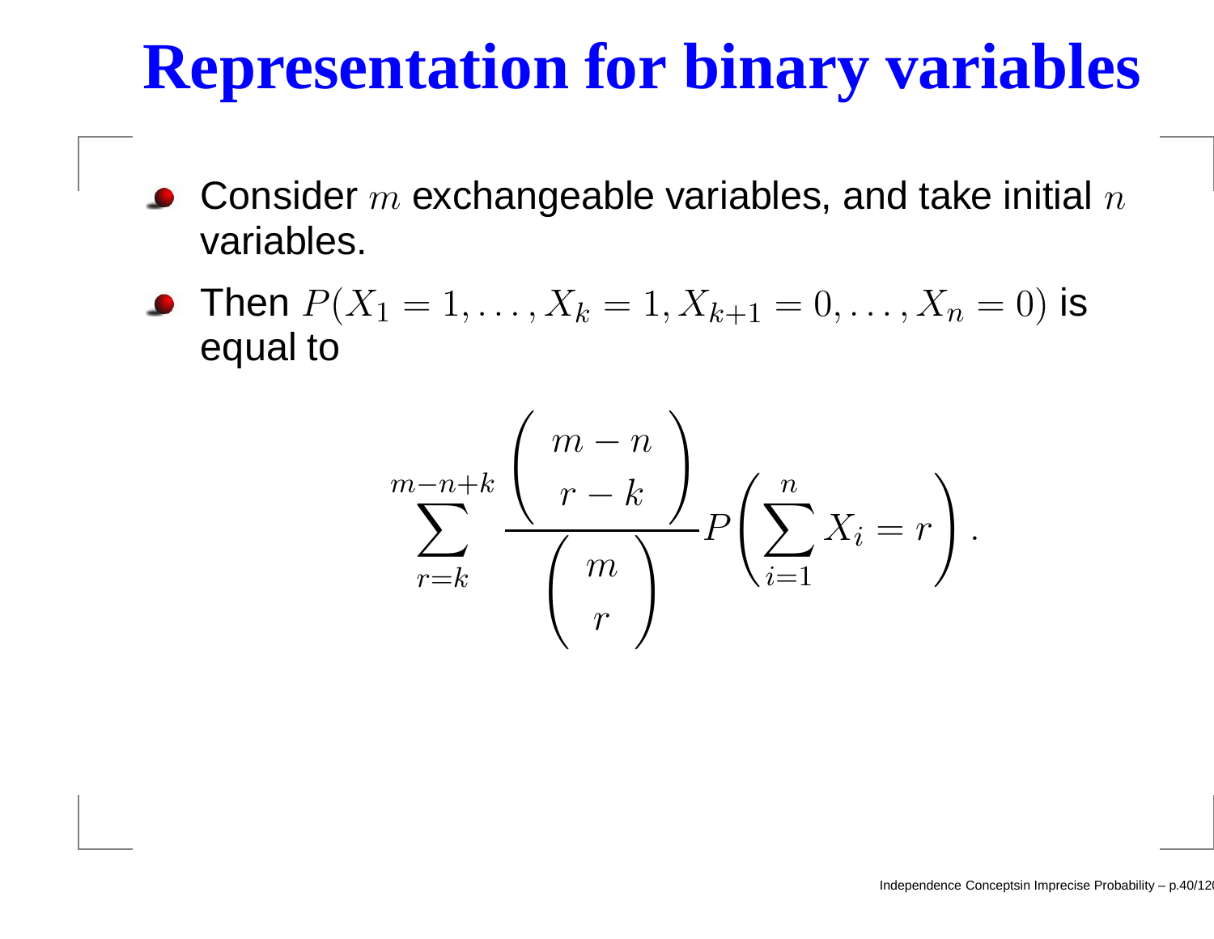# Representation for binary variables

- Consider $m$ exchangeable variables, and take initial $n$ variables.
- Then $P(X_1 = 1, \ldots, X_k = 1, X_{k+1} = 0, \ldots, X_n = 0)$ is equal to

$$\sum_{r=k}^{m-n+k} \frac{\binom{m-n}{r-k}}{\binom{m}{r}} P\left(\sum_{i=1}^{n} X_i = r\right).$$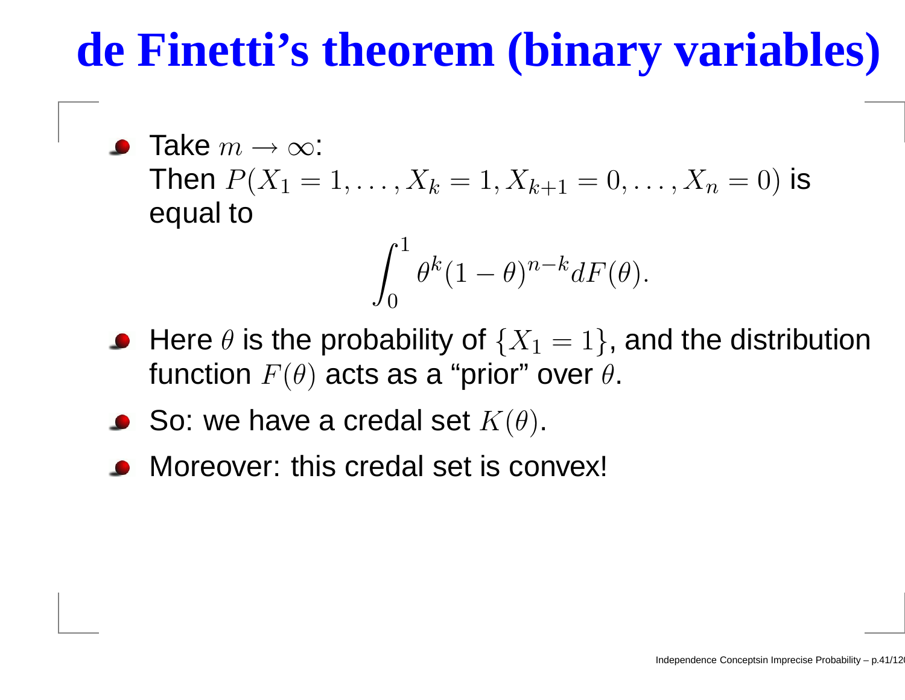# de Finetti's theorem (binary variables)

- Take $m \to \infty$:
  Then $P(X_1 = 1, \ldots, X_k = 1, X_{k+1} = 0, \ldots, X_n = 0)$ is equal to

$$\int_0^1 \theta^k (1-\theta)^{n-k} dF(\theta).$$

- Here $\theta$ is the probability of $\{X_1 = 1\}$, and the distribution function $F(\theta)$ acts as a "prior" over $\theta$.
- So: we have a credal set $K(\theta)$.
- Moreover: this credal set is convex!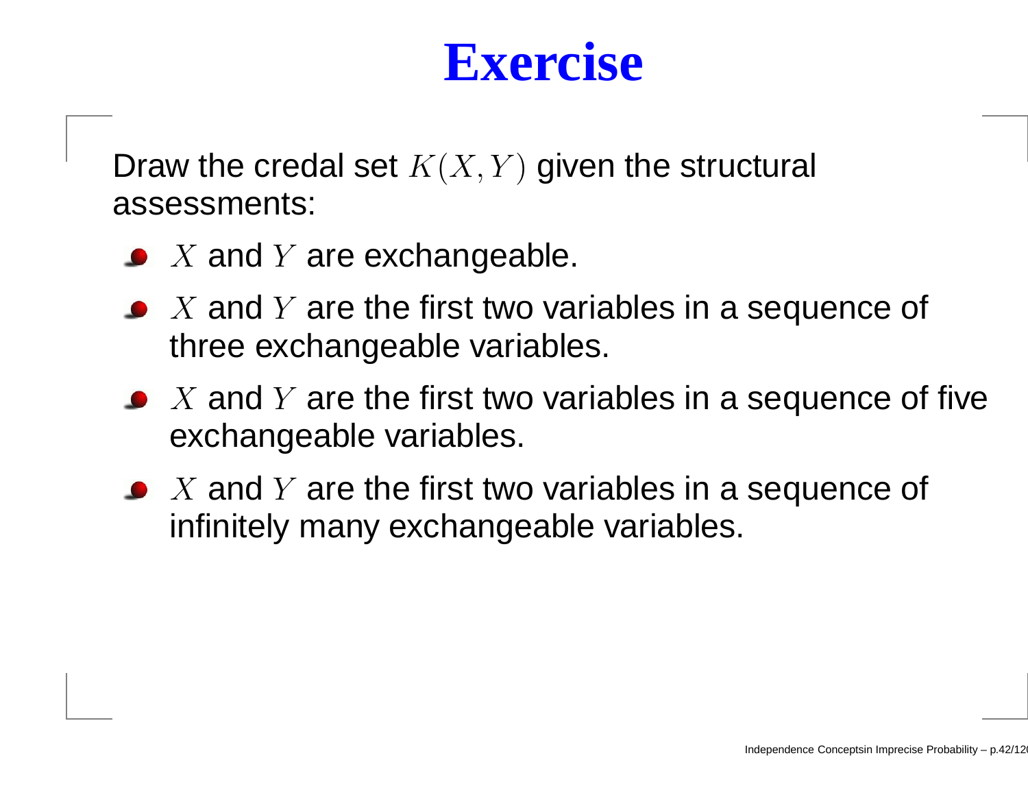# Exercise

Draw the credal set $K(X, Y)$ given the structural assessments:

- $X$ and $Y$ are exchangeable.
- $X$ and $Y$ are the first two variables in a sequence of three exchangeable variables.
- $X$ and $Y$ are the first two variables in a sequence of five exchangeable variables.
- $X$ and $Y$ are the first two variables in a sequence of infinitely many exchangeable variables.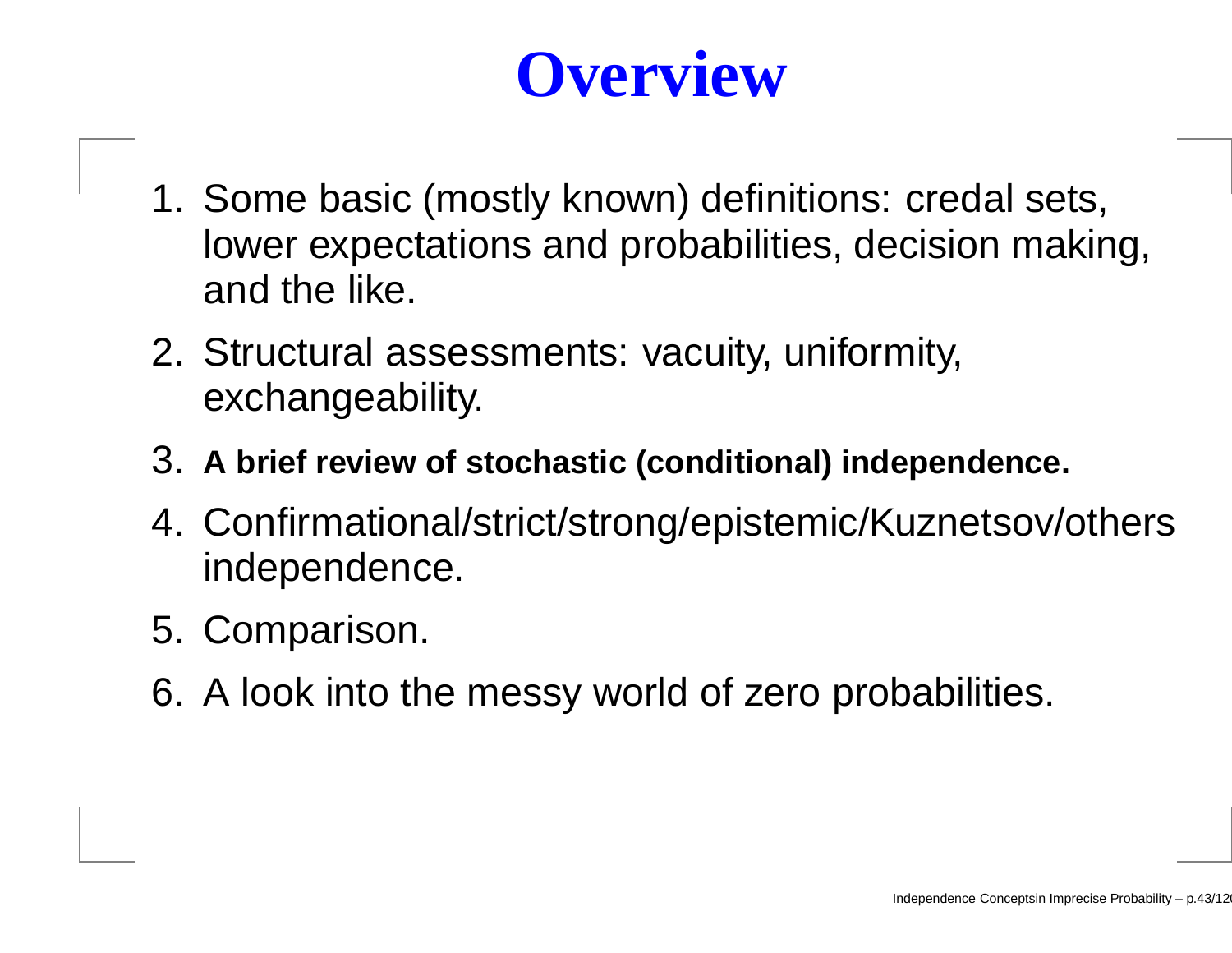# Overview

1. Some basic (mostly known) definitions: credal sets, lower expectations and probabilities, decision making, and the like.
2. Structural assessments: vacuity, uniformity, exchangeability.
3. **A brief review of stochastic (conditional) independence.**
4. Confirmational/strict/strong/epistemic/Kuznetsov/others independence.
5. Comparison.
6. A look into the messy world of zero probabilities.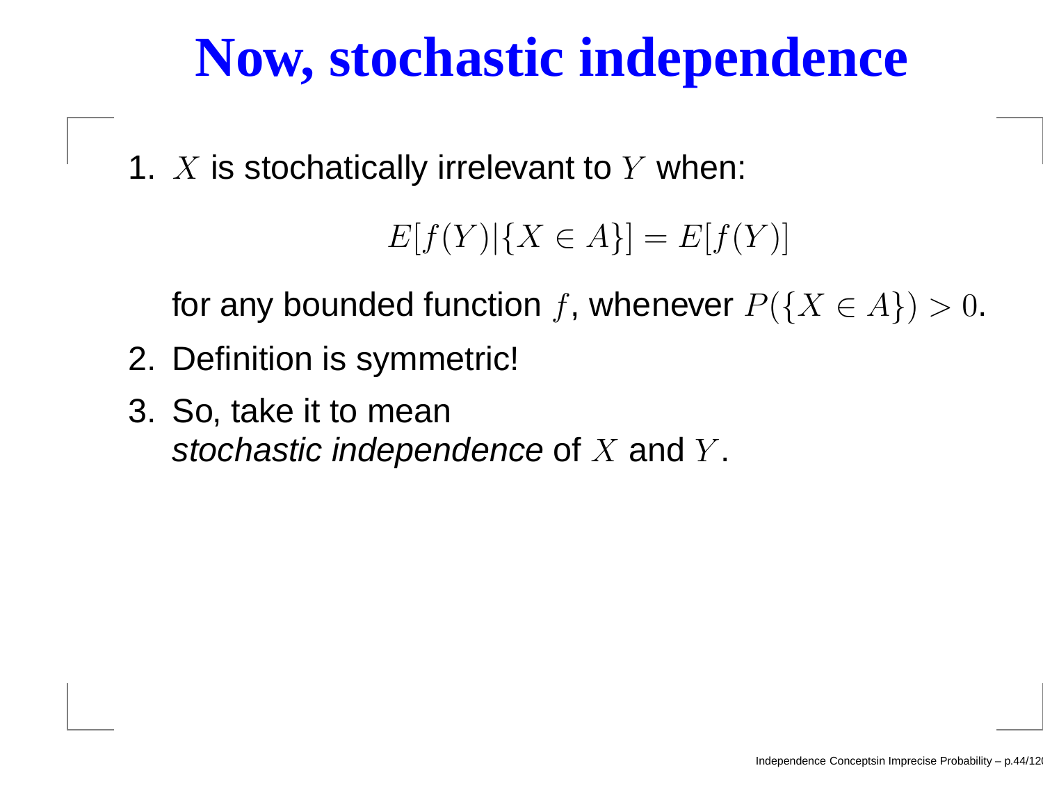# Now, stochastic independence

1. $X$ is stochatically irrelevant to $Y$ when:

   $$E[f(Y)|\{X \in A\}] = E[f(Y)]$$

   for any bounded function $f$, whenever $P(\{X \in A\}) > 0$.

2. Definition is symmetric!

3. So, take it to mean *stochastic independence* of $X$ and $Y$.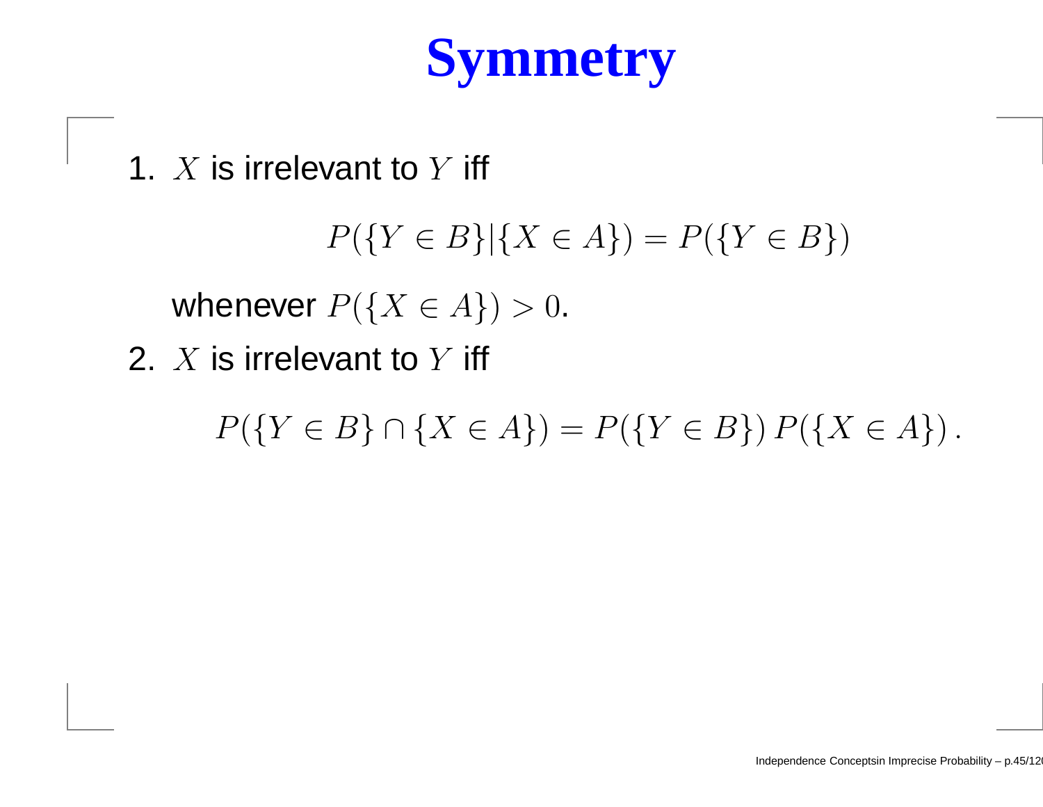# Symmetry

1. $X$ is irrelevant to $Y$ iff

$$P(\{Y \in B\}|\{X \in A\}) = P(\{Y \in B\})$$

   whenever $P(\{X \in A\}) > 0$.

2. $X$ is irrelevant to $Y$ iff

$$P(\{Y \in B\} \cap \{X \in A\}) = P(\{Y \in B\})\, P(\{X \in A\})\,.$$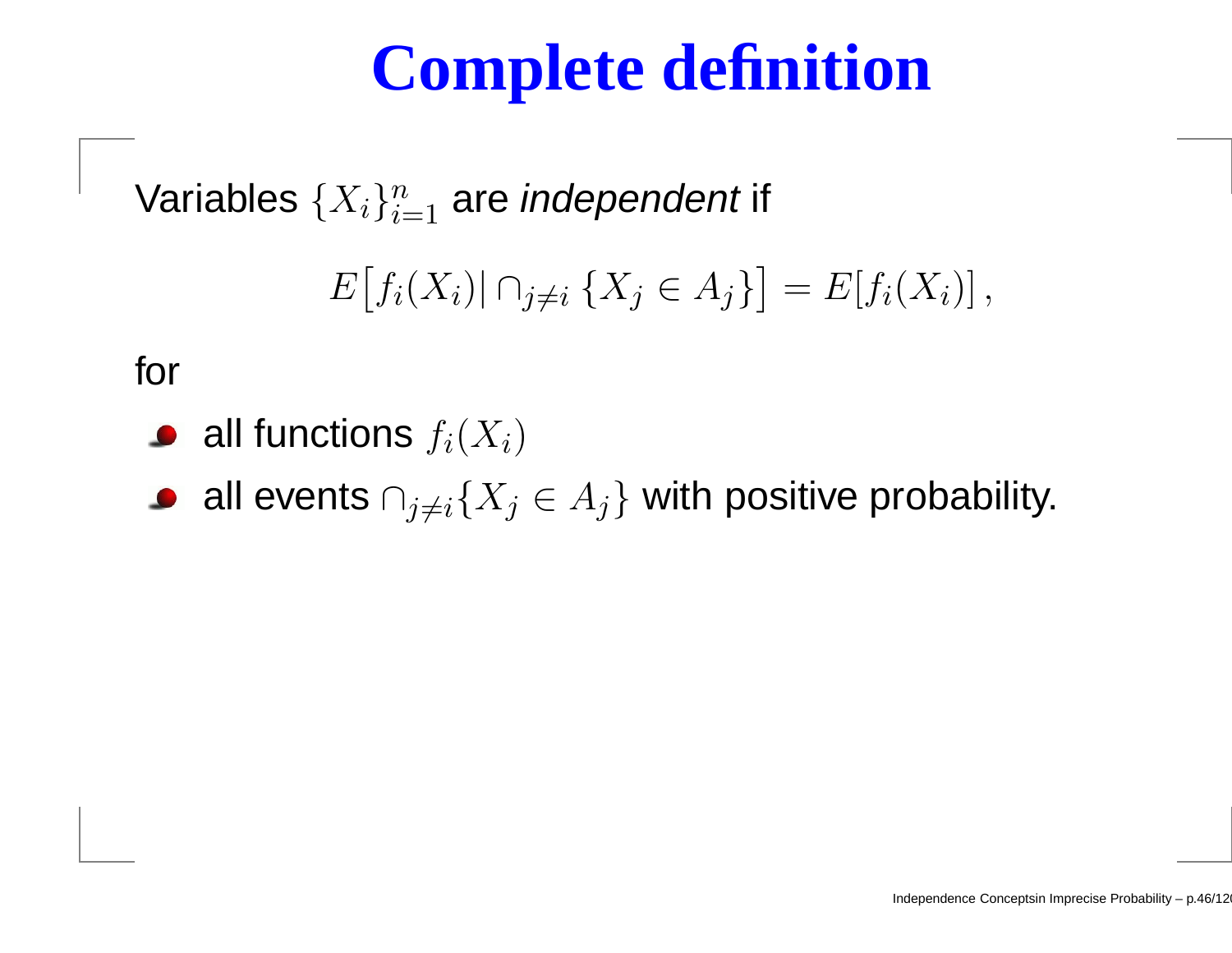# Complete definition

Variables $\{X_i\}_{i=1}^n$ are *independent* if

$$E\big[f_i(X_i)|\cap_{j\neq i}\{X_j \in A_j\}\big] = E[f_i(X_i)],$$

for

- all functions $f_i(X_i)$
- all events $\cap_{j\neq i}\{X_j \in A_j\}$ with positive probability.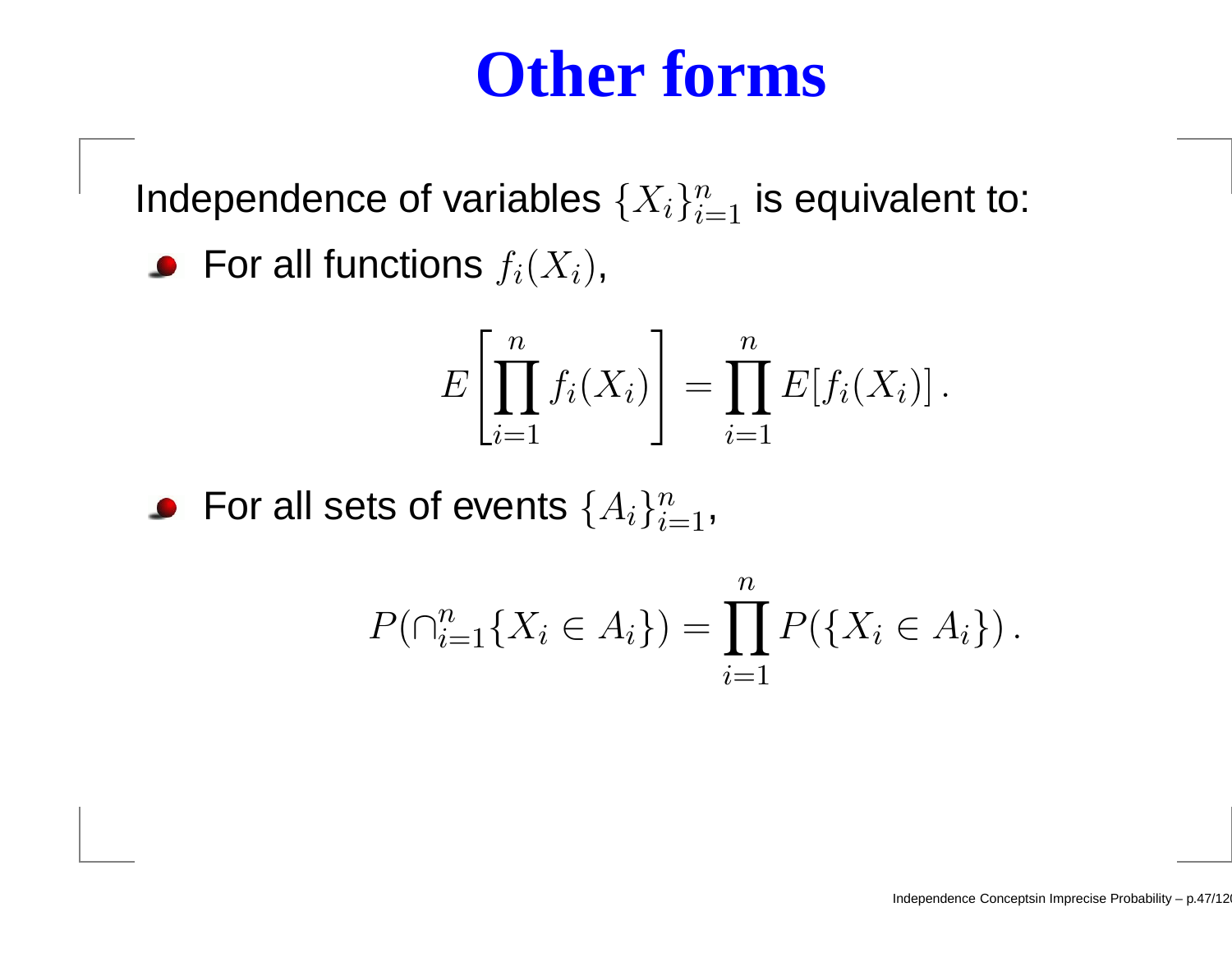# Other forms

Independence of variables $\{X_i\}_{i=1}^n$ is equivalent to:

- For all functions $f_i(X_i)$,

$$E\left[\prod_{i=1}^{n} f_i(X_i)\right] = \prod_{i=1}^{n} E[f_i(X_i)] \, .$$

- For all sets of events $\{A_i\}_{i=1}^n$,

$$P(\cap_{i=1}^{n}\{X_i \in A_i\}) = \prod_{i=1}^{n} P(\{X_i \in A_i\}) \, .$$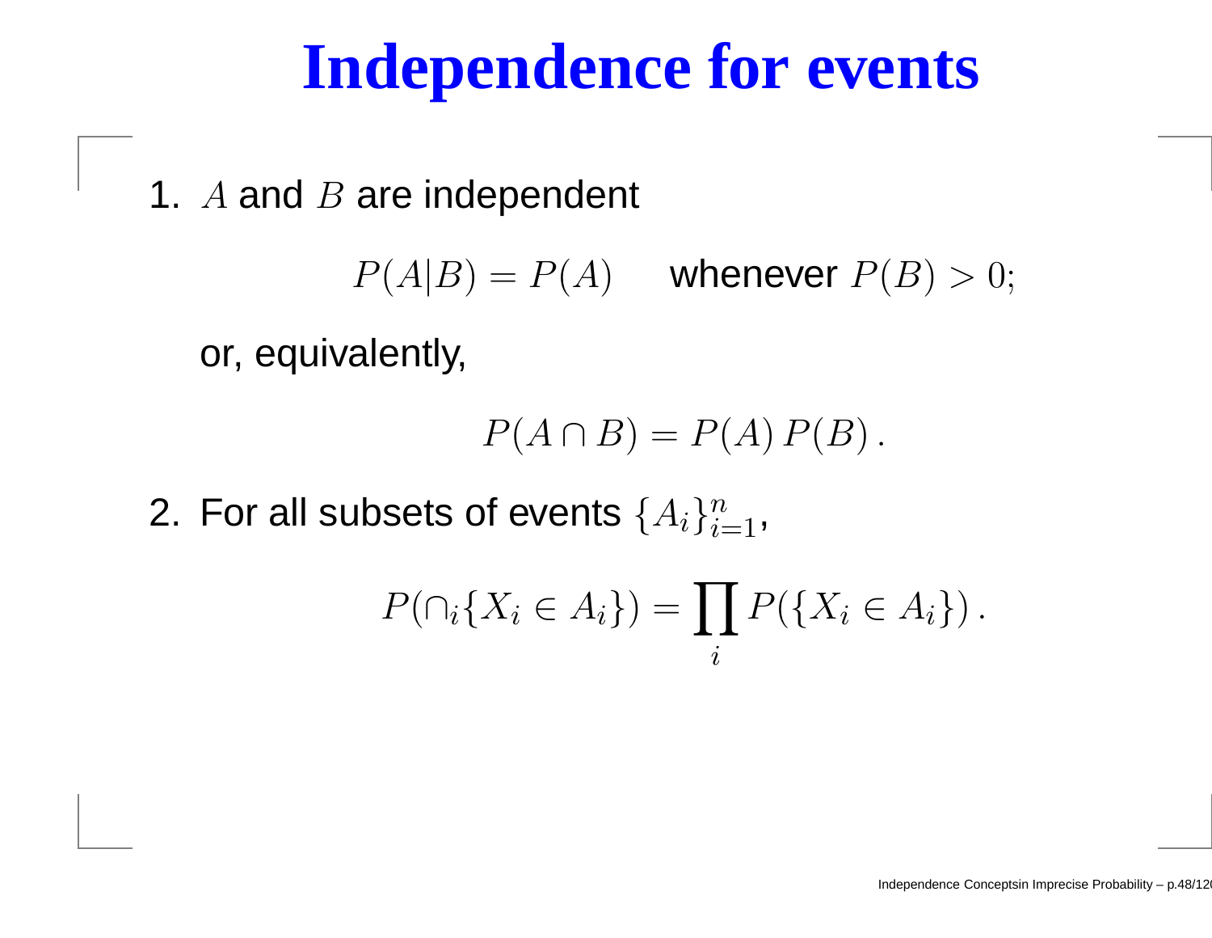# Independence for events

1. $A$ and $B$ are independent

$$P(A|B) = P(A) \qquad \text{whenever } P(B) > 0;$$

   or, equivalently,

$$P(A \cap B) = P(A)\, P(B)\,.$$

2. For all subsets of events $\{A_i\}_{i=1}^n$,

$$P(\cap_i \{X_i \in A_i\}) = \prod_i P(\{X_i \in A_i\})\,.$$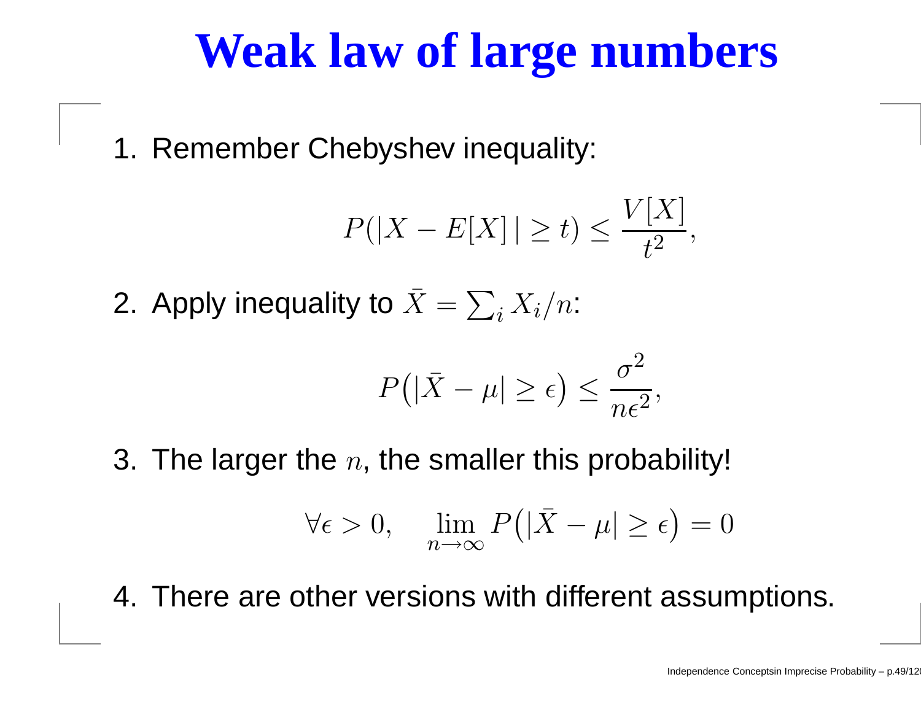# Weak law of large numbers

1. Remember Chebyshev inequality:

$$P(|X - E[X]\,| \geq t) \leq \frac{V[X]}{t^2},$$

2. Apply inequality to $\bar{X} = \sum_i X_i / n$:

$$P\big(|\bar{X} - \mu| \geq \epsilon\big) \leq \frac{\sigma^2}{n\epsilon^2},$$

3. The larger the $n$, the smaller this probability!

$$\forall \epsilon > 0, \quad \lim_{n \to \infty} P\big(|\bar{X} - \mu| \geq \epsilon\big) = 0$$

4. There are other versions with different assumptions.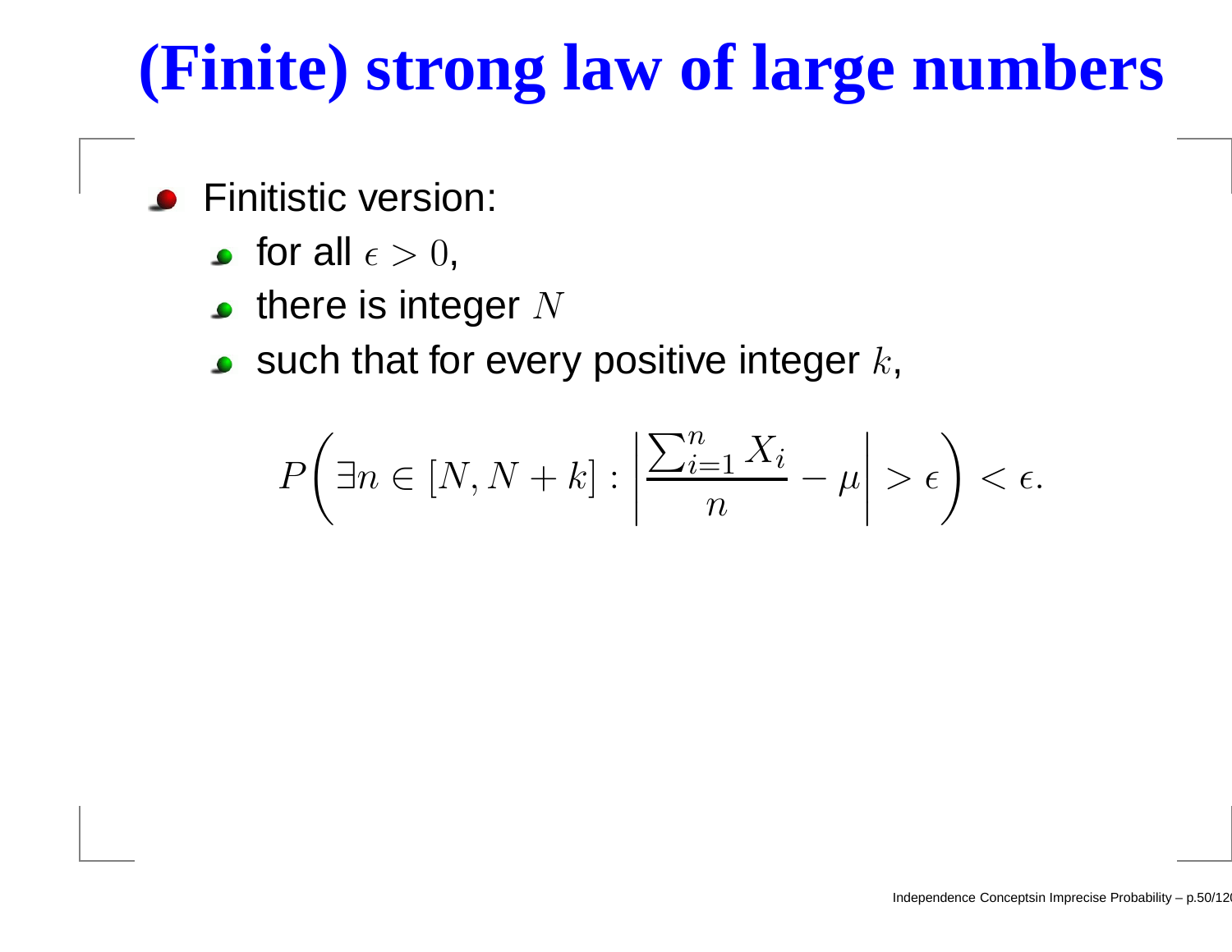# (Finite) strong law of large numbers

- Finitistic version:
  - for all $\epsilon > 0$,
  - there is integer $N$
  - such that for every positive integer $k$,

$$P\left(\exists n \in [N, N+k] : \left|\frac{\sum_{i=1}^{n} X_i}{n} - \mu\right| > \epsilon\right) < \epsilon.$$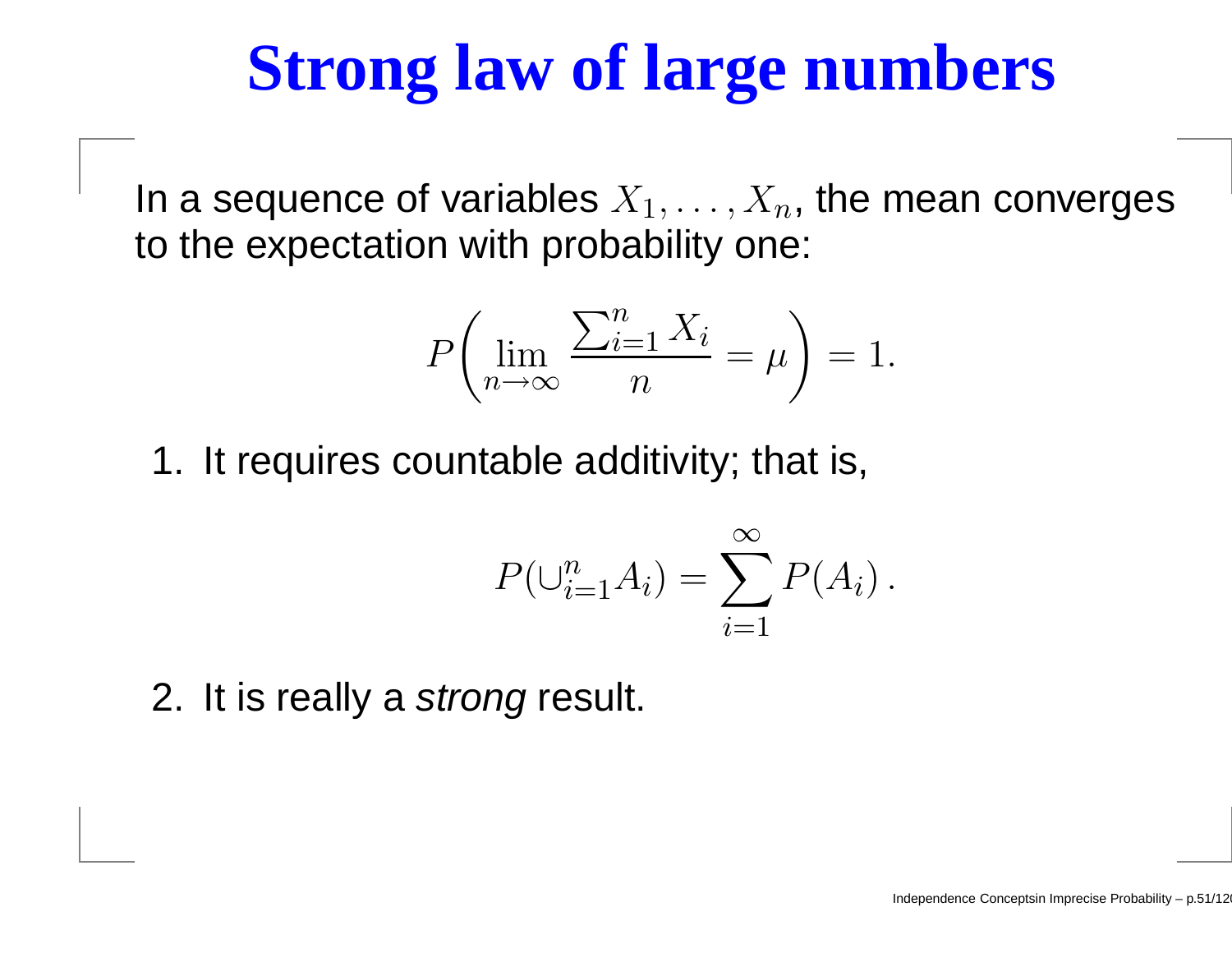# Strong law of large numbers

In a sequence of variables $X_1, \ldots, X_n$, the mean converges to the expectation with probability one:

$$P\left(\lim_{n \to \infty} \frac{\sum_{i=1}^{n} X_i}{n} = \mu\right) = 1.$$

1. It requires countable additivity; that is,

$$P(\cup_{i=1}^{n} A_i) = \sum_{i=1}^{\infty} P(A_i)\,.$$

2. It is really a *strong* result.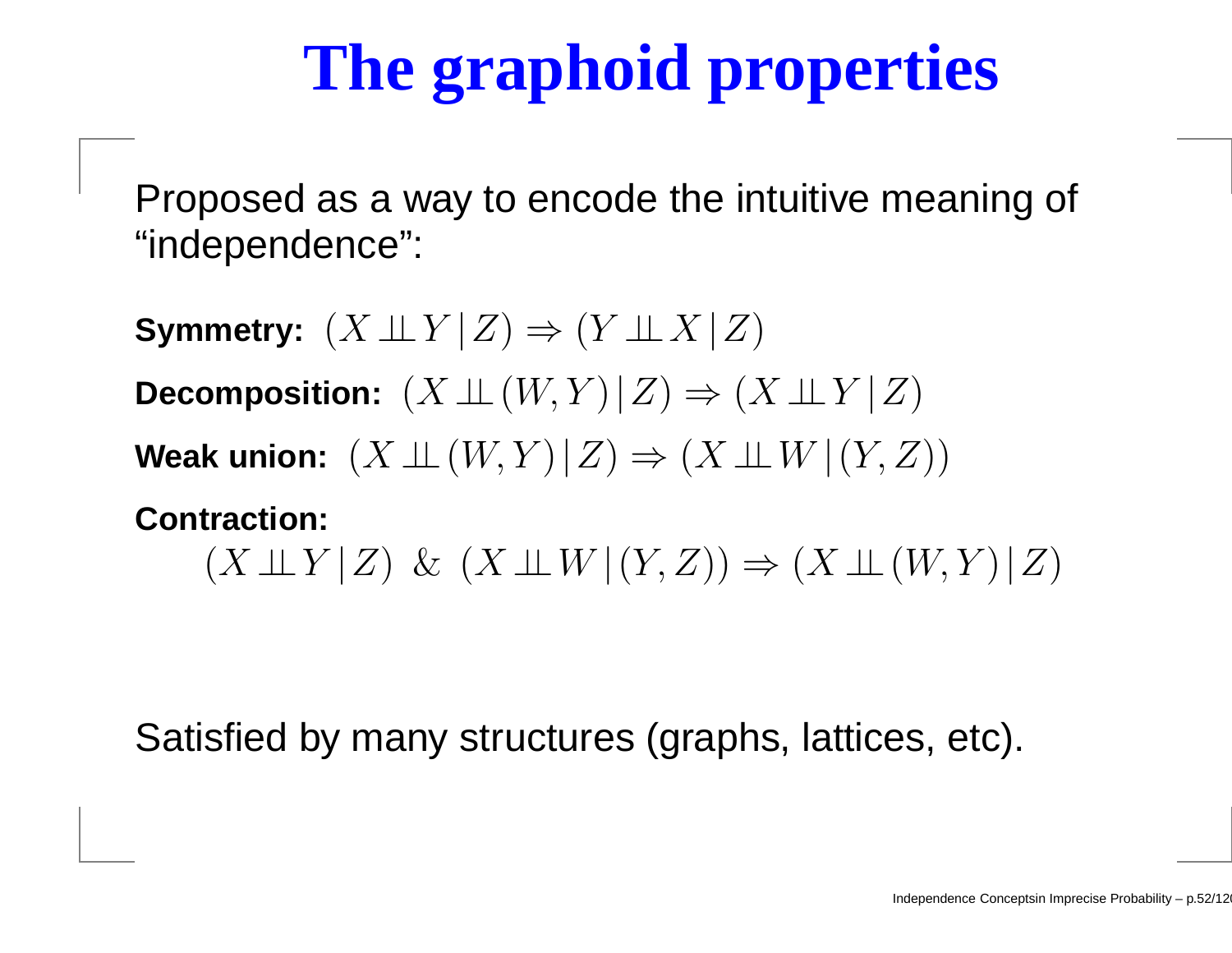# The graphoid properties

Proposed as a way to encode the intuitive meaning of "independence":

**Symmetry:** $(X \perp\!\!\!\perp Y \,|\, Z) \Rightarrow (Y \perp\!\!\!\perp X \,|\, Z)$

**Decomposition:** $(X \perp\!\!\!\perp (W, Y) \,|\, Z) \Rightarrow (X \perp\!\!\!\perp Y \,|\, Z)$

**Weak union:** $(X \perp\!\!\!\perp (W, Y) \,|\, Z) \Rightarrow (X \perp\!\!\!\perp W \,|\, (Y, Z))$

**Contraction:**

$$(X \perp\!\!\!\perp Y \,|\, Z) \;\&\; (X \perp\!\!\!\perp W \,|\, (Y, Z)) \Rightarrow (X \perp\!\!\!\perp (W, Y) \,|\, Z)$$

Satisfied by many structures (graphs, lattices, etc).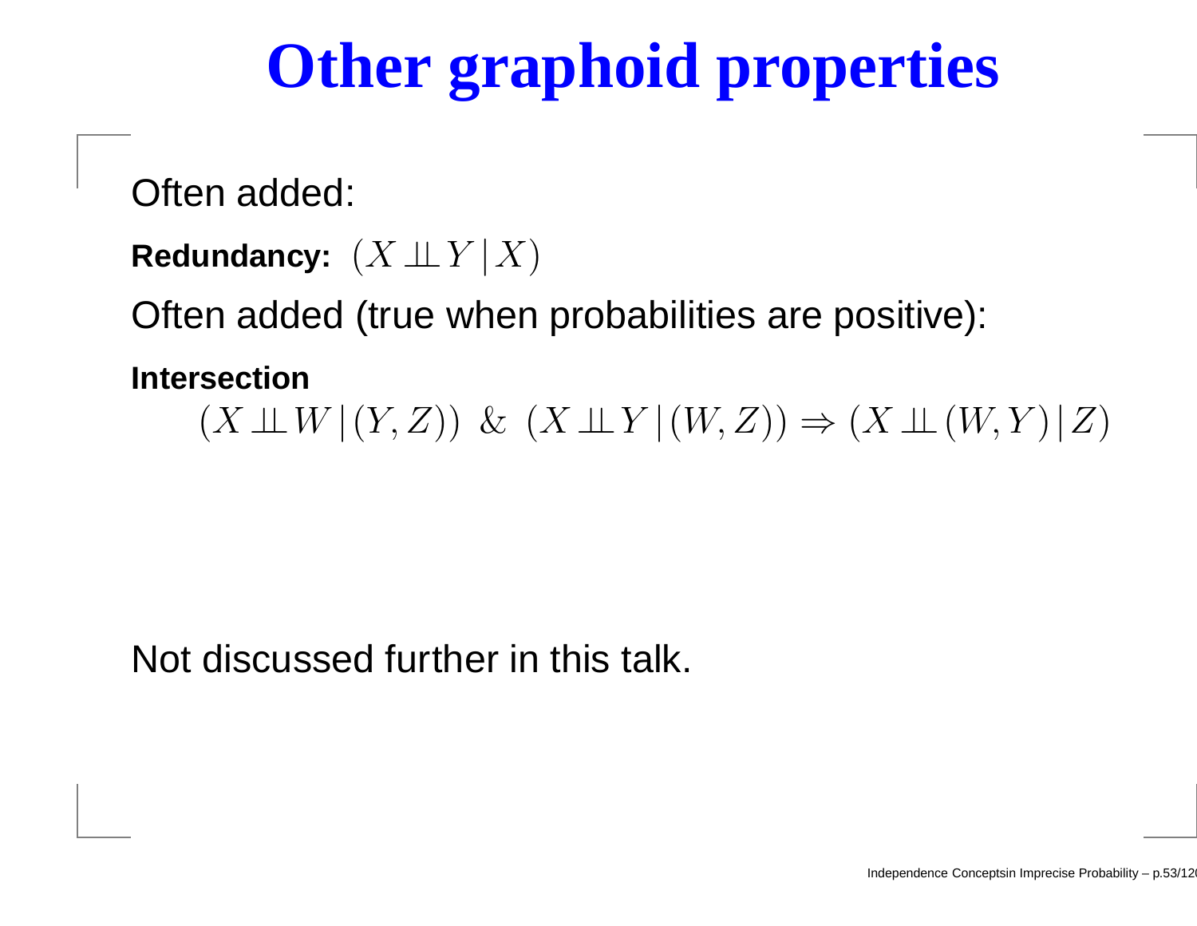# Other graphoid properties

Often added:

**Redundancy:** $(X \perp\!\!\!\perp Y \,|\, X)$

Often added (true when probabilities are positive):

**Intersection**

$$(X \perp\!\!\!\perp W \,|\, (Y, Z)) \ \& \ (X \perp\!\!\!\perp Y \,|\, (W, Z)) \Rightarrow (X \perp\!\!\!\perp (W, Y) \,|\, Z)$$

Not discussed further in this talk.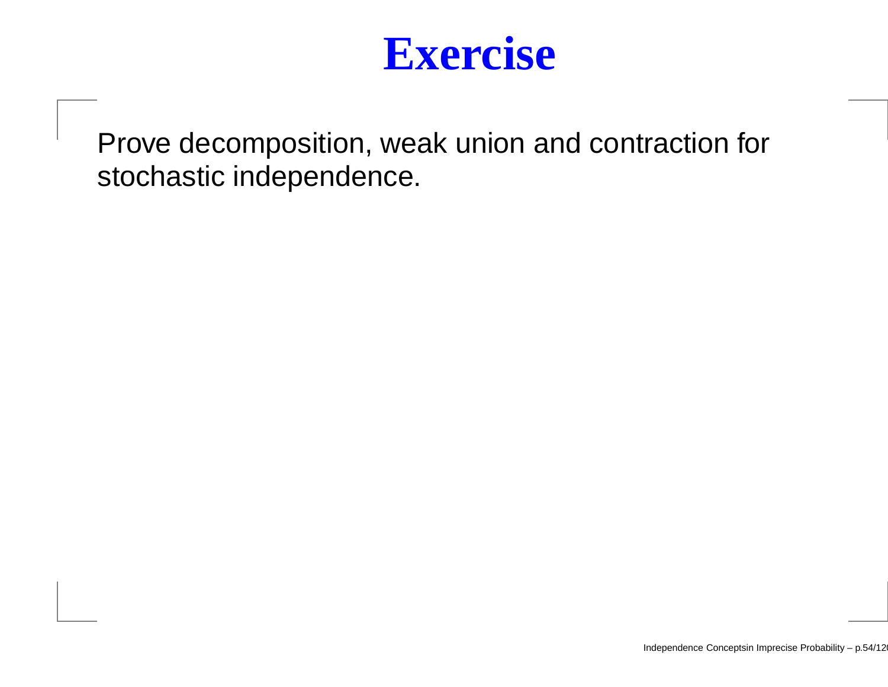# Exercise

Prove decomposition, weak union and contraction for stochastic independence.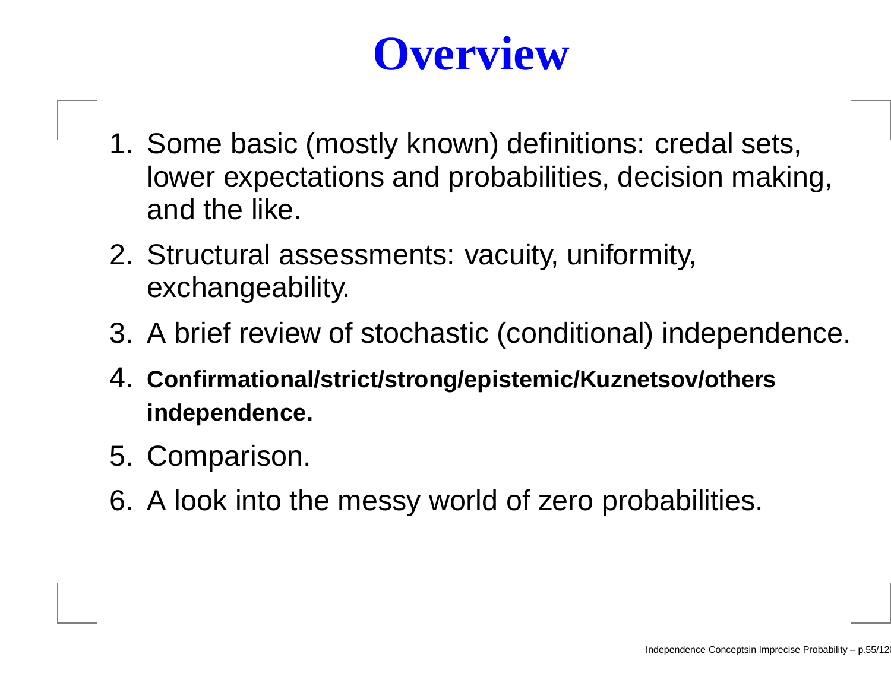# Overview

1. Some basic (mostly known) definitions: credal sets, lower expectations and probabilities, decision making, and the like.
2. Structural assessments: vacuity, uniformity, exchangeability.
3. A brief review of stochastic (conditional) independence.
4. **Confirmational/strict/strong/epistemic/Kuznetsov/others independence.**
5. Comparison.
6. A look into the messy world of zero probabilities.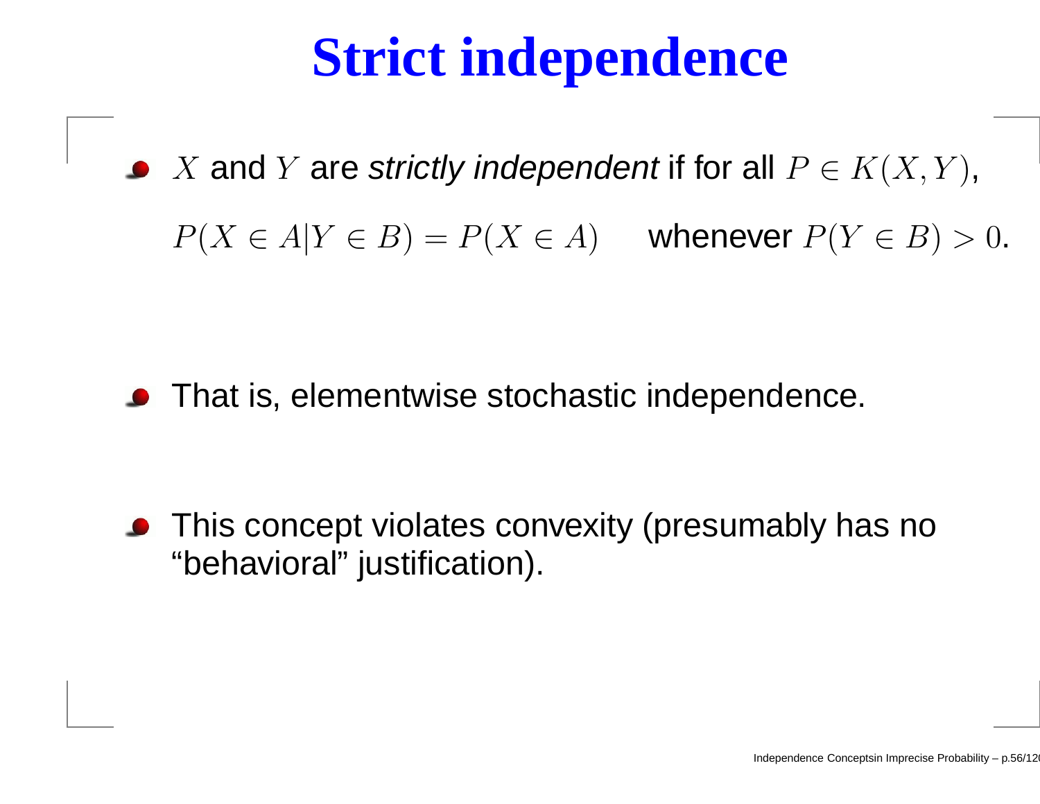# Strict independence

- $X$ and $Y$ are *strictly independent* if for all $P \in K(X, Y)$,

  $P(X \in A | Y \in B) = P(X \in A)$ whenever $P(Y \in B) > 0$.

- That is, elementwise stochastic independence.

- This concept violates convexity (presumably has no "behavioral" justification).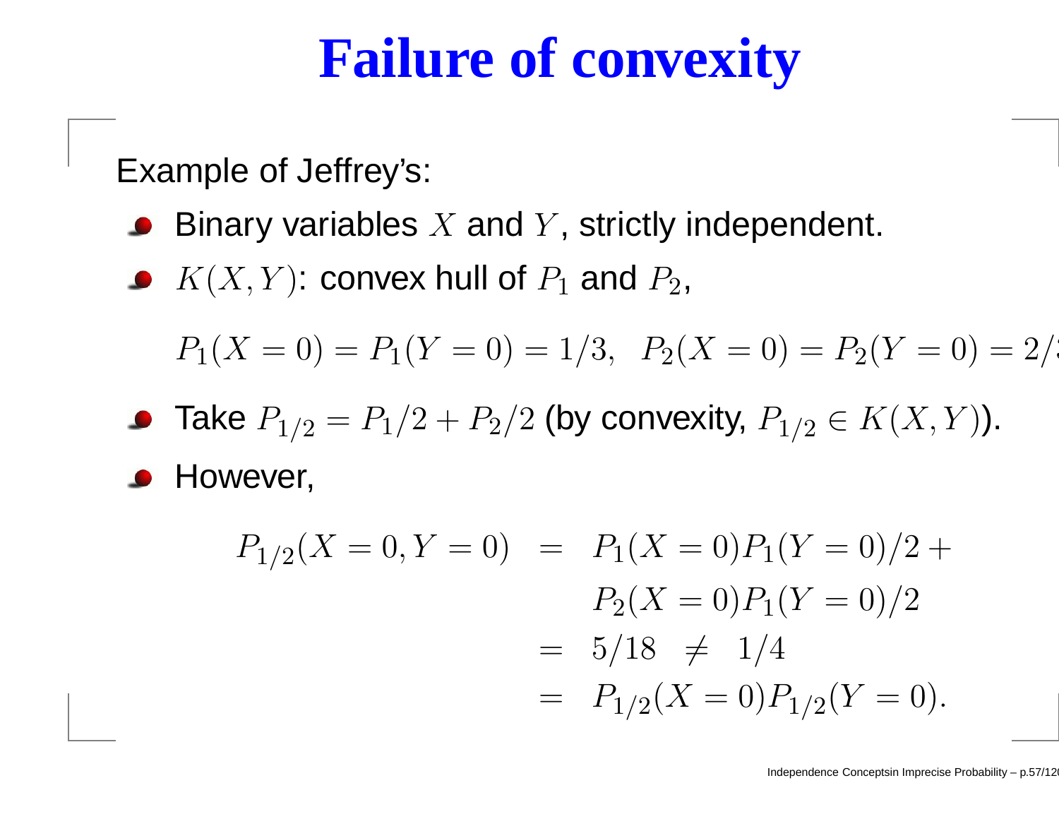# Failure of convexity

Example of Jeffrey's:

- Binary variables $X$ and $Y$, strictly independent.
- $K(X, Y)$: convex hull of $P_1$ and $P_2$,

  $$P_1(X = 0) = P_1(Y = 0) = 1/3, \quad P_2(X = 0) = P_2(Y = 0) = 2/3$$

- Take $P_{1/2} = P_1/2 + P_2/2$ (by convexity, $P_{1/2} \in K(X, Y)$).
- However,

$$\begin{aligned}
P_{1/2}(X = 0, Y = 0) &= P_1(X = 0)P_1(Y = 0)/2 + \\
&\quad\; P_2(X = 0)P_1(Y = 0)/2 \\
&= 5/18 \;\; \neq \;\; 1/4 \\
&= P_{1/2}(X = 0)P_{1/2}(Y = 0).
\end{aligned}$$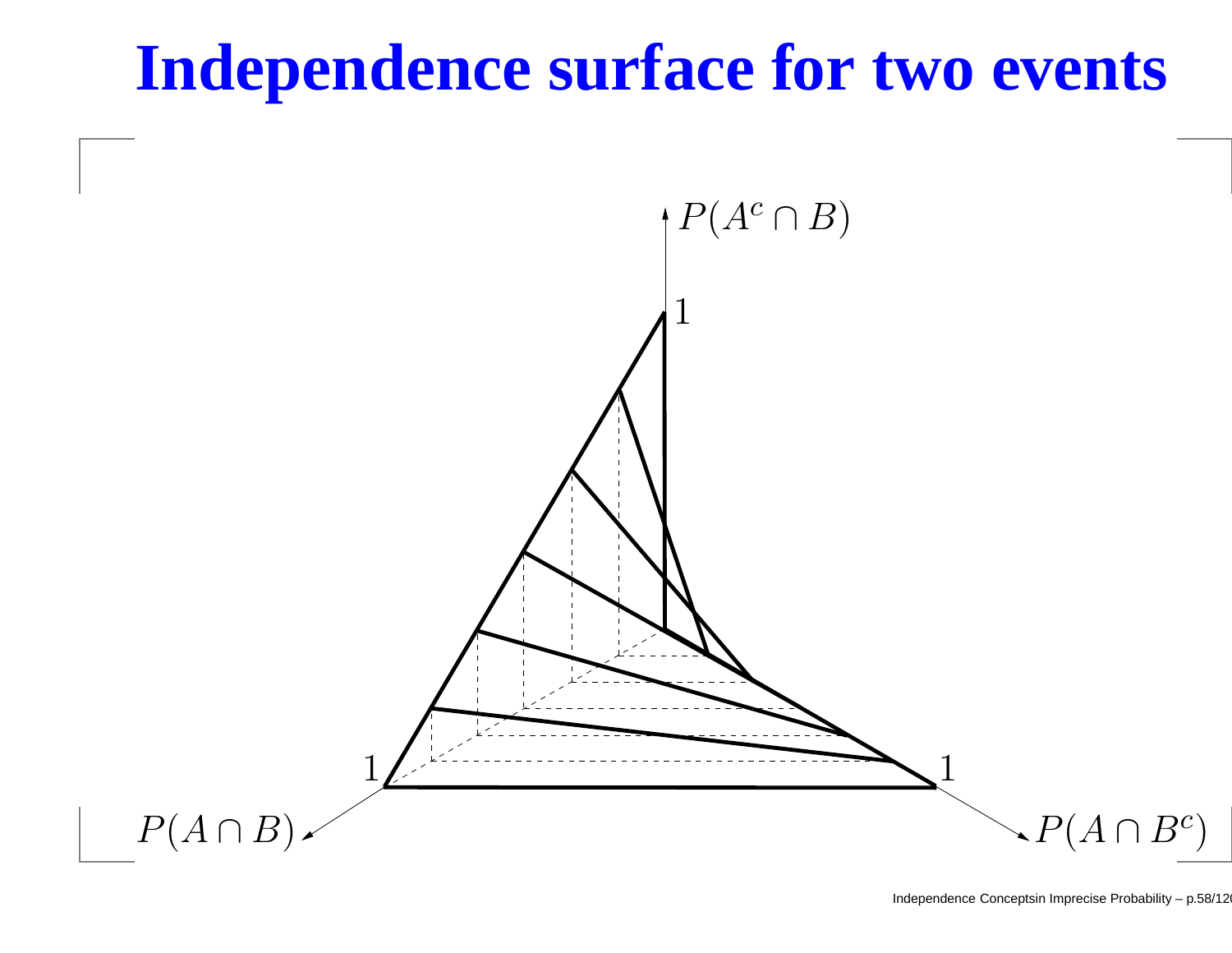# Independence surface for two events

$P(A^c \cap B)$

1

1

1

$P(A \cap B)$

$P(A \cap B^c)$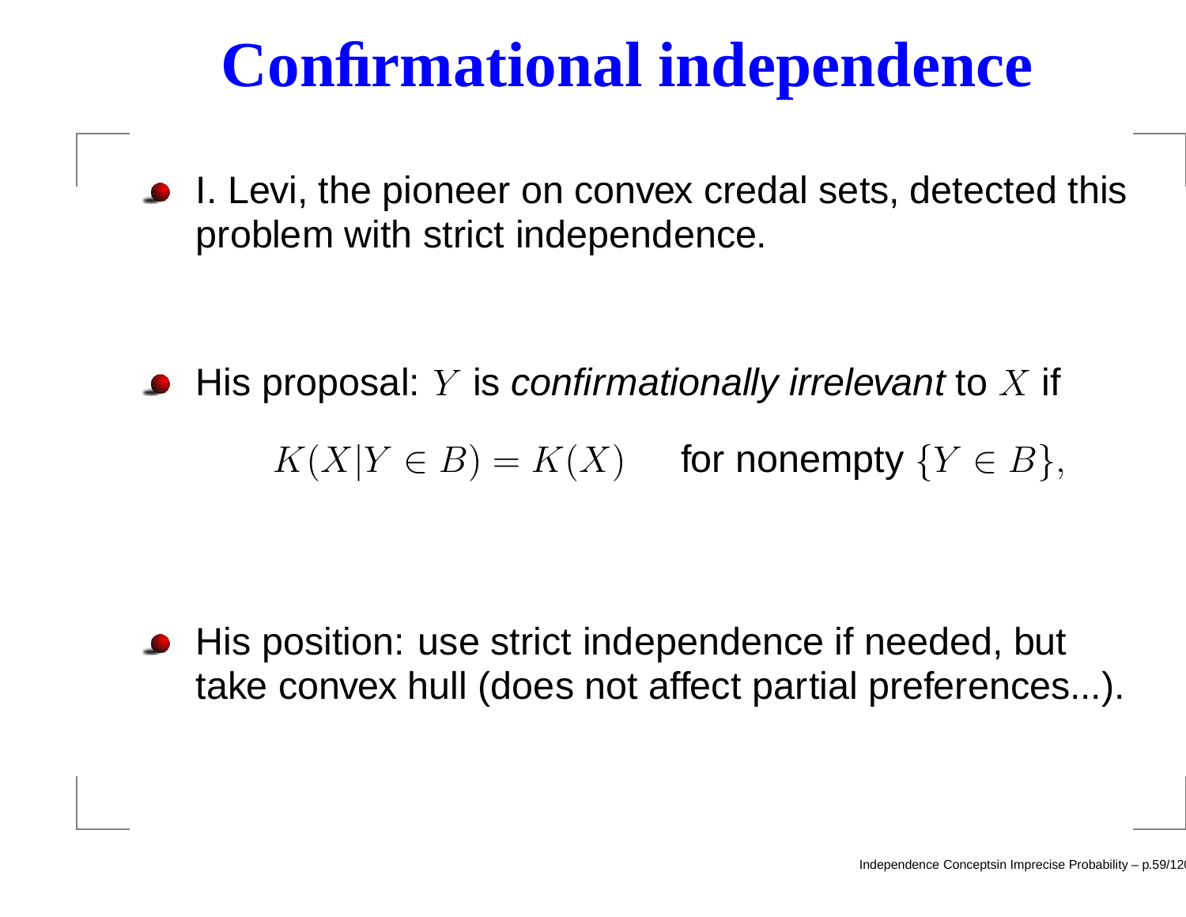# Confirmational independence

- I. Levi, the pioneer on convex credal sets, detected this problem with strict independence.

- His proposal: $Y$ is *confirmationally irrelevant* to $X$ if

$$K(X|Y \in B) = K(X) \quad \text{for nonempty } \{Y \in B\},$$

- His position: use strict independence if needed, but take convex hull (does not affect partial preferences...).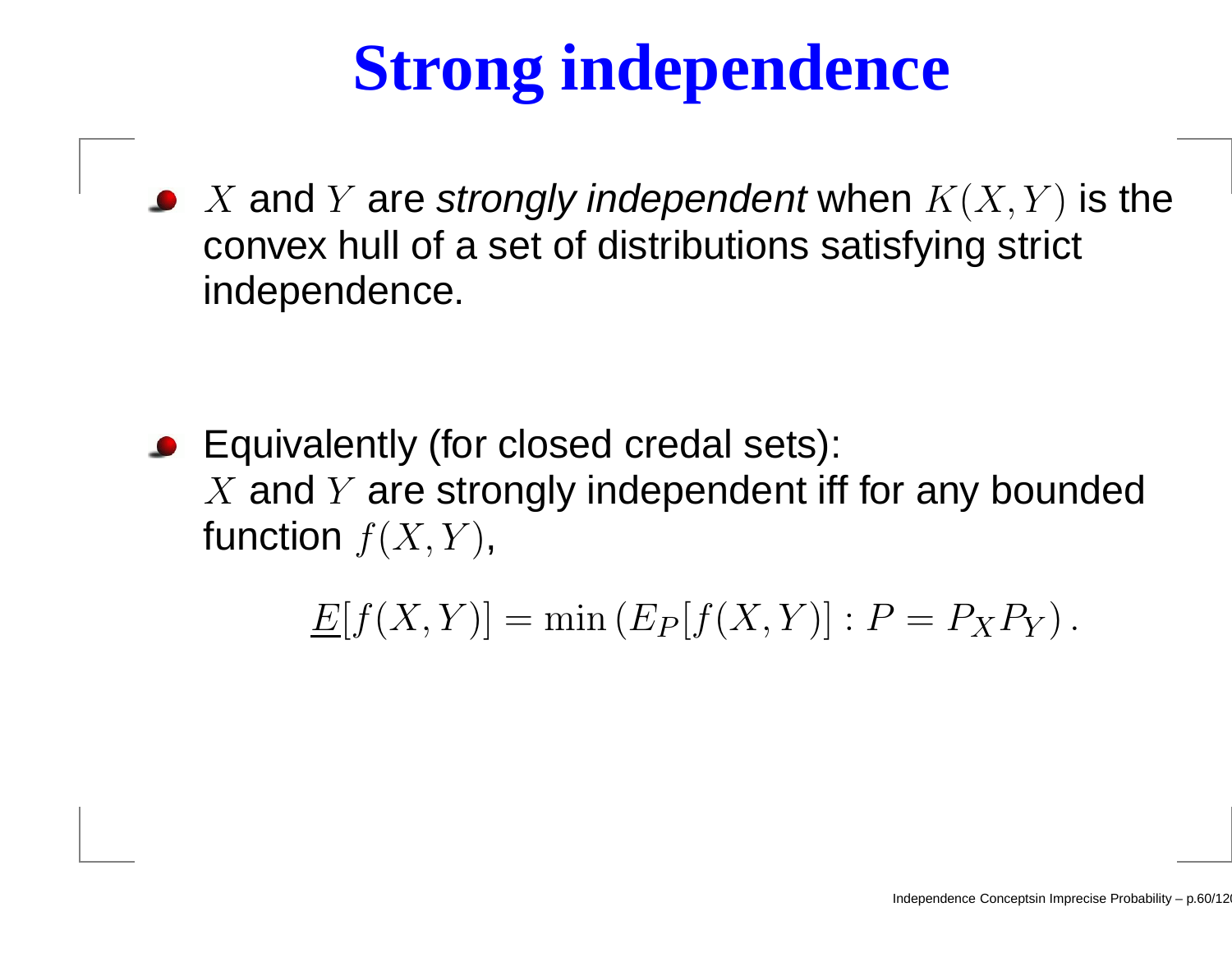# Strong independence

- $X$ and $Y$ are *strongly independent* when $K(X, Y)$ is the convex hull of a set of distributions satisfying strict independence.

- Equivalently (for closed credal sets):
  $X$ and $Y$ are strongly independent iff for any bounded function $f(X, Y)$,

$$\underline{E}[f(X,Y)] = \min\left(E_P[f(X,Y)] : P = P_X P_Y\right).$$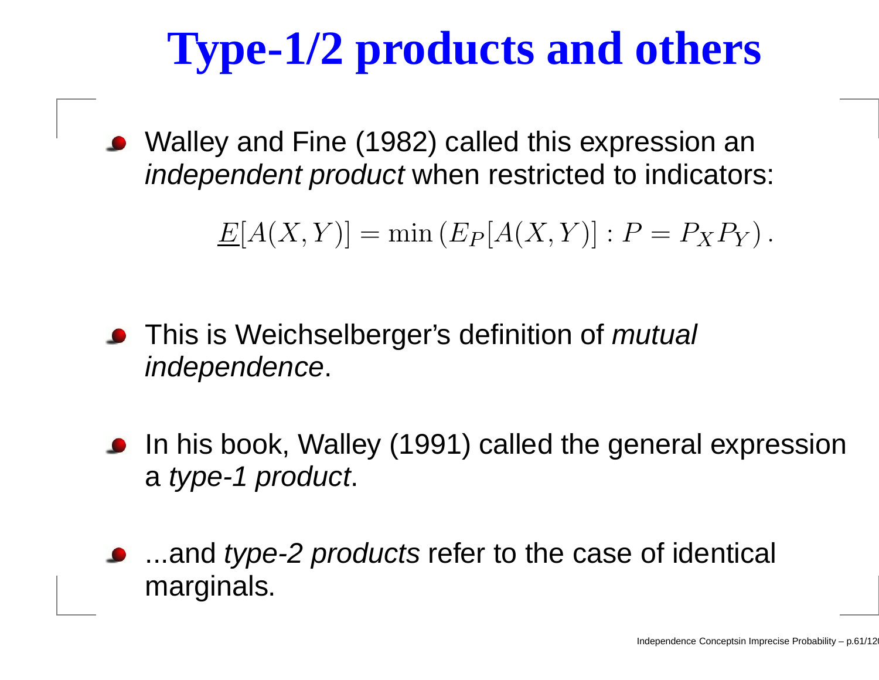# Type-1/2 products and others

- Walley and Fine (1982) called this expression an *independent product* when restricted to indicators:

$$\underline{E}[A(X,Y)] = \min\left(E_P[A(X,Y)] : P = P_X P_Y\right).$$

- This is Weichselberger's definition of *mutual independence*.

- In his book, Walley (1991) called the general expression a *type-1 product*.

- ...and *type-2 products* refer to the case of identical marginals.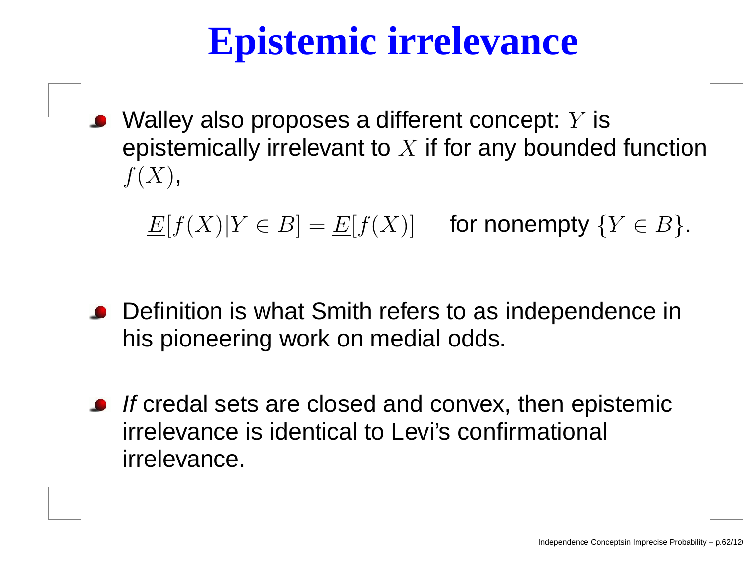# Epistemic irrelevance

- Walley also proposes a different concept: $Y$ is epistemically irrelevant to $X$ if for any bounded function $f(X)$,

$$\underline{E}[f(X)|Y \in B] = \underline{E}[f(X)] \quad \text{for nonempty } \{Y \in B\}.$$

- Definition is what Smith refers to as independence in his pioneering work on medial odds.

- *If* credal sets are closed and convex, then epistemic irrelevance is identical to Levi's confirmational irrelevance.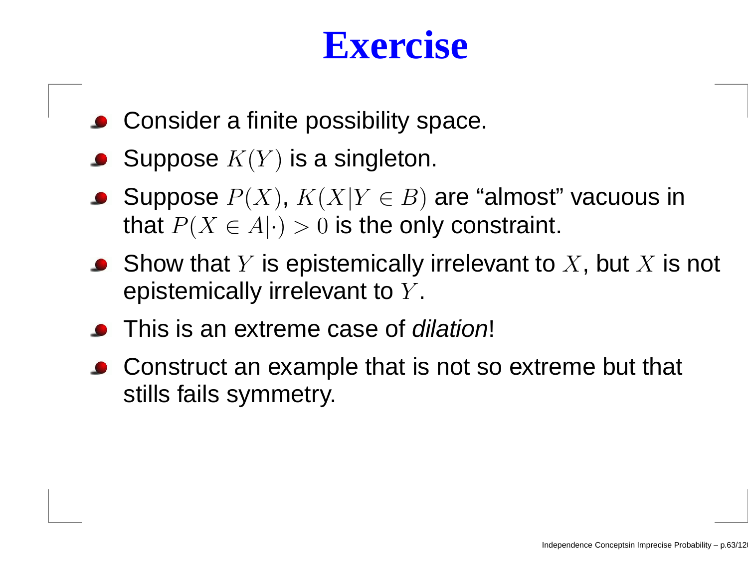# Exercise

- Consider a finite possibility space.
- Suppose $K(Y)$ is a singleton.
- Suppose $P(X)$, $K(X|Y \in B)$ are "almost" vacuous in that $P(X \in A|\cdot) > 0$ is the only constraint.
- Show that $Y$ is epistemically irrelevant to $X$, but $X$ is not epistemically irrelevant to $Y$.
- This is an extreme case of *dilation*!
- Construct an example that is not so extreme but that stills fails symmetry.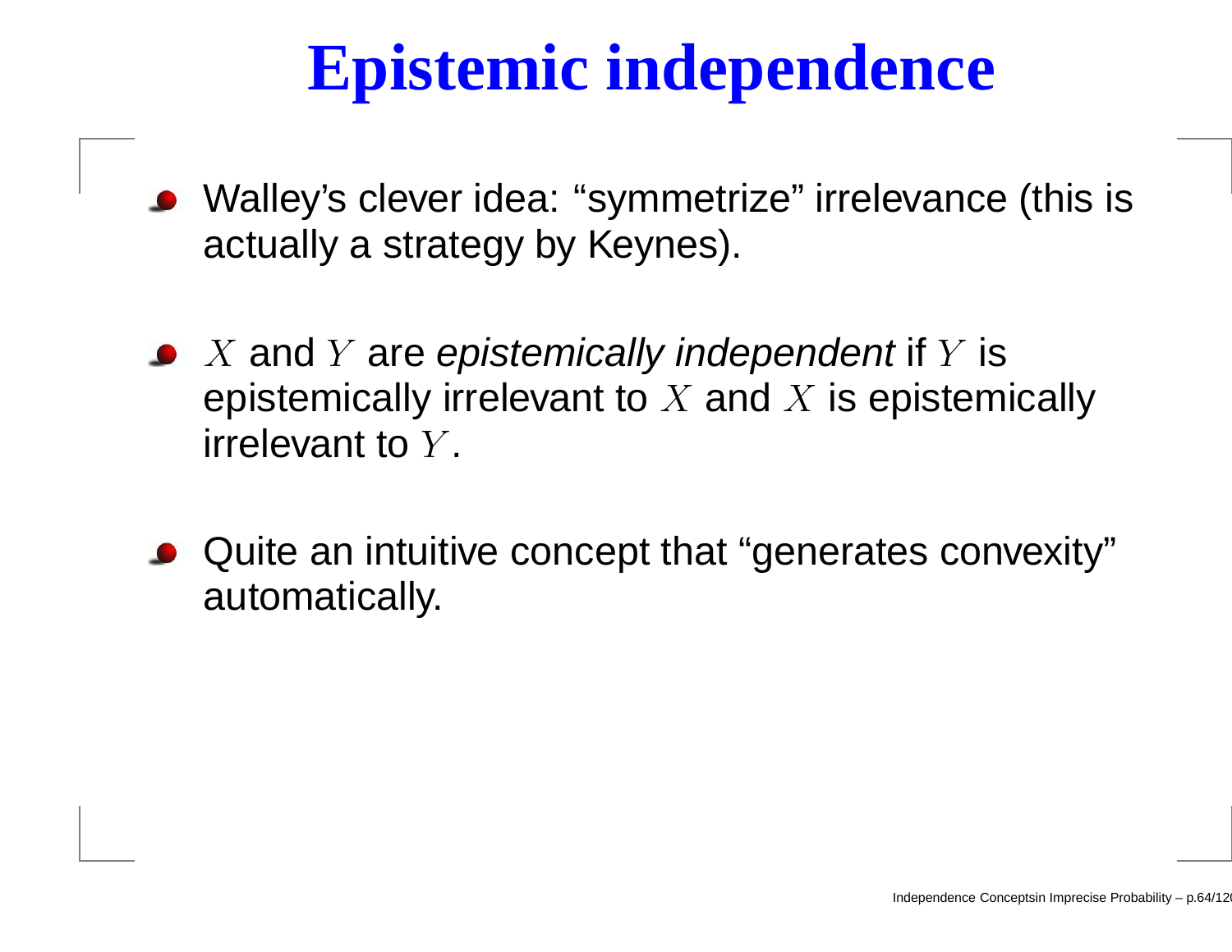# Epistemic independence

- Walley's clever idea: "symmetrize" irrelevance (this is actually a strategy by Keynes).
- $X$ and $Y$ are *epistemically independent* if $Y$ is epistemically irrelevant to $X$ and $X$ is epistemically irrelevant to $Y$.
- Quite an intuitive concept that "generates convexity" automatically.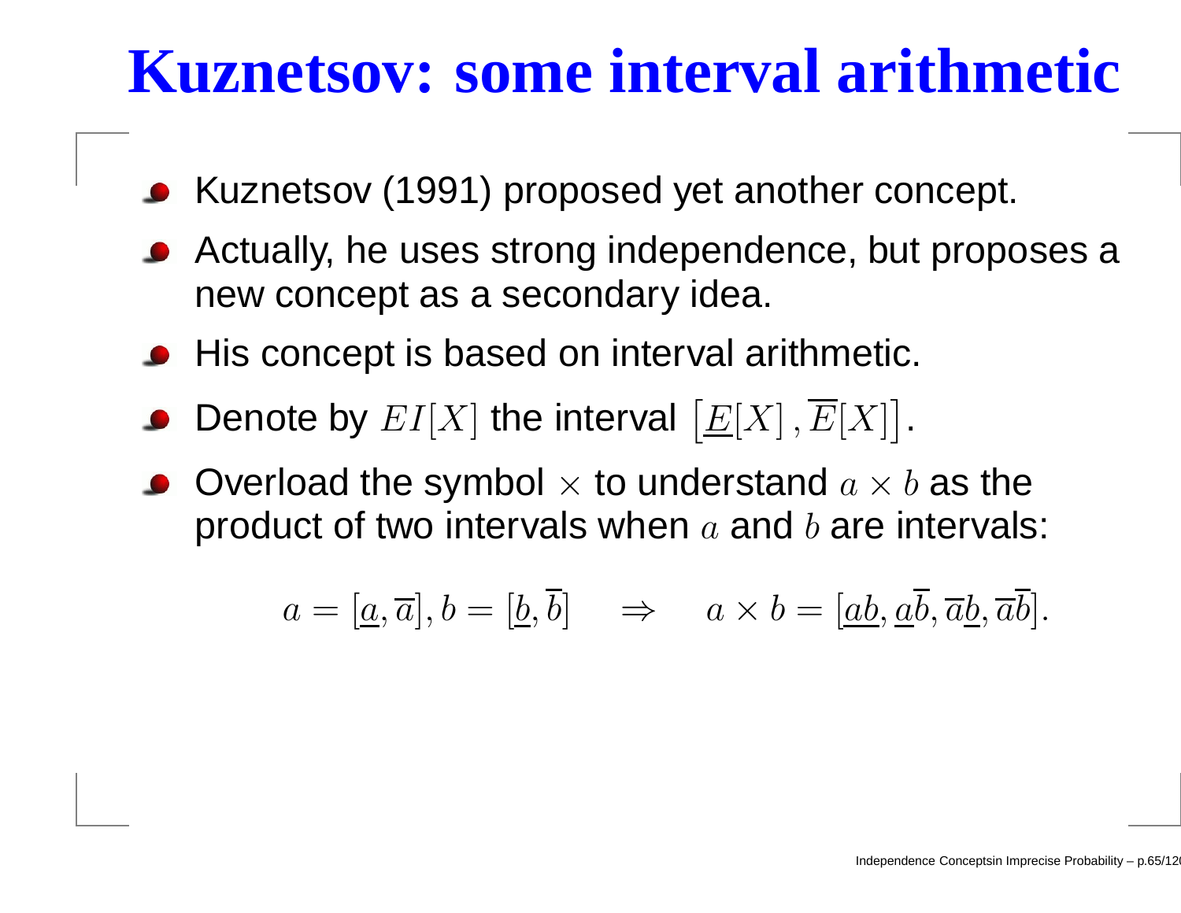# Kuznetsov: some interval arithmetic

- Kuznetsov (1991) proposed yet another concept.
- Actually, he uses strong independence, but proposes a new concept as a secondary idea.
- His concept is based on interval arithmetic.
- Denote by $EI[X]$ the interval $\left[\underline{E}[X], \overline{E}[X]\right]$.
- Overload the symbol $\times$ to understand $a \times b$ as the product of two intervals when $a$ and $b$ are intervals:

$$a = [\underline{a}, \overline{a}], b = [\underline{b}, \overline{b}] \quad \Rightarrow \quad a \times b = [\underline{ab}, \underline{a}\overline{b}, \overline{a}\underline{b}, \overline{ab}].$$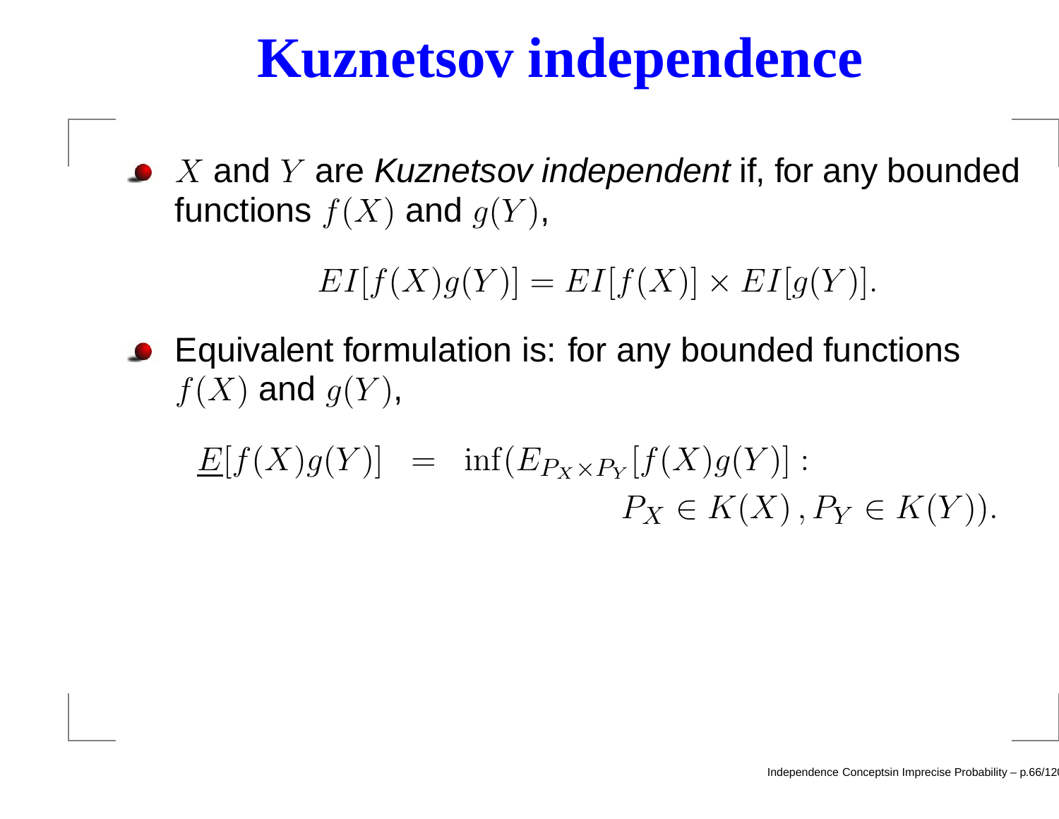# Kuznetsov independence

- $X$ and $Y$ are *Kuznetsov independent* if, for any bounded functions $f(X)$ and $g(Y)$,

$$EI[f(X)g(Y)] = EI[f(X)] \times EI[g(Y)].$$

- Equivalent formulation is: for any bounded functions $f(X)$ and $g(Y)$,

$$\begin{aligned}\underline{E}[f(X)g(Y)] &= \inf(E_{P_X \times P_Y}[f(X)g(Y)] : \\ &\qquad P_X \in K(X)\,, P_Y \in K(Y)).\end{aligned}$$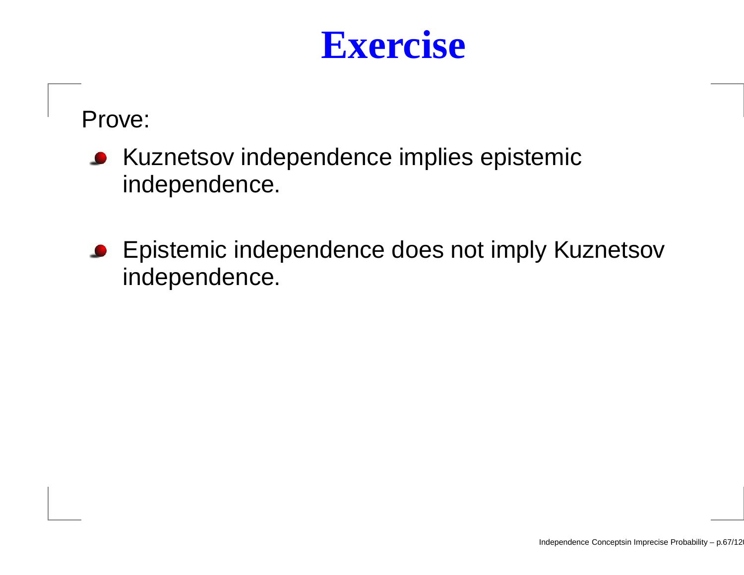# Exercise

Prove:

- Kuznetsov independence implies epistemic independence.
- Epistemic independence does not imply Kuznetsov independence.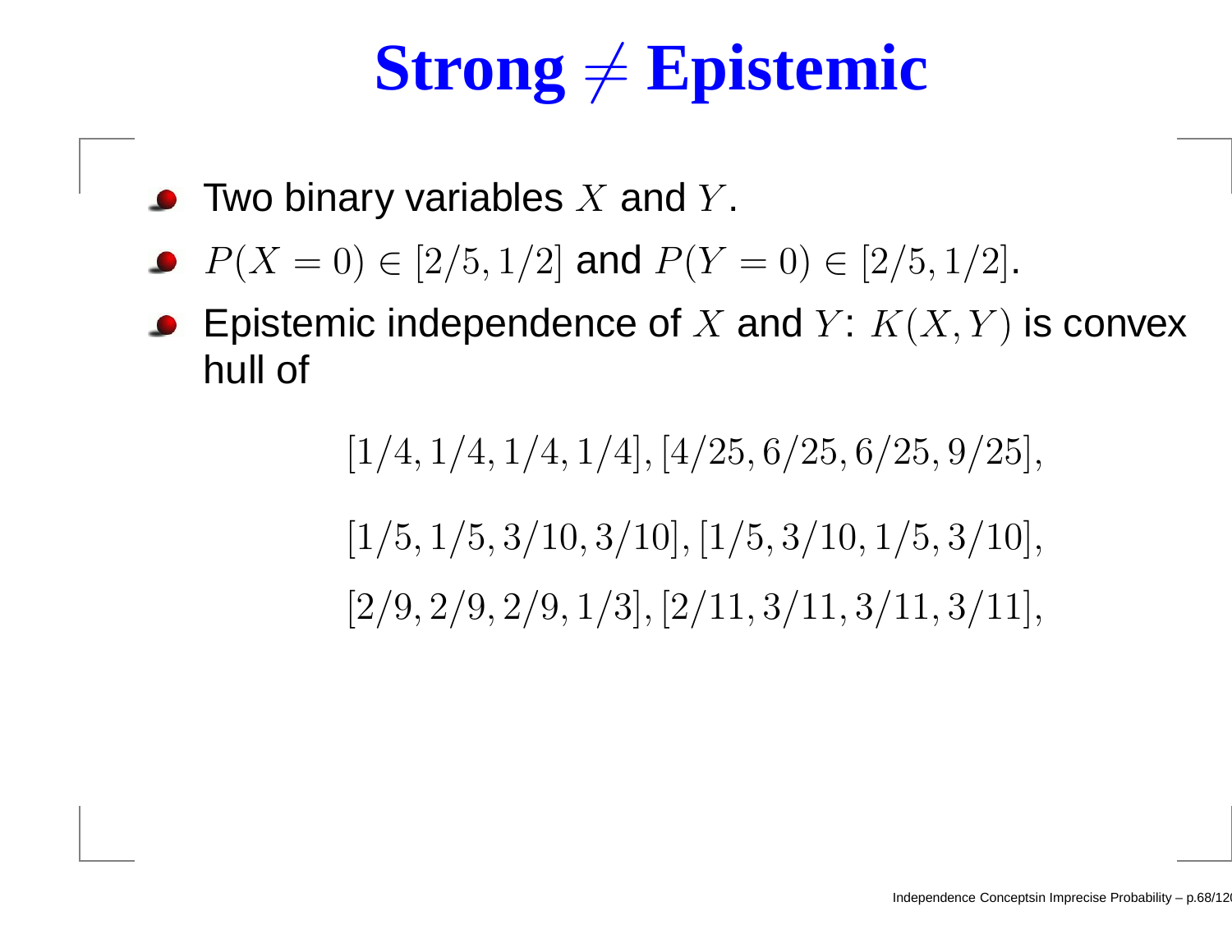# Strong $\neq$ Epistemic

- Two binary variables $X$ and $Y$.
- $P(X = 0) \in [2/5, 1/2]$ and $P(Y = 0) \in [2/5, 1/2]$.
- Epistemic independence of $X$ and $Y$: $K(X, Y)$ is convex hull of

$$[1/4, 1/4, 1/4, 1/4], [4/25, 6/25, 6/25, 9/25],$$

$$[1/5, 1/5, 3/10, 3/10], [1/5, 3/10, 1/5, 3/10],$$

$$[2/9, 2/9, 2/9, 1/3], [2/11, 3/11, 3/11, 3/11],$$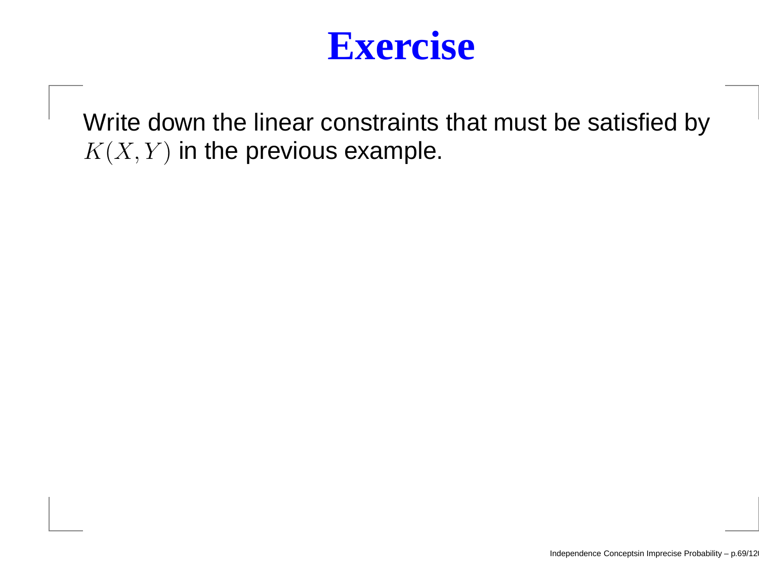# Exercise

Write down the linear constraints that must be satisfied by $K(X, Y)$ in the previous example.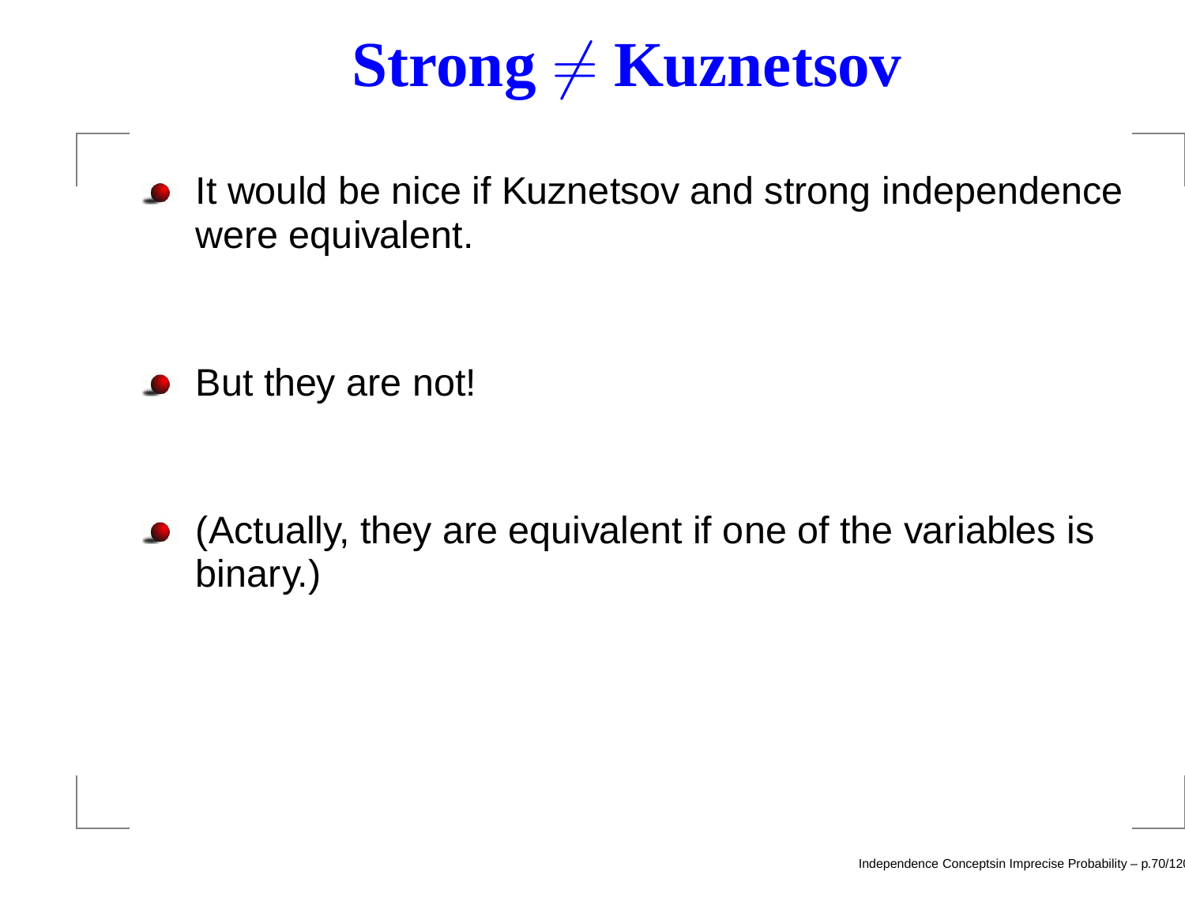# Strong $\neq$ Kuznetsov

- It would be nice if Kuznetsov and strong independence were equivalent.
- But they are not!
- (Actually, they are equivalent if one of the variables is binary.)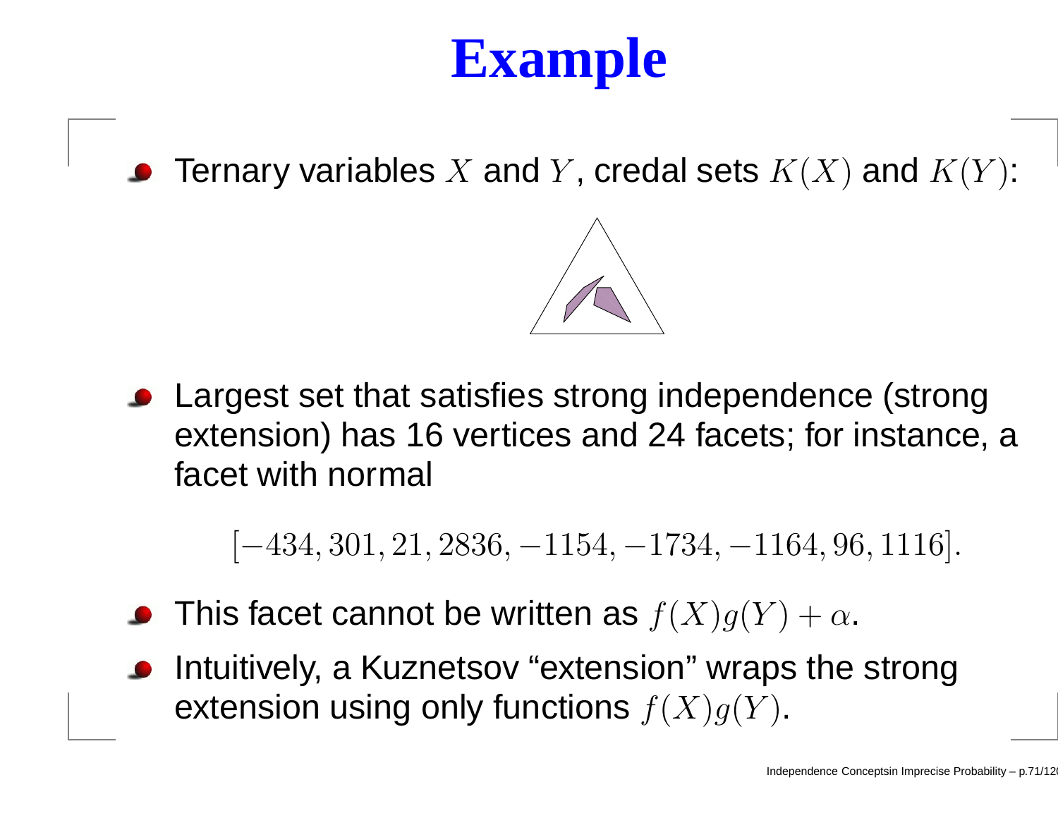# Example

- Ternary variables $X$ and $Y$, credal sets $K(X)$ and $K(Y)$:

- Largest set that satisfies strong independence (strong extension) has 16 vertices and 24 facets; for instance, a facet with normal

$$[-434, 301, 21, 2836, -1154, -1734, -1164, 96, 1116].$$

- This facet cannot be written as $f(X)g(Y) + \alpha$.
- Intuitively, a Kuznetsov "extension" wraps the strong extension using only functions $f(X)g(Y)$.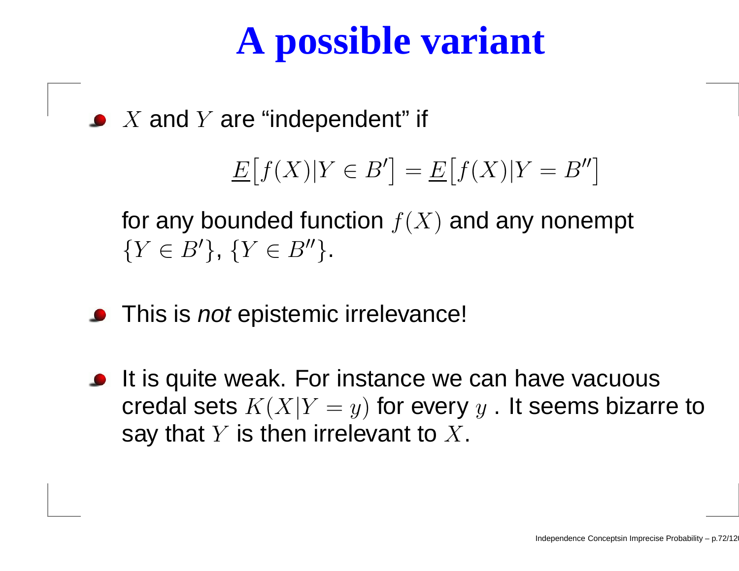# A possible variant

- $X$ and $Y$ are "independent" if

$$\underline{E}\big[f(X)|Y \in B'\big] = \underline{E}\big[f(X)|Y = B''\big]$$

  for any bounded function $f(X)$ and any nonempt $\{Y \in B'\}$, $\{Y \in B''\}$.

- This is *not* epistemic irrelevance!

- It is quite weak. For instance we can have vacuous credal sets $K(X|Y = y)$ for every $y$ . It seems bizarre to say that $Y$ is then irrelevant to $X$.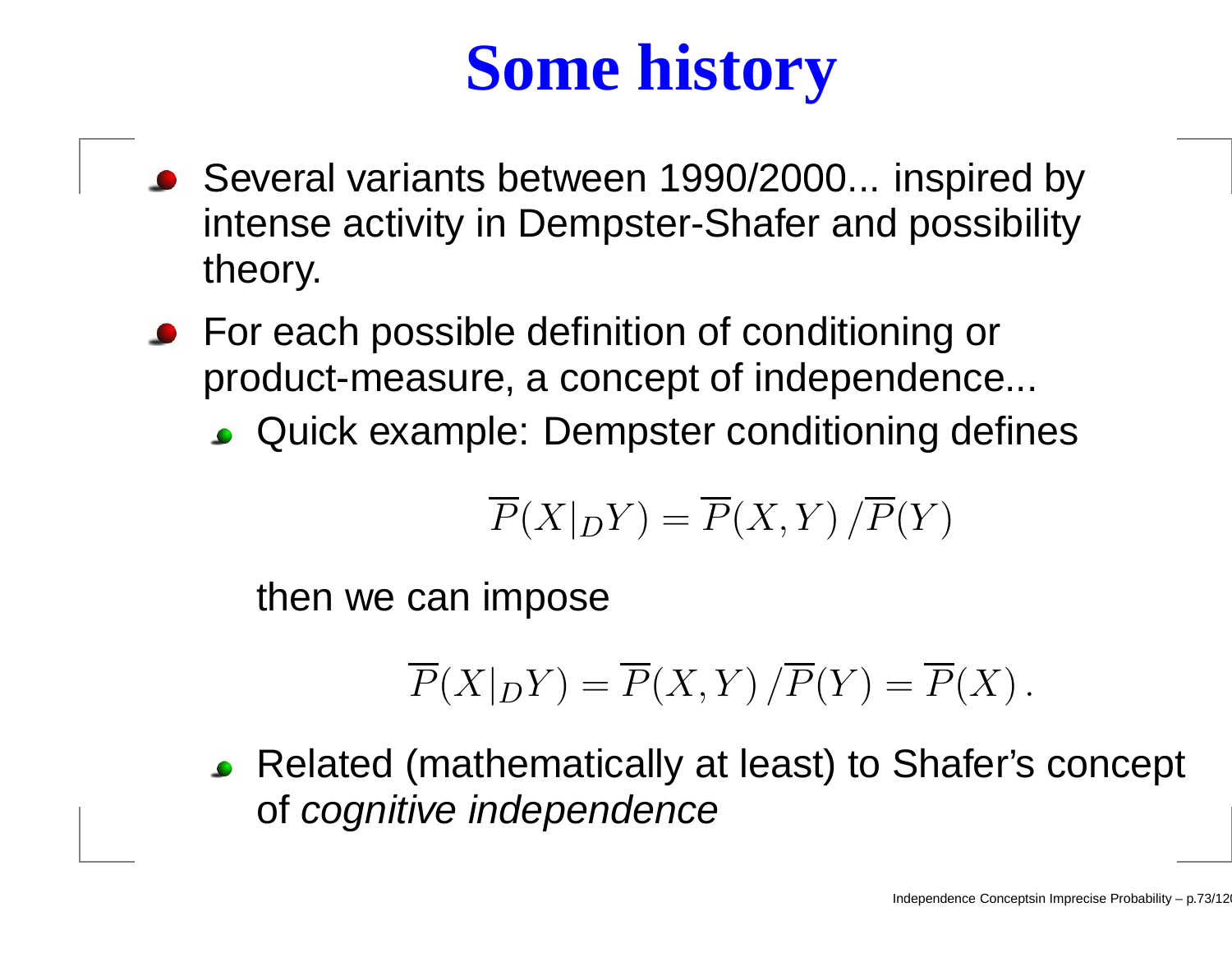# Some history

- Several variants between 1990/2000... inspired by intense activity in Dempster-Shafer and possibility theory.
- For each possible definition of conditioning or product-measure, a concept of independence...
  - Quick example: Dempster conditioning defines

    $$\overline{P}(X|_D Y) = \overline{P}(X, Y) / \overline{P}(Y)$$

    then we can impose

    $$\overline{P}(X|_D Y) = \overline{P}(X, Y) / \overline{P}(Y) = \overline{P}(X) \, .$$

  - Related (mathematically at least) to Shafer's concept of *cognitive independence*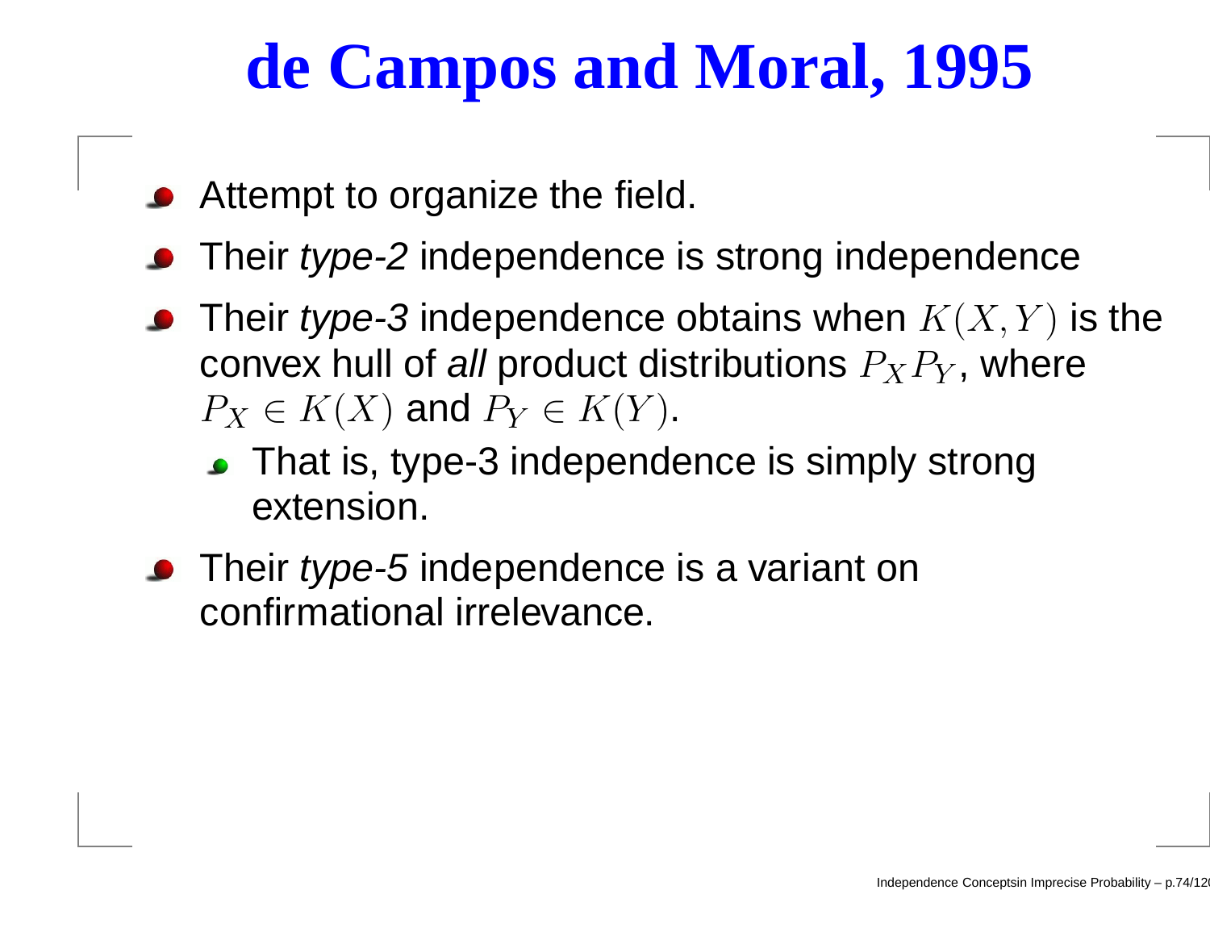# de Campos and Moral, 1995

- Attempt to organize the field.
- Their *type-2* independence is strong independence
- Their *type-3* independence obtains when $K(X, Y)$ is the convex hull of *all* product distributions $P_X P_Y$, where $P_X \in K(X)$ and $P_Y \in K(Y)$.
  - That is, type-3 independence is simply strong extension.
- Their *type-5* independence is a variant on confirmational irrelevance.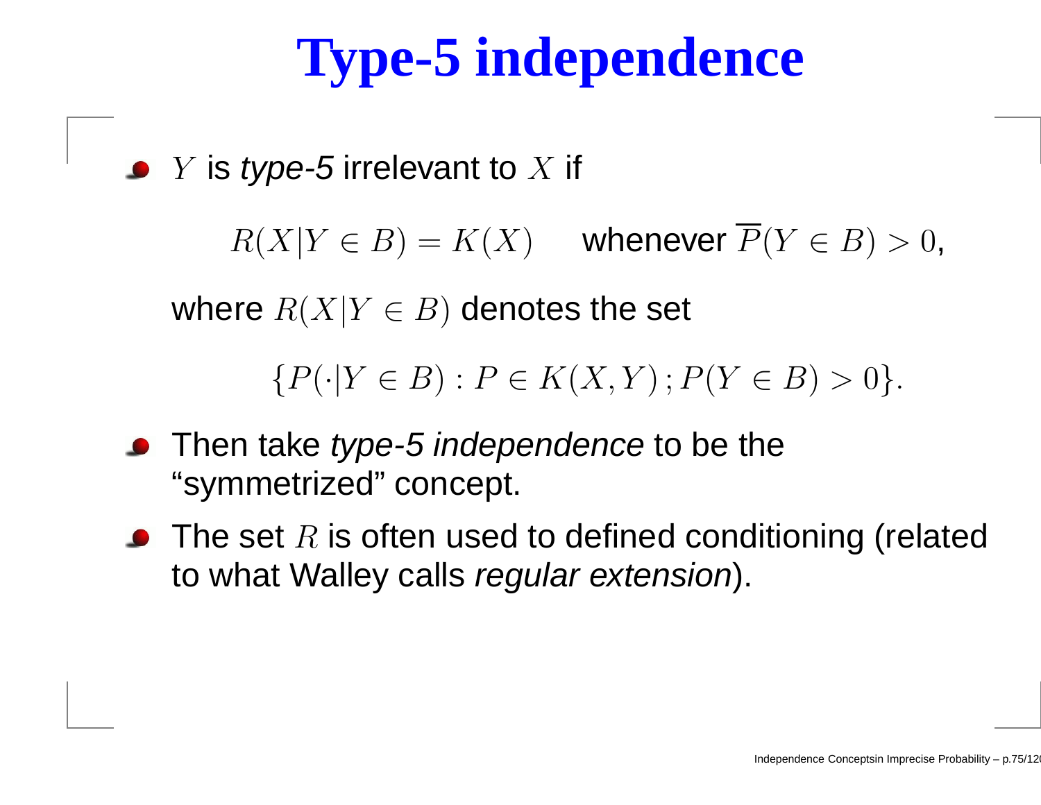# Type-5 independence

- $Y$ is *type-5* irrelevant to $X$ if

  $$R(X|Y \in B) = K(X) \quad \text{whenever } \overline{P}(Y \in B) > 0,$$

  where $R(X|Y \in B)$ denotes the set

  $$\{P(\cdot|Y \in B) : P \in K(X,Y)\,; P(Y \in B) > 0\}.$$

- Then take *type-5 independence* to be the "symmetrized" concept.
- The set $R$ is often used to defined conditioning (related to what Walley calls *regular extension*).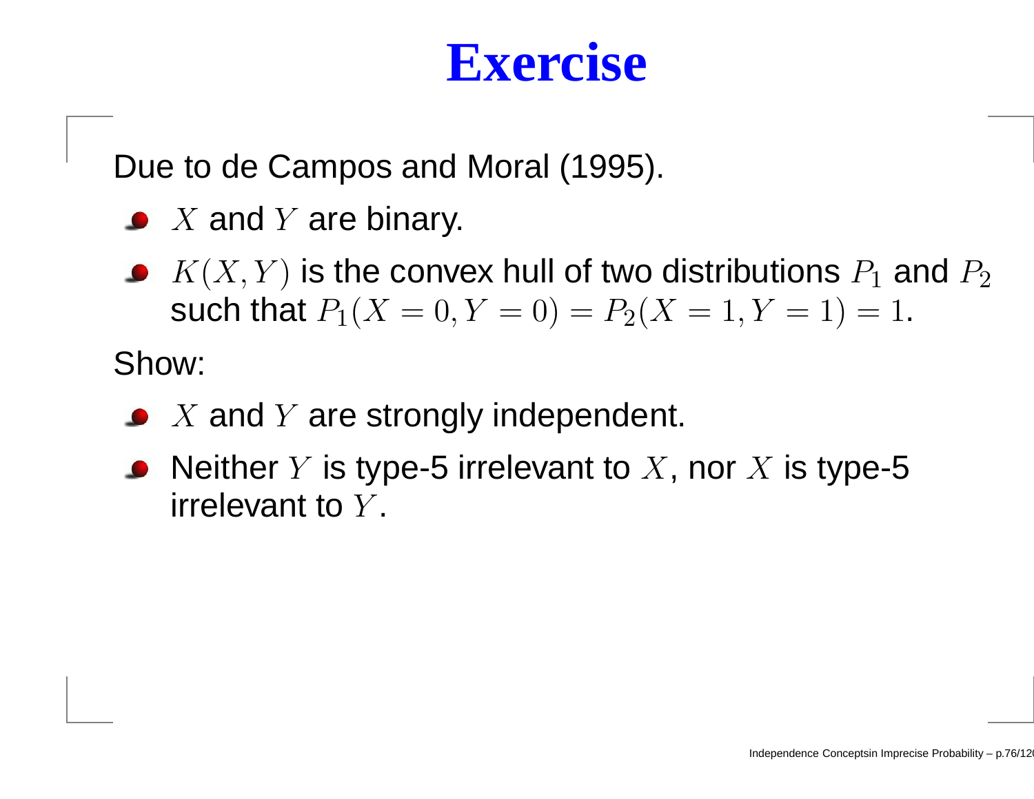# Exercise

Due to de Campos and Moral (1995).

- $X$ and $Y$ are binary.
- $K(X, Y)$ is the convex hull of two distributions $P_1$ and $P_2$ such that $P_1(X = 0, Y = 0) = P_2(X = 1, Y = 1) = 1$.

Show:

- $X$ and $Y$ are strongly independent.
- Neither $Y$ is type-5 irrelevant to $X$, nor $X$ is type-5 irrelevant to $Y$.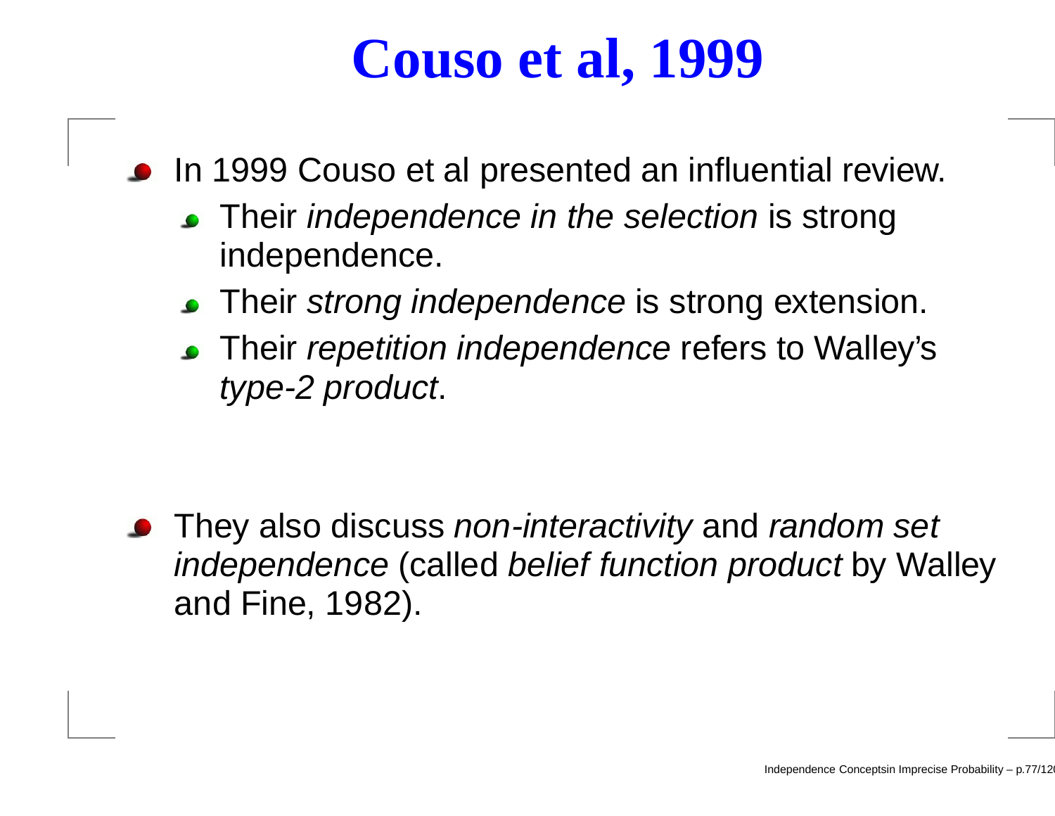# Couso et al, 1999

- In 1999 Couso et al presented an influential review.
  - Their *independence in the selection* is strong independence.
  - Their *strong independence* is strong extension.
  - Their *repetition independence* refers to Walley's *type-2 product*.

- They also discuss *non-interactivity* and *random set independence* (called *belief function product* by Walley and Fine, 1982).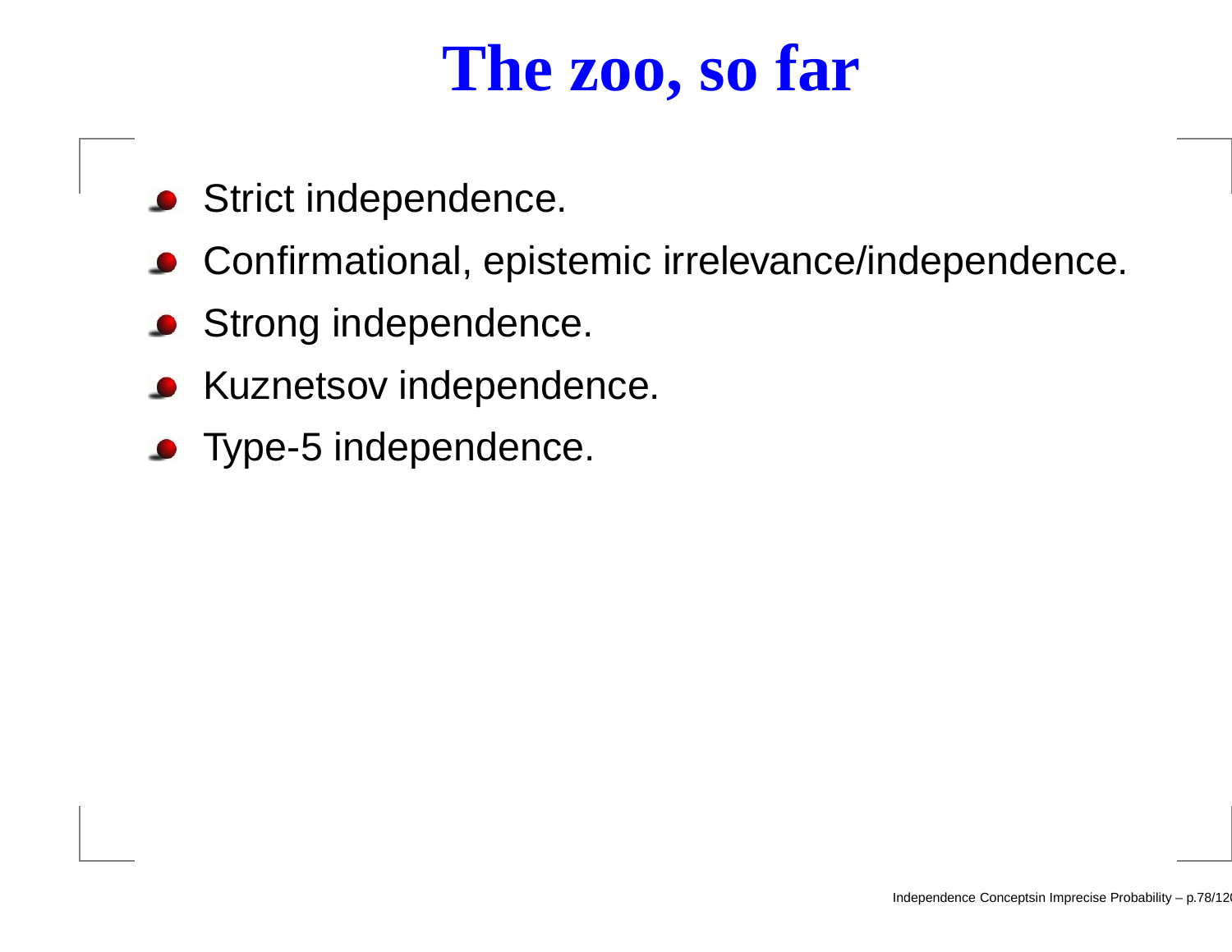# The zoo, so far

- Strict independence.
- Confirmational, epistemic irrelevance/independence.
- Strong independence.
- Kuznetsov independence.
- Type-5 independence.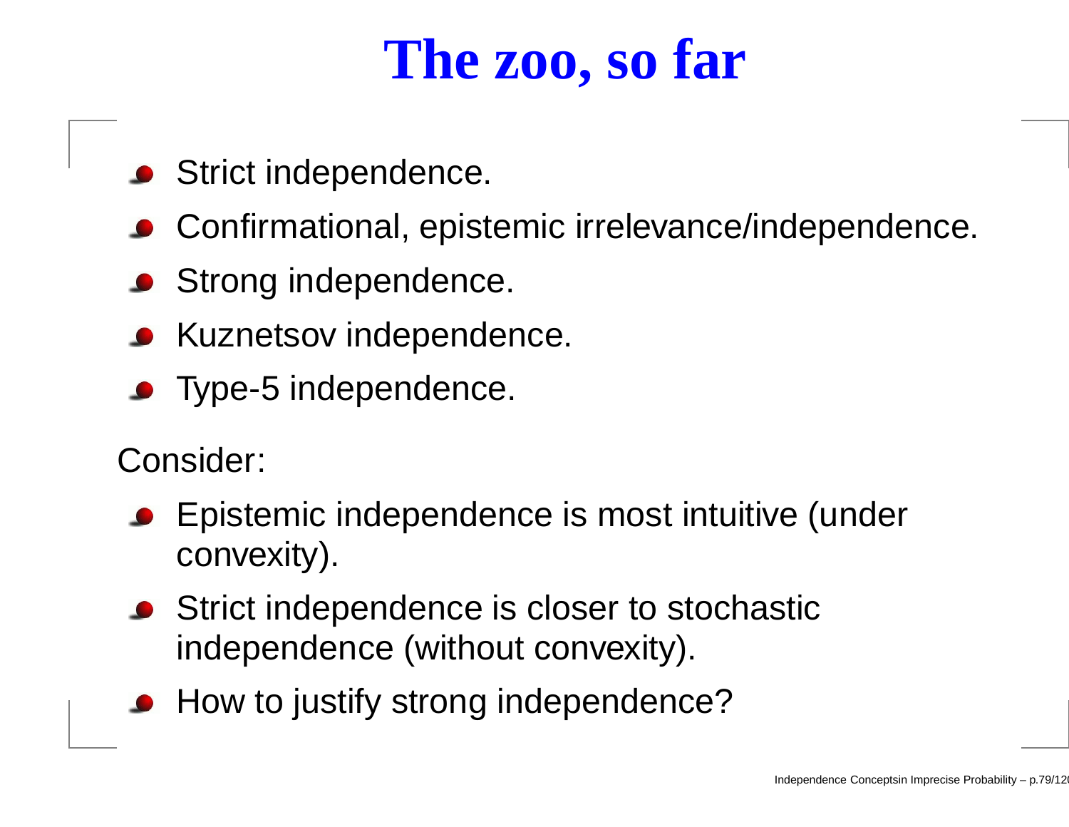# The zoo, so far

- Strict independence.
- Confirmational, epistemic irrelevance/independence.
- Strong independence.
- Kuznetsov independence.
- Type-5 independence.

Consider:

- Epistemic independence is most intuitive (under convexity).
- Strict independence is closer to stochastic independence (without convexity).
- How to justify strong independence?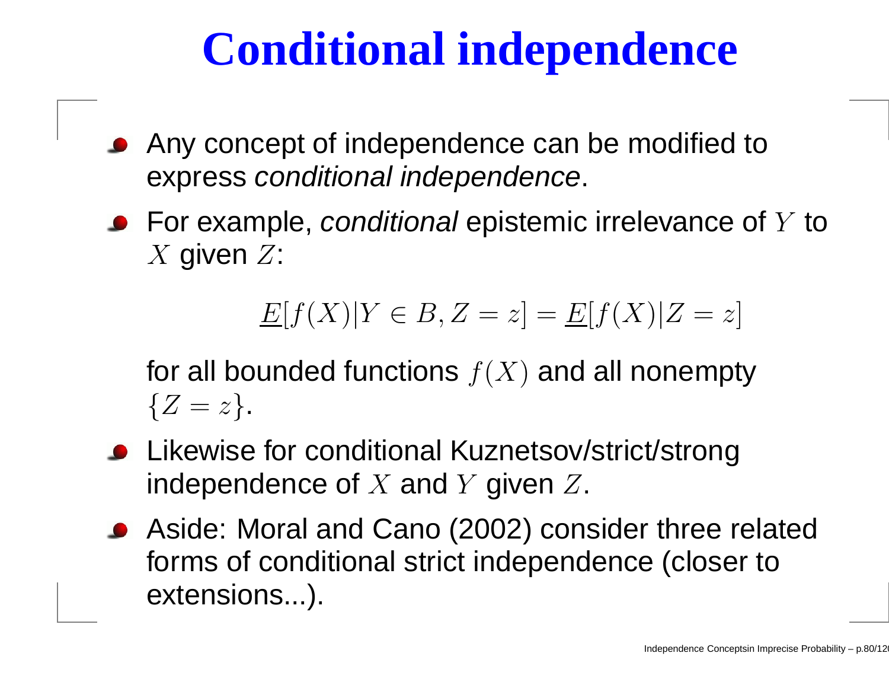# Conditional independence

- Any concept of independence can be modified to express *conditional independence*.
- For example, *conditional* epistemic irrelevance of $Y$ to $X$ given $Z$:

$$\underline{E}[f(X)|Y \in B, Z = z] = \underline{E}[f(X)|Z = z]$$

  for all bounded functions $f(X)$ and all nonempty $\{Z = z\}$.

- Likewise for conditional Kuznetsov/strict/strong independence of $X$ and $Y$ given $Z$.
- Aside: Moral and Cano (2002) consider three related forms of conditional strict independence (closer to extensions...).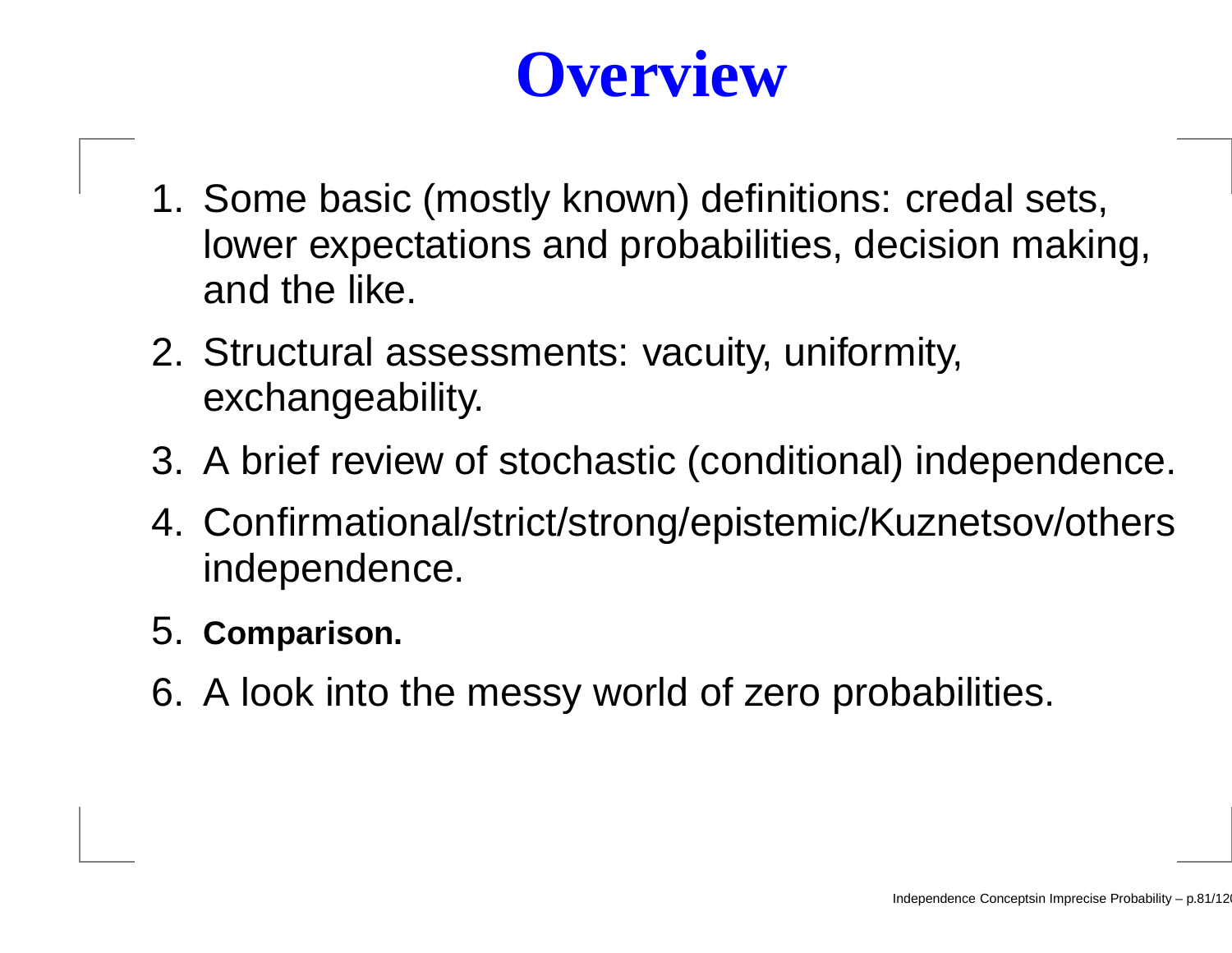# Overview

1. Some basic (mostly known) definitions: credal sets, lower expectations and probabilities, decision making, and the like.
2. Structural assessments: vacuity, uniformity, exchangeability.
3. A brief review of stochastic (conditional) independence.
4. Confirmational/strict/strong/epistemic/Kuznetsov/others independence.
5. **Comparison.**
6. A look into the messy world of zero probabilities.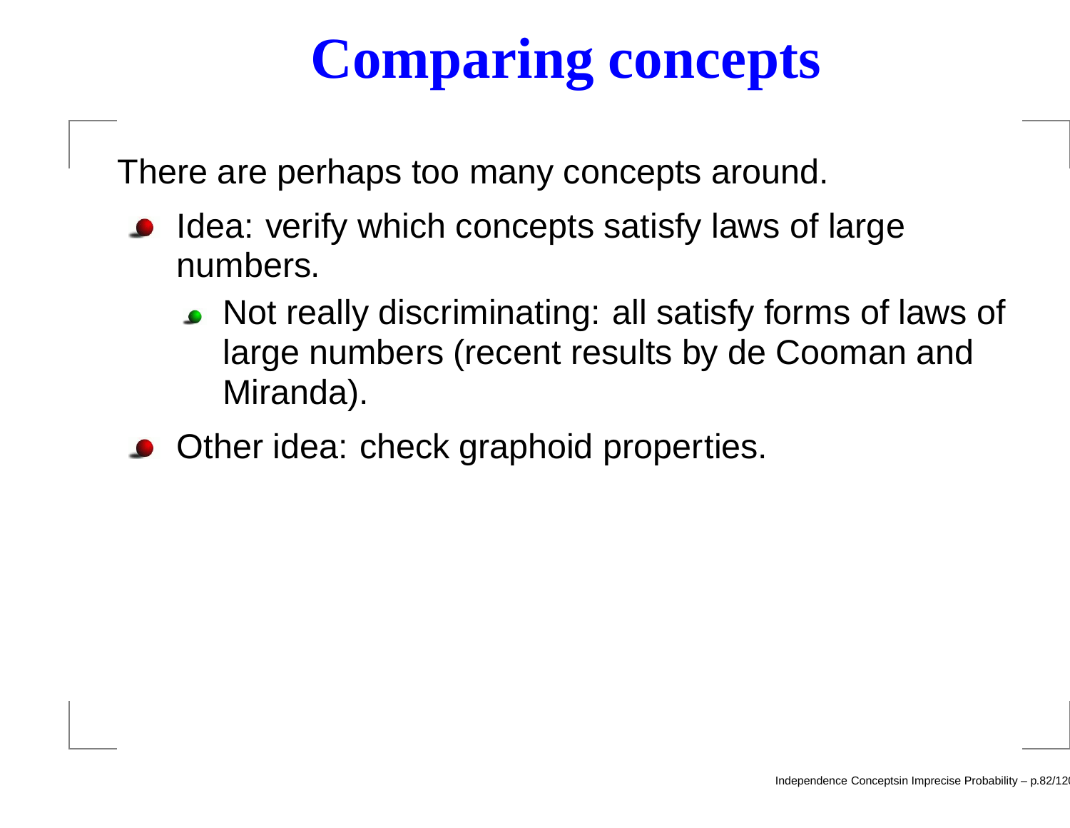# Comparing concepts

There are perhaps too many concepts around.

- Idea: verify which concepts satisfy laws of large numbers.
  - Not really discriminating: all satisfy forms of laws of large numbers (recent results by de Cooman and Miranda).
- Other idea: check graphoid properties.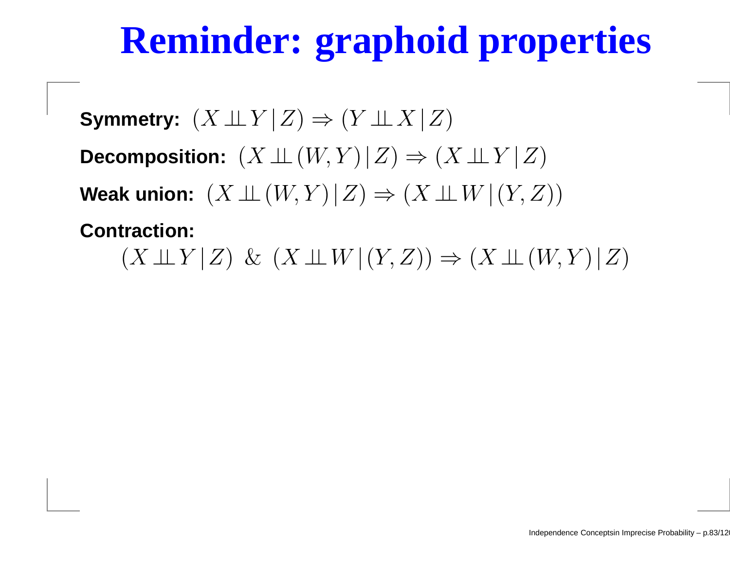# Reminder: graphoid properties

**Symmetry:** $(X \perp\!\!\!\perp Y \,|\, Z) \Rightarrow (Y \perp\!\!\!\perp X \,|\, Z)$

**Decomposition:** $(X \perp\!\!\!\perp (W, Y) \,|\, Z) \Rightarrow (X \perp\!\!\!\perp Y \,|\, Z)$

**Weak union:** $(X \perp\!\!\!\perp (W, Y) \,|\, Z) \Rightarrow (X \perp\!\!\!\perp W \,|\, (Y, Z))$

**Contraction:**

$$(X \perp\!\!\!\perp Y \,|\, Z) \;\&\; (X \perp\!\!\!\perp W \,|\, (Y, Z)) \Rightarrow (X \perp\!\!\!\perp (W, Y) \,|\, Z)$$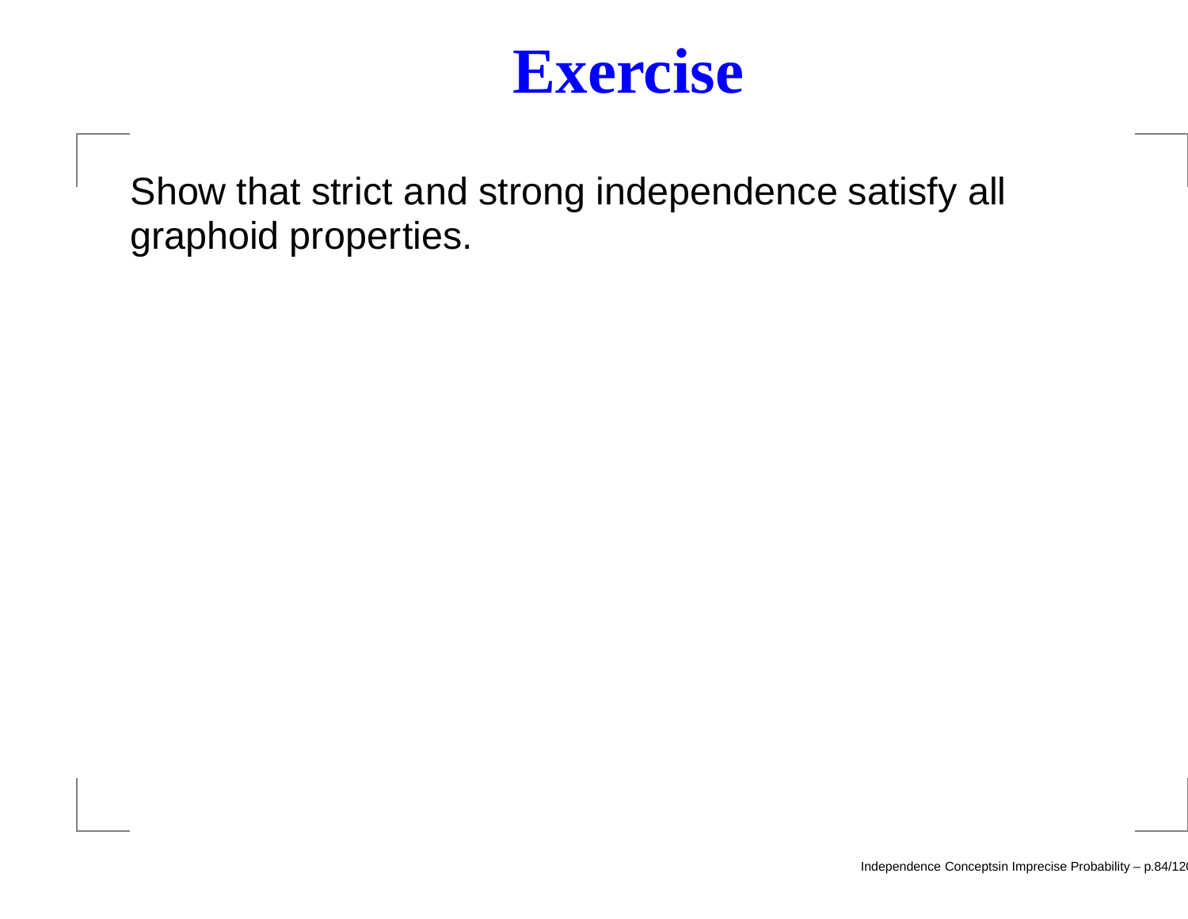# Exercise

Show that strict and strong independence satisfy all graphoid properties.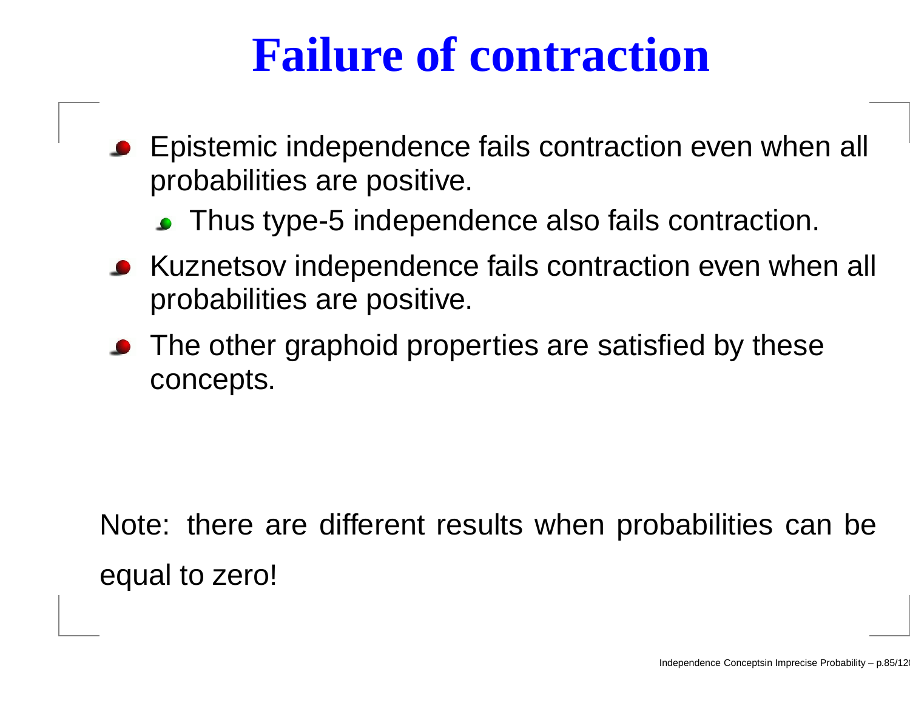# Failure of contraction

- Epistemic independence fails contraction even when all probabilities are positive.
  - Thus type-5 independence also fails contraction.
- Kuznetsov independence fails contraction even when all probabilities are positive.
- The other graphoid properties are satisfied by these concepts.

Note: there are different results when probabilities can be equal to zero!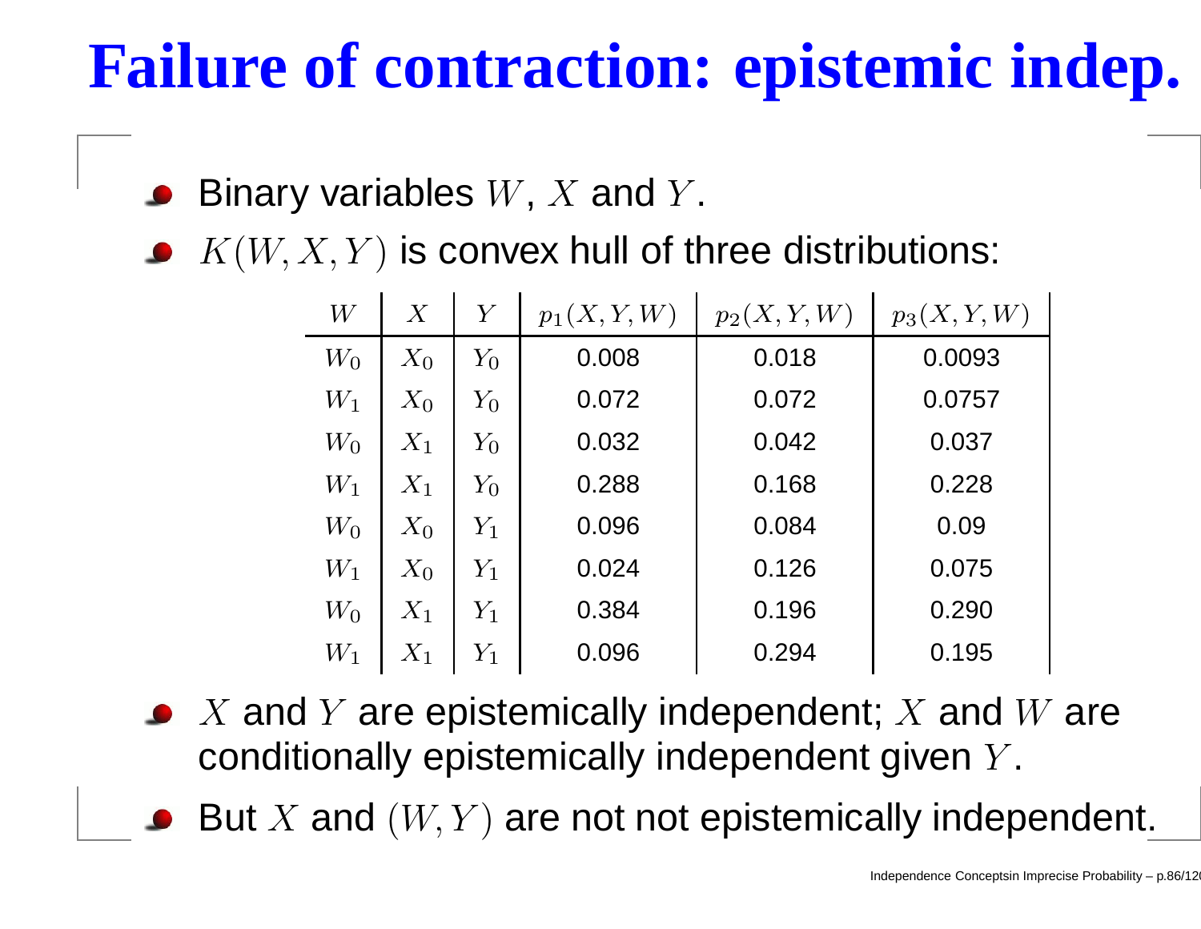# Failure of contraction: epistemic indep.

- Binary variables $W$, $X$ and $Y$.
- $K(W, X, Y)$ is convex hull of three distributions:

| $W$ | $X$ | $Y$ | $p_1(X, Y, W)$ | $p_2(X, Y, W)$ | $p_3(X, Y, W)$ |
|---|---|---|---|---|---|
| $W_0$ | $X_0$ | $Y_0$ | 0.008 | 0.018 | 0.0093 |
| $W_1$ | $X_0$ | $Y_0$ | 0.072 | 0.072 | 0.0757 |
| $W_0$ | $X_1$ | $Y_0$ | 0.032 | 0.042 | 0.037 |
| $W_1$ | $X_1$ | $Y_0$ | 0.288 | 0.168 | 0.228 |
| $W_0$ | $X_0$ | $Y_1$ | 0.096 | 0.084 | 0.09 |
| $W_1$ | $X_0$ | $Y_1$ | 0.024 | 0.126 | 0.075 |
| $W_0$ | $X_1$ | $Y_1$ | 0.384 | 0.196 | 0.290 |
| $W_1$ | $X_1$ | $Y_1$ | 0.096 | 0.294 | 0.195 |

- $X$ and $Y$ are epistemically independent; $X$ and $W$ are conditionally epistemically independent given $Y$.
- But $X$ and $(W, Y)$ are not not epistemically independent.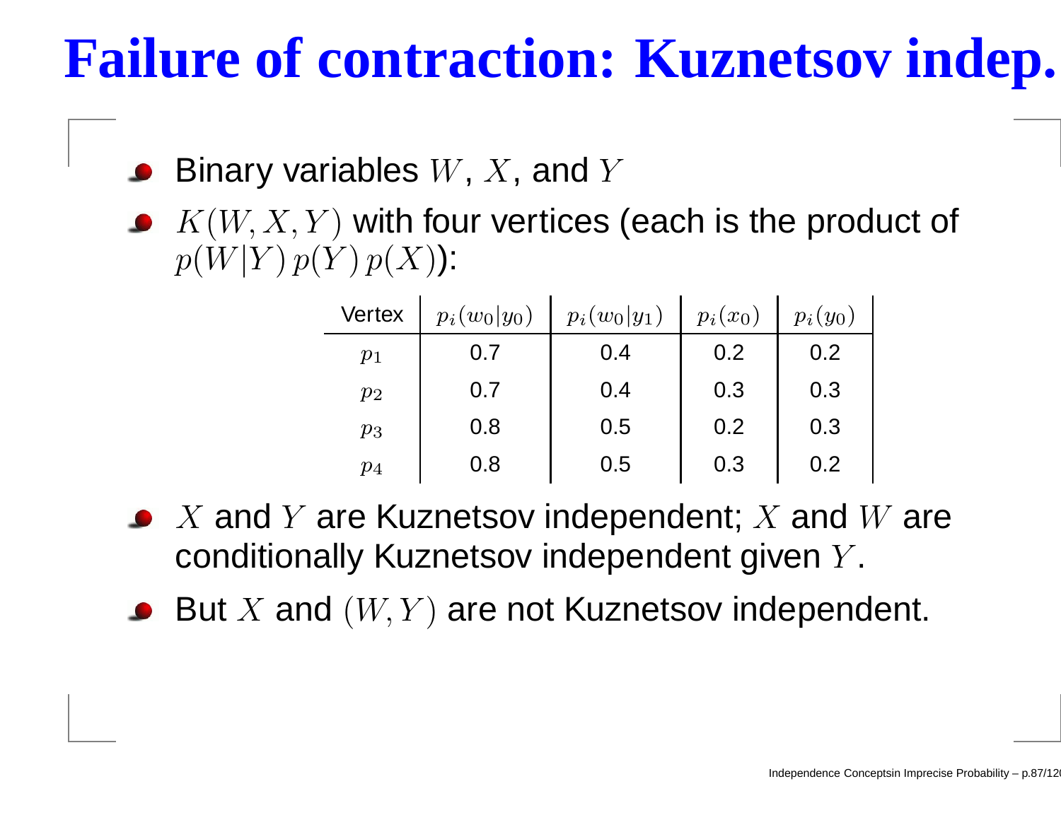# Failure of contraction: Kuznetsov indep.

- Binary variables $W$, $X$, and $Y$
- $K(W, X, Y)$ with four vertices (each is the product of $p(W|Y)\,p(Y)\,p(X)$):

| Vertex | $p_i(w_0\|y_0)$ | $p_i(w_0\|y_1)$ | $p_i(x_0)$ | $p_i(y_0)$ |
|---|---|---|---|---|
| $p_1$ | 0.7 | 0.4 | 0.2 | 0.2 |
| $p_2$ | 0.7 | 0.4 | 0.3 | 0.3 |
| $p_3$ | 0.8 | 0.5 | 0.2 | 0.3 |
| $p_4$ | 0.8 | 0.5 | 0.3 | 0.2 |

- $X$ and $Y$ are Kuznetsov independent; $X$ and $W$ are conditionally Kuznetsov independent given $Y$.
- But $X$ and $(W, Y)$ are not Kuznetsov independent.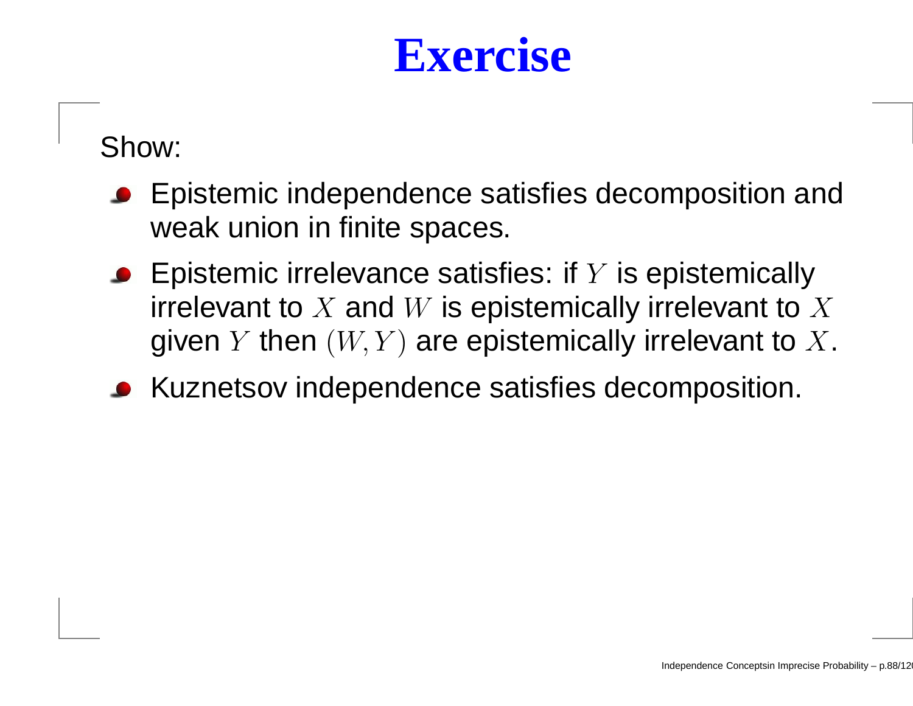# Exercise

Show:

- Epistemic independence satisfies decomposition and weak union in finite spaces.
- Epistemic irrelevance satisfies: if $Y$ is epistemically irrelevant to $X$ and $W$ is epistemically irrelevant to $X$ given $Y$ then $(W, Y)$ are epistemically irrelevant to $X$.
- Kuznetsov independence satisfies decomposition.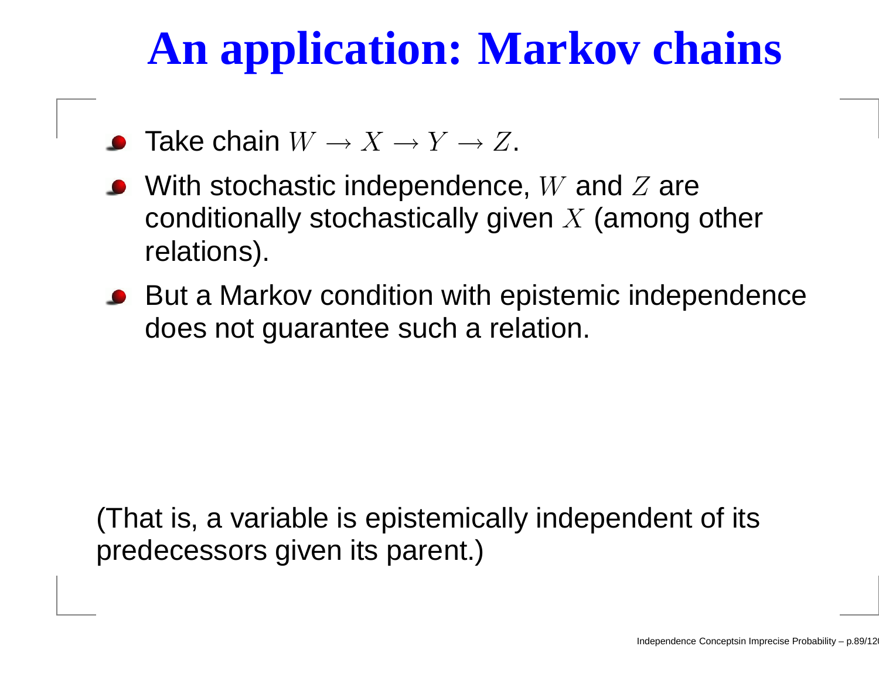# An application: Markov chains

- Take chain $W \to X \to Y \to Z$.
- With stochastic independence, $W$ and $Z$ are conditionally stochastically given $X$ (among other relations).
- But a Markov condition with epistemic independence does not guarantee such a relation.

(That is, a variable is epistemically independent of its predecessors given its parent.)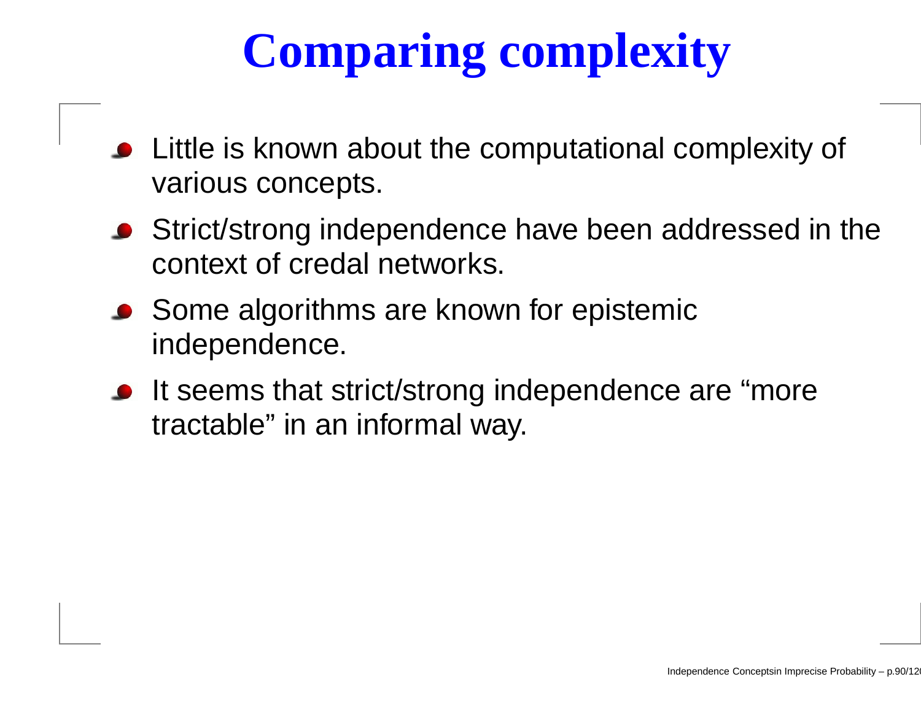# Comparing complexity

- Little is known about the computational complexity of various concepts.
- Strict/strong independence have been addressed in the context of credal networks.
- Some algorithms are known for epistemic independence.
- It seems that strict/strong independence are “more tractable” in an informal way.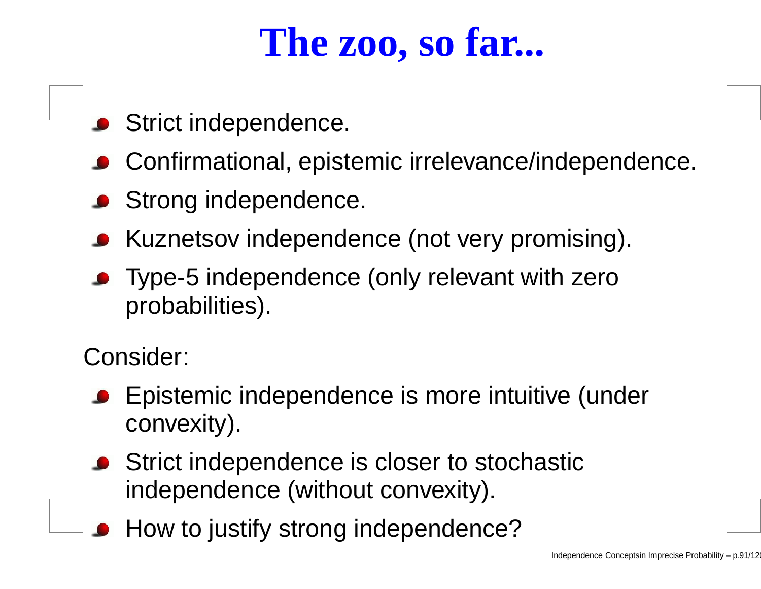# The zoo, so far...

- Strict independence.
- Confirmational, epistemic irrelevance/independence.
- Strong independence.
- Kuznetsov independence (not very promising).
- Type-5 independence (only relevant with zero probabilities).

Consider:

- Epistemic independence is more intuitive (under convexity).
- Strict independence is closer to stochastic independence (without convexity).
- How to justify strong independence?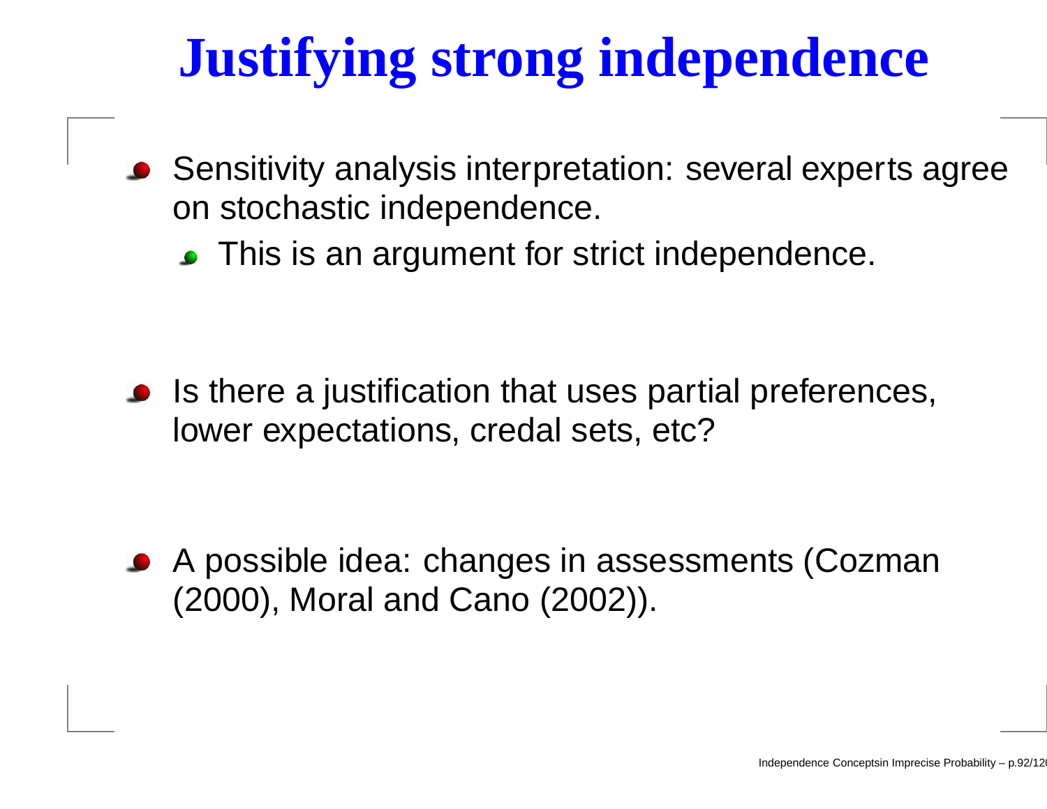# Justifying strong independence

- Sensitivity analysis interpretation: several experts agree on stochastic independence.
  - This is an argument for strict independence.

- Is there a justification that uses partial preferences, lower expectations, credal sets, etc?

- A possible idea: changes in assessments (Cozman (2000), Moral and Cano (2002)).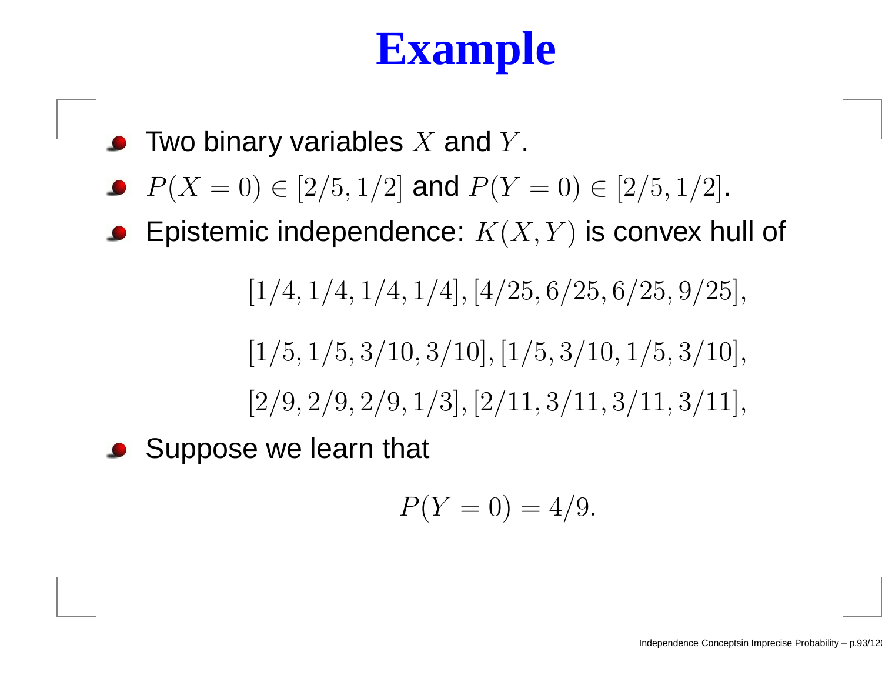# Example

- Two binary variables $X$ and $Y$.
- $P(X = 0) \in [2/5, 1/2]$ and $P(Y = 0) \in [2/5, 1/2]$.
- Epistemic independence: $K(X, Y)$ is convex hull of

$$[1/4, 1/4, 1/4, 1/4], [4/25, 6/25, 6/25, 9/25],$$

$$[1/5, 1/5, 3/10, 3/10], [1/5, 3/10, 1/5, 3/10],$$

$$[2/9, 2/9, 2/9, 1/3], [2/11, 3/11, 3/11, 3/11],$$

- Suppose we learn that

$$P(Y = 0) = 4/9.$$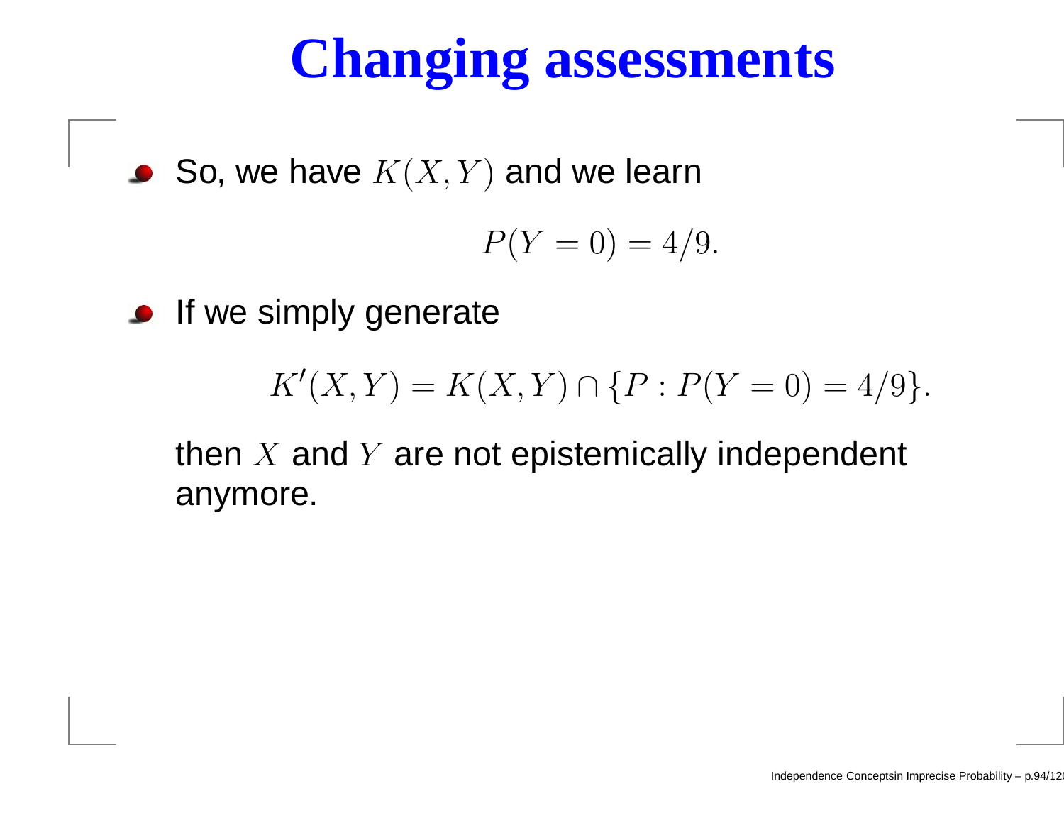# Changing assessments

- So, we have $K(X, Y)$ and we learn

$$P(Y = 0) = 4/9.$$

- If we simply generate

$$K'(X, Y) = K(X, Y) \cap \{P : P(Y = 0) = 4/9\}.$$

  then $X$ and $Y$ are not epistemically independent anymore.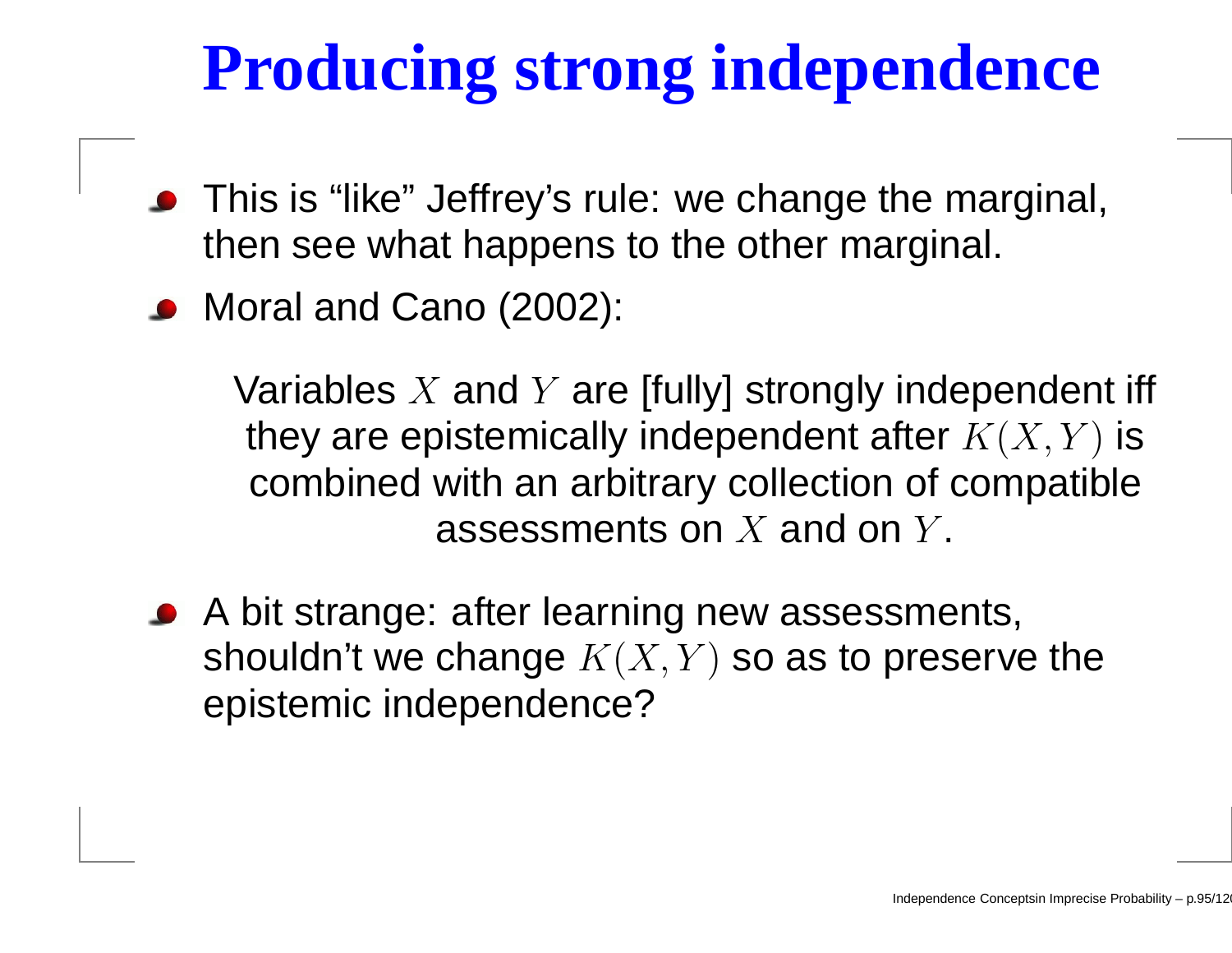# Producing strong independence

- This is “like” Jeffrey’s rule: we change the marginal, then see what happens to the other marginal.
- Moral and Cano (2002):

  > Variables $X$ and $Y$ are [fully] strongly independent iff they are epistemically independent after $K(X, Y)$ is combined with an arbitrary collection of compatible assessments on $X$ and on $Y$.

- A bit strange: after learning new assessments, shouldn’t we change $K(X, Y)$ so as to preserve the epistemic independence?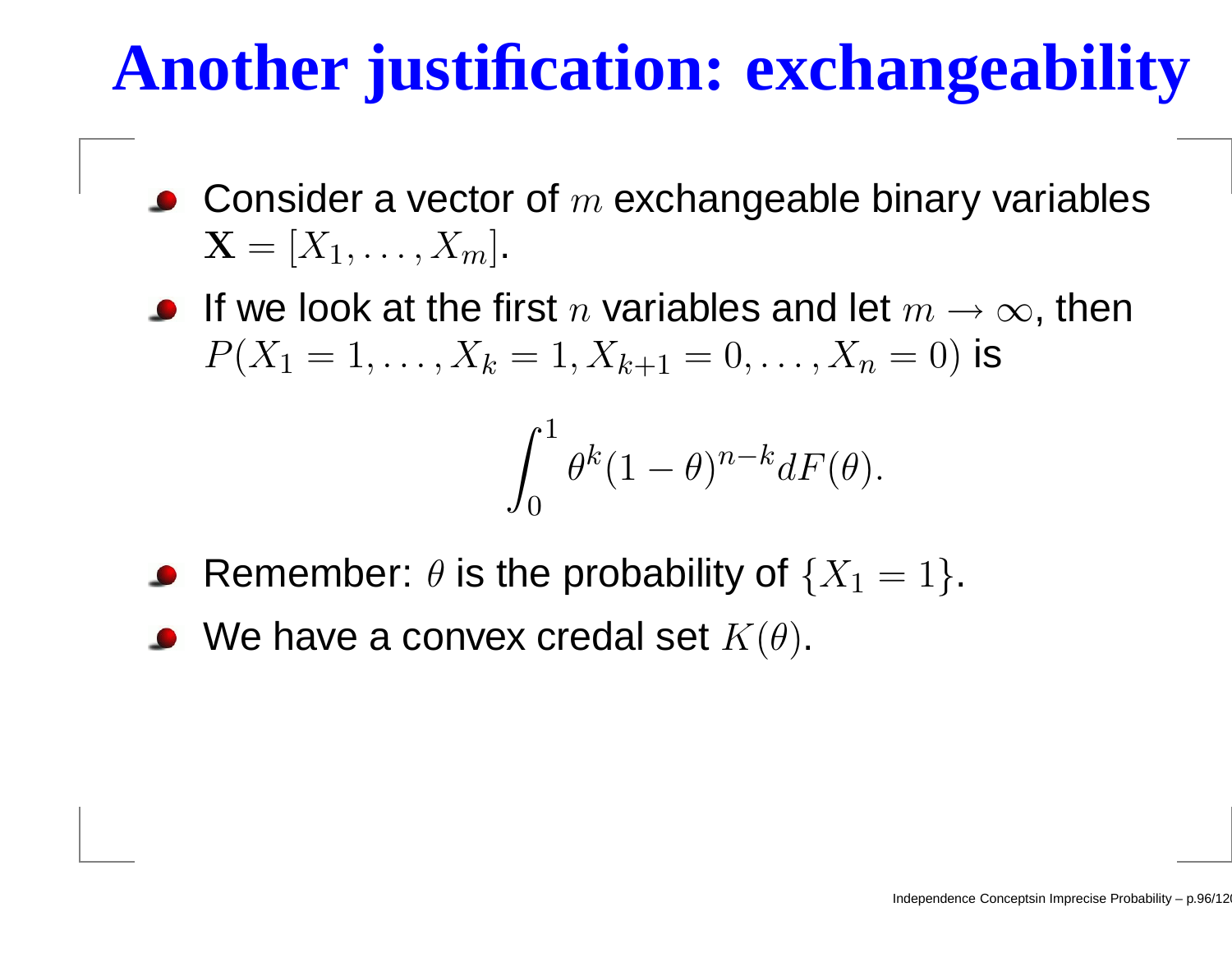# Another justification: exchangeability

- Consider a vector of $m$ exchangeable binary variables $\mathbf{X} = [X_1, \ldots, X_m]$.
- If we look at the first $n$ variables and let $m \to \infty$, then $P(X_1 = 1, \ldots, X_k = 1, X_{k+1} = 0, \ldots, X_n = 0)$ is

$$\int_0^1 \theta^k (1-\theta)^{n-k} dF(\theta).$$

- Remember: $\theta$ is the probability of $\{X_1 = 1\}$.
- We have a convex credal set $K(\theta)$.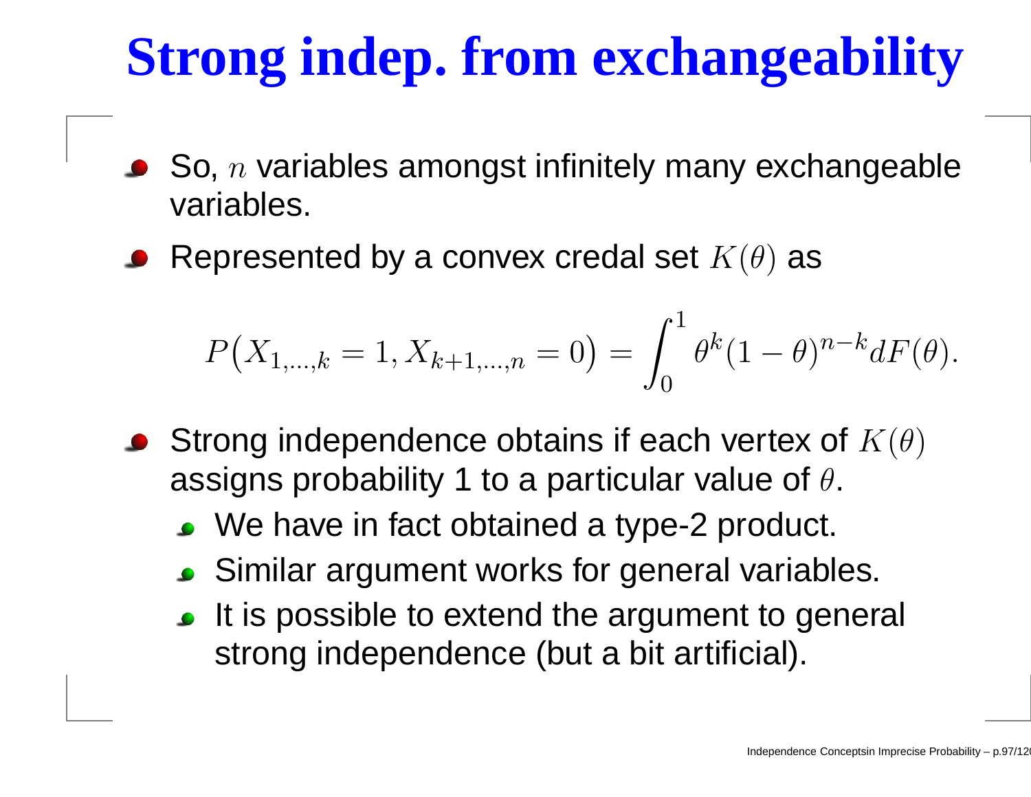# Strong indep. from exchangeability

- So, $n$ variables amongst infinitely many exchangeable variables.
- Represented by a convex credal set $K(\theta)$ as

$$P\big(X_{1,\ldots,k} = 1, X_{k+1,\ldots,n} = 0\big) = \int_0^1 \theta^k (1-\theta)^{n-k} dF(\theta).$$

- Strong independence obtains if each vertex of $K(\theta)$ assigns probability 1 to a particular value of $\theta$.
  - We have in fact obtained a type-2 product.
  - Similar argument works for general variables.
  - It is possible to extend the argument to general strong independence (but a bit artificial).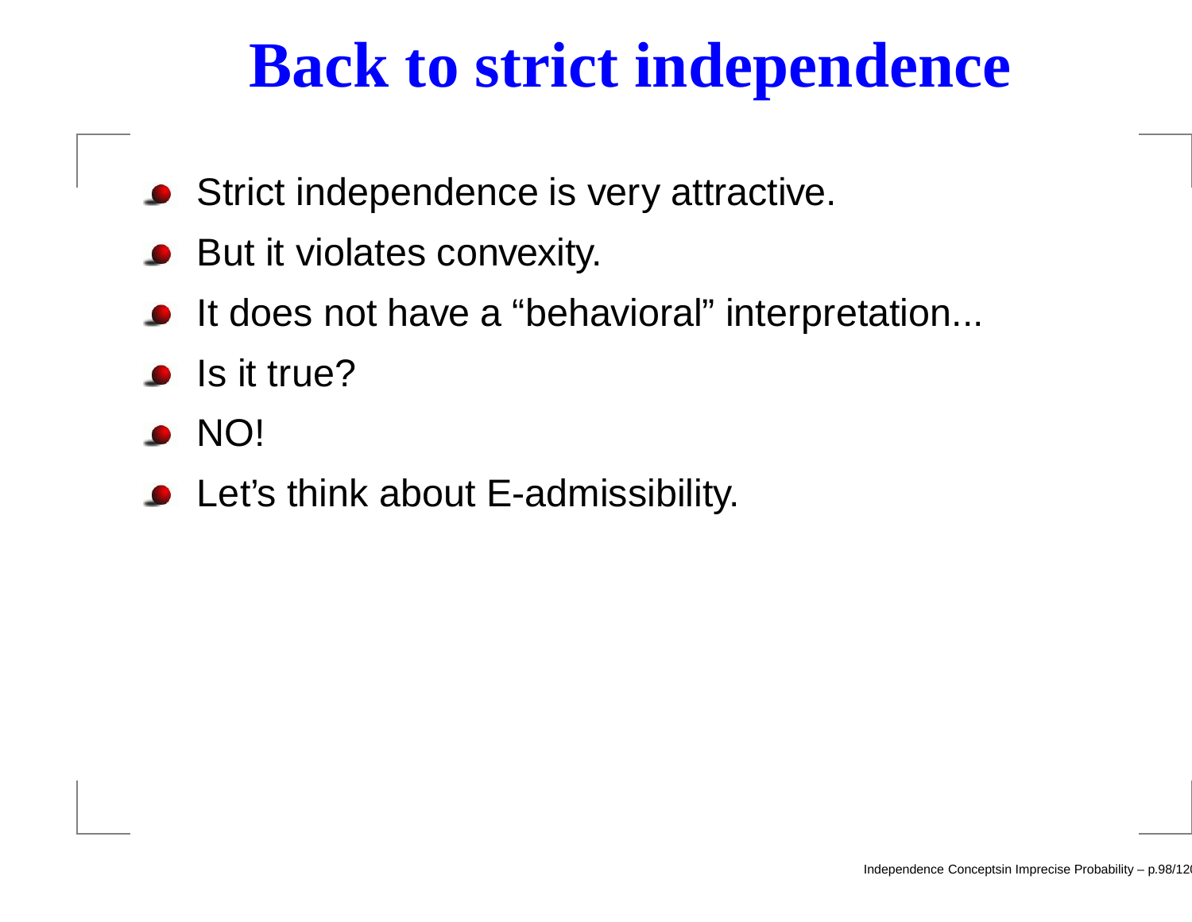# Back to strict independence

- Strict independence is very attractive.
- But it violates convexity.
- It does not have a “behavioral” interpretation...
- Is it true?
- NO!
- Let’s think about E-admissibility.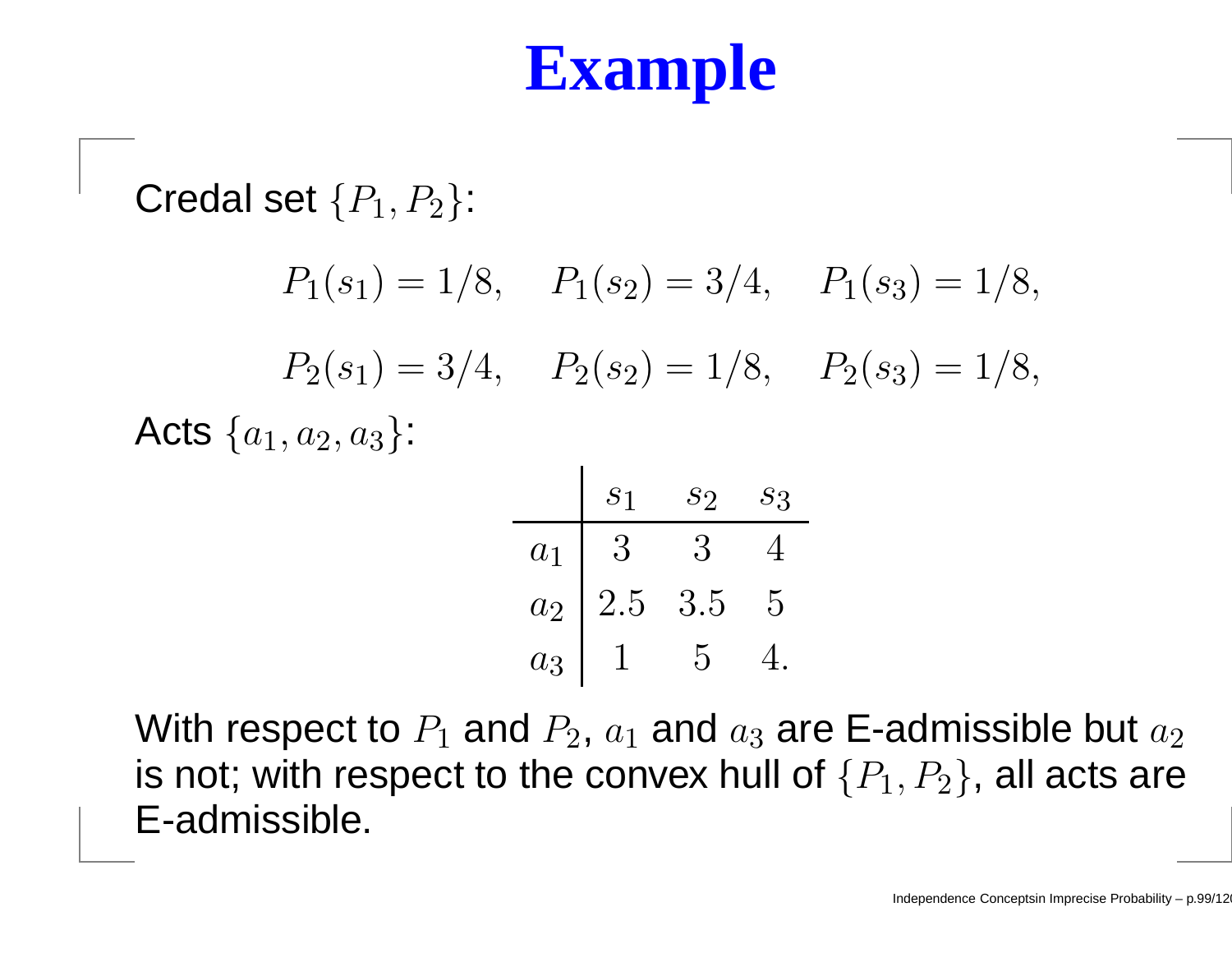# Example

Credal set $\{P_1, P_2\}$:

$$P_1(s_1) = 1/8, \quad P_1(s_2) = 3/4, \quad P_1(s_3) = 1/8,$$

$$P_2(s_1) = 3/4, \quad P_2(s_2) = 1/8, \quad P_2(s_3) = 1/8,$$

Acts $\{a_1, a_2, a_3\}$:

| | $s_1$ | $s_2$ | $s_3$ |
|---|---|---|---|
| $a_1$ | 3 | 3 | 4 |
| $a_2$ | 2.5 | 3.5 | 5 |
| $a_3$ | 1 | 5 | 4. |

With respect to $P_1$ and $P_2$, $a_1$ and $a_3$ are E-admissible but $a_2$ is not; with respect to the convex hull of $\{P_1, P_2\}$, all acts are E-admissible.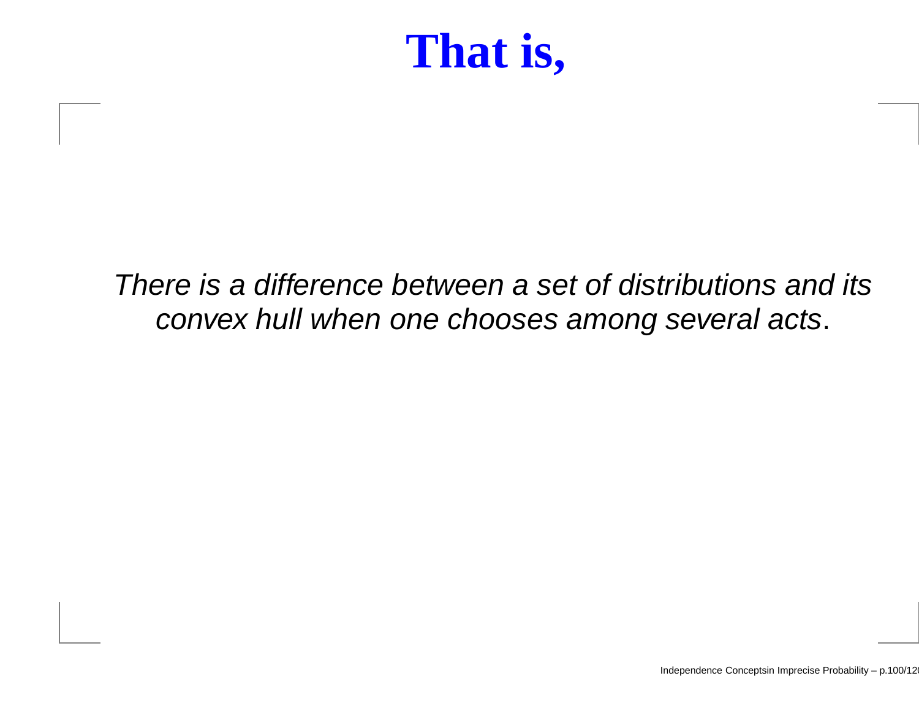# That is,

*There is a difference between a set of distributions and its convex hull when one chooses among several acts*.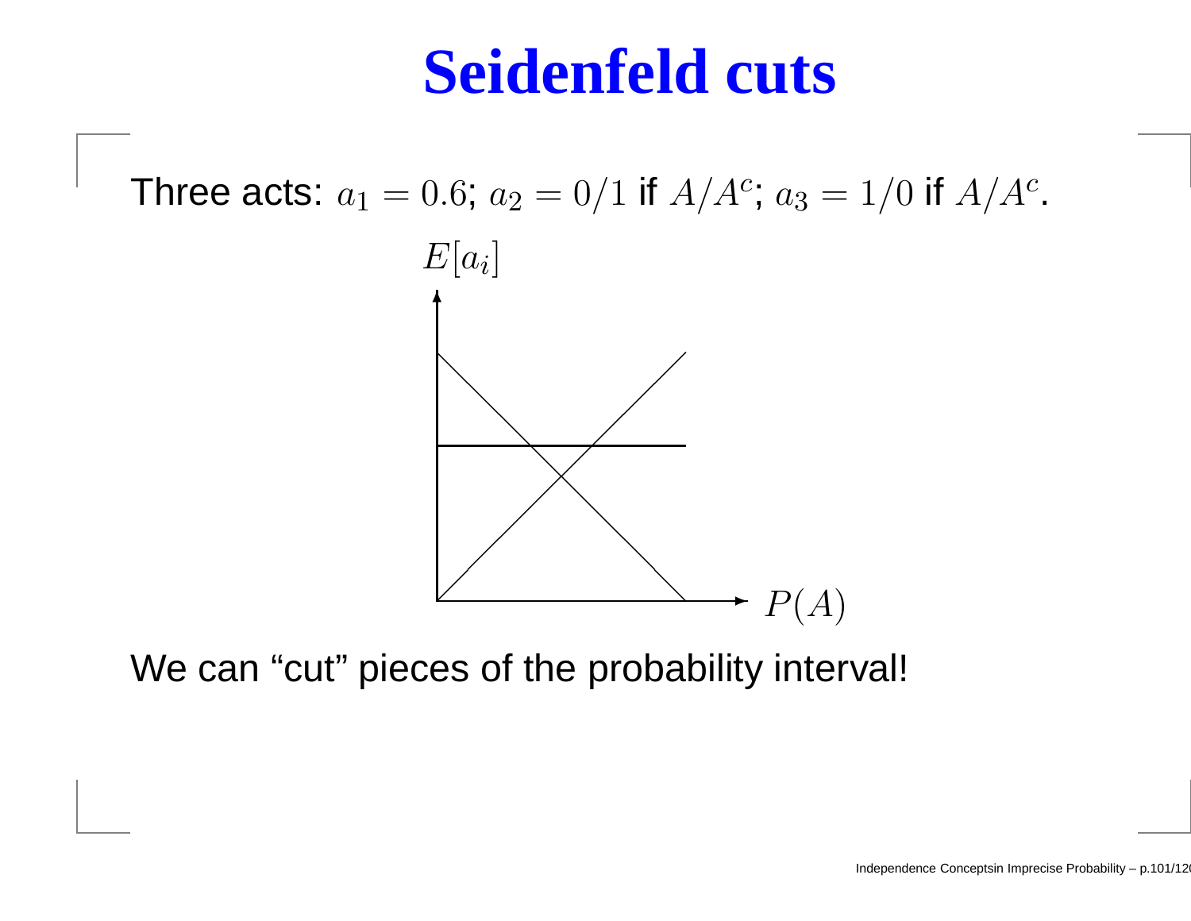# Seidenfeld cuts

Three acts: $a_1 = 0.6$; $a_2 = 0/1$ if $A/A^c$; $a_3 = 1/0$ if $A/A^c$.

$E[a_i]$

$P(A)$

We can “cut” pieces of the probability interval!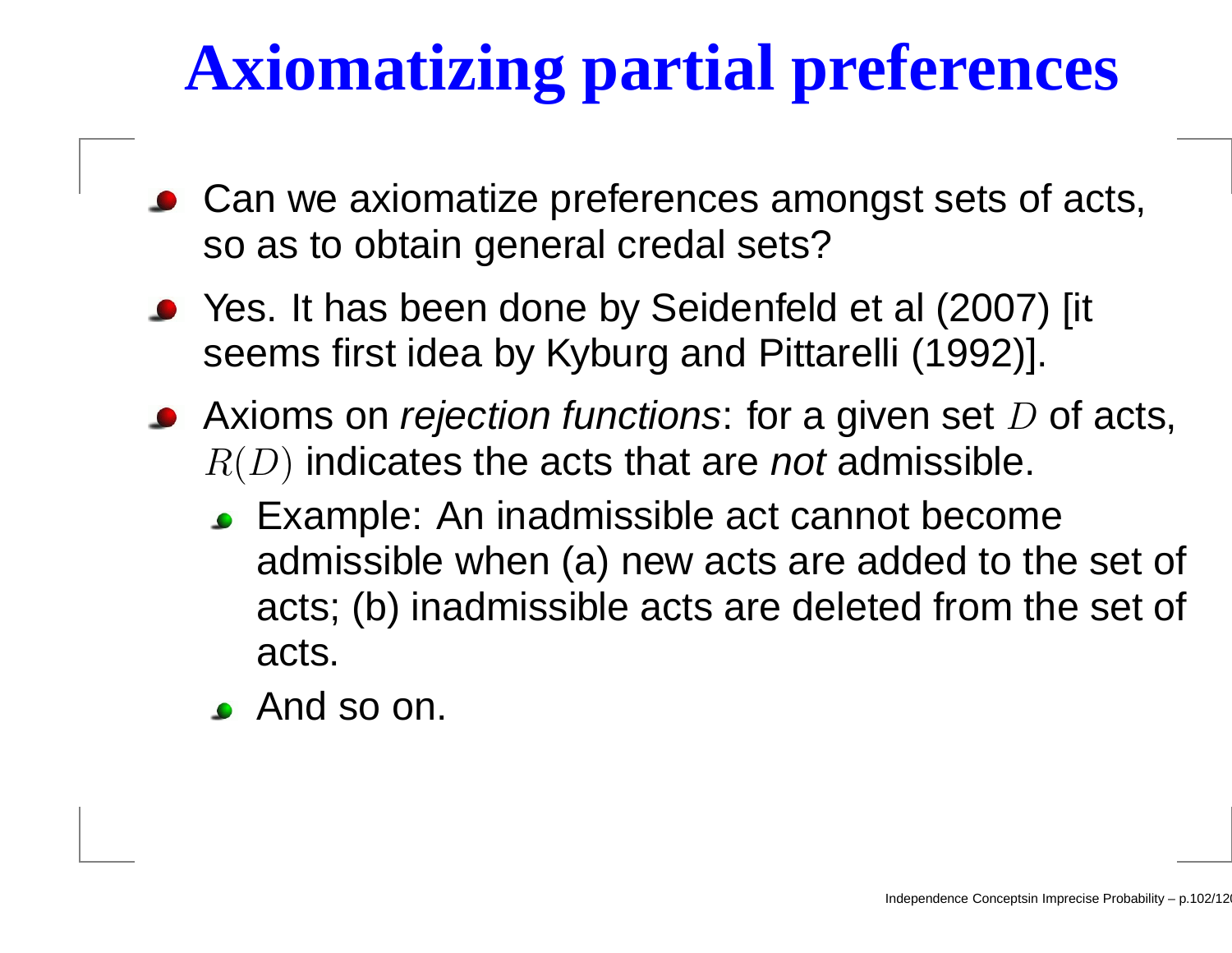# Axiomatizing partial preferences

- Can we axiomatize preferences amongst sets of acts, so as to obtain general credal sets?
- Yes. It has been done by Seidenfeld et al (2007) [it seems first idea by Kyburg and Pittarelli (1992)].
- Axioms on *rejection functions*: for a given set $D$ of acts, $R(D)$ indicates the acts that are *not* admissible.
  - Example: An inadmissible act cannot become admissible when (a) new acts are added to the set of acts; (b) inadmissible acts are deleted from the set of acts.
  - And so on.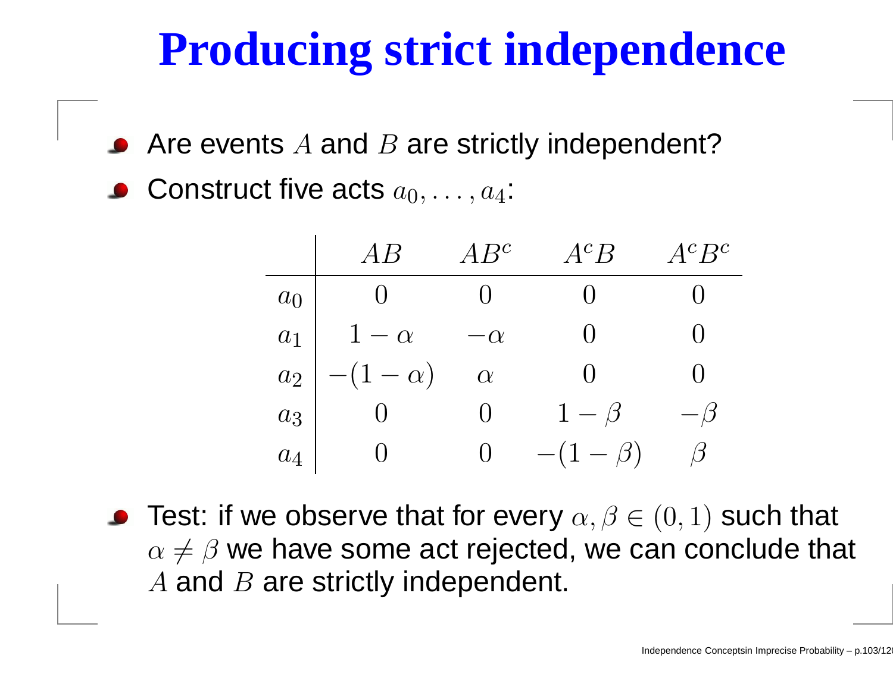# Producing strict independence

- Are events $A$ and $B$ are strictly independent?
- Construct five acts $a_0, \ldots, a_4$:

| | $AB$ | $AB^c$ | $A^cB$ | $A^cB^c$ |
|---|---|---|---|---|
| $a_0$ | $0$ | $0$ | $0$ | $0$ |
| $a_1$ | $1-\alpha$ | $-\alpha$ | $0$ | $0$ |
| $a_2$ | $-(1-\alpha)$ | $\alpha$ | $0$ | $0$ |
| $a_3$ | $0$ | $0$ | $1-\beta$ | $-\beta$ |
| $a_4$ | $0$ | $0$ | $-(1-\beta)$ | $\beta$ |

- Test: if we observe that for every $\alpha, \beta \in (0, 1)$ such that $\alpha \neq \beta$ we have some act rejected, we can conclude that $A$ and $B$ are strictly independent.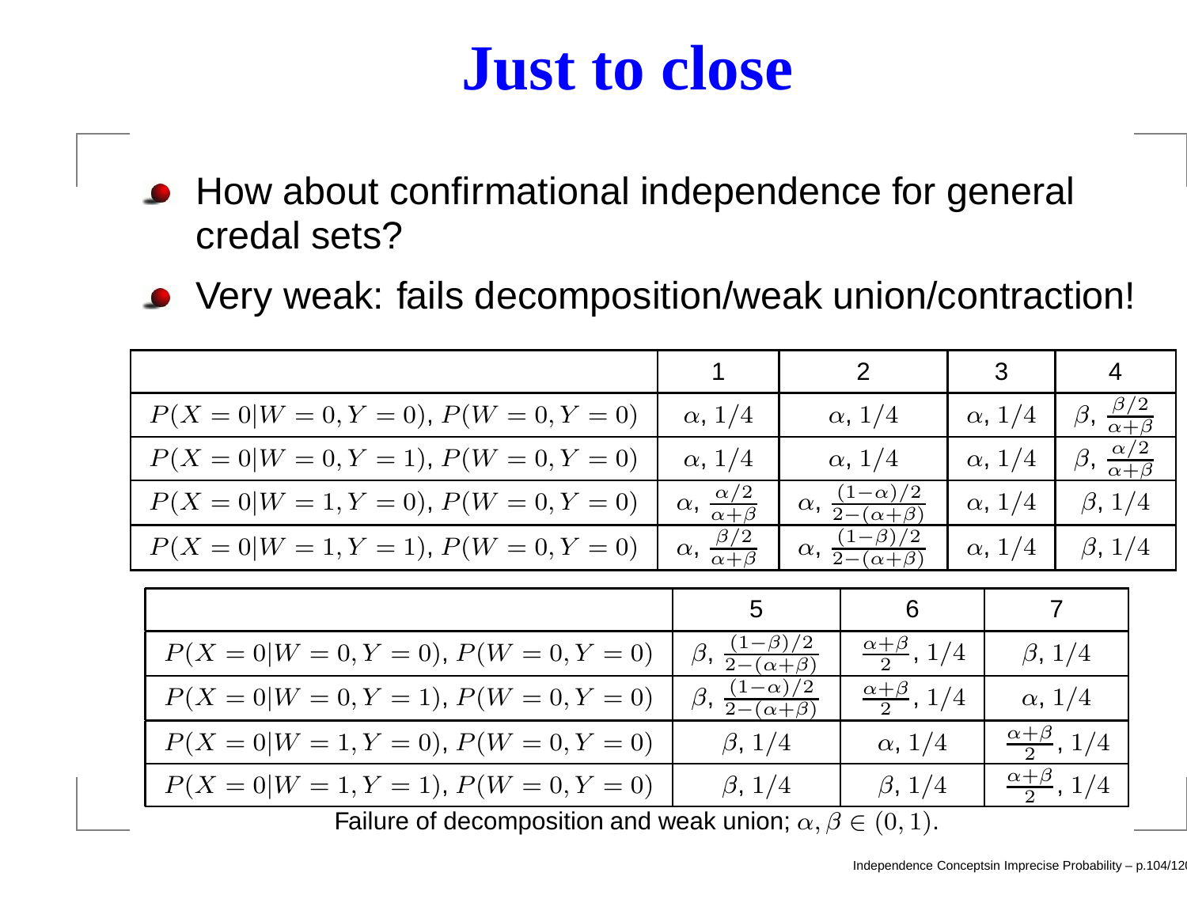# Just to close

- How about confirmational independence for general credal sets?
- Very weak: fails decomposition/weak union/contraction!

| | 1 | 2 | 3 | 4 |
|---|---|---|---|---|
| $P(X=0 \mid W=0,Y=0)$, $P(W=0,Y=0)$ | $\alpha$, $1/4$ | $\alpha$, $1/4$ | $\alpha$, $1/4$ | $\beta$, $\frac{\beta/2}{\alpha+\beta}$ |
| $P(X=0 \mid W=0,Y=1)$, $P(W=0,Y=0)$ | $\alpha$, $1/4$ | $\alpha$, $1/4$ | $\alpha$, $1/4$ | $\beta$, $\frac{\alpha/2}{\alpha+\beta}$ |
| $P(X=0 \mid W=1,Y=0)$, $P(W=0,Y=0)$ | $\alpha$, $\frac{\alpha/2}{\alpha+\beta}$ | $\alpha$, $\frac{(1-\alpha)/2}{2-(\alpha+\beta)}$ | $\alpha$, $1/4$ | $\beta$, $1/4$ |
| $P(X=0 \mid W=1,Y=1)$, $P(W=0,Y=0)$ | $\alpha$, $\frac{\beta/2}{\alpha+\beta}$ | $\alpha$, $\frac{(1-\beta)/2}{2-(\alpha+\beta)}$ | $\alpha$, $1/4$ | $\beta$, $1/4$ |

| | 5 | 6 | 7 |
|---|---|---|---|
| $P(X=0 \mid W=0,Y=0)$, $P(W=0,Y=0)$ | $\beta$, $\frac{(1-\beta)/2}{2-(\alpha+\beta)}$ | $\frac{\alpha+\beta}{2}$, $1/4$ | $\beta$, $1/4$ |
| $P(X=0 \mid W=0,Y=1)$, $P(W=0,Y=0)$ | $\beta$, $\frac{(1-\alpha)/2}{2-(\alpha+\beta)}$ | $\frac{\alpha+\beta}{2}$, $1/4$ | $\alpha$, $1/4$ |
| $P(X=0 \mid W=1,Y=0)$, $P(W=0,Y=0)$ | $\beta$, $1/4$ | $\alpha$, $1/4$ | $\frac{\alpha+\beta}{2}$, $1/4$ |
| $P(X=0 \mid W=1,Y=1)$, $P(W=0,Y=0)$ | $\beta$, $1/4$ | $\beta$, $1/4$ | $\frac{\alpha+\beta}{2}$, $1/4$ |

Failure of decomposition and weak union; $\alpha, \beta \in (0,1)$.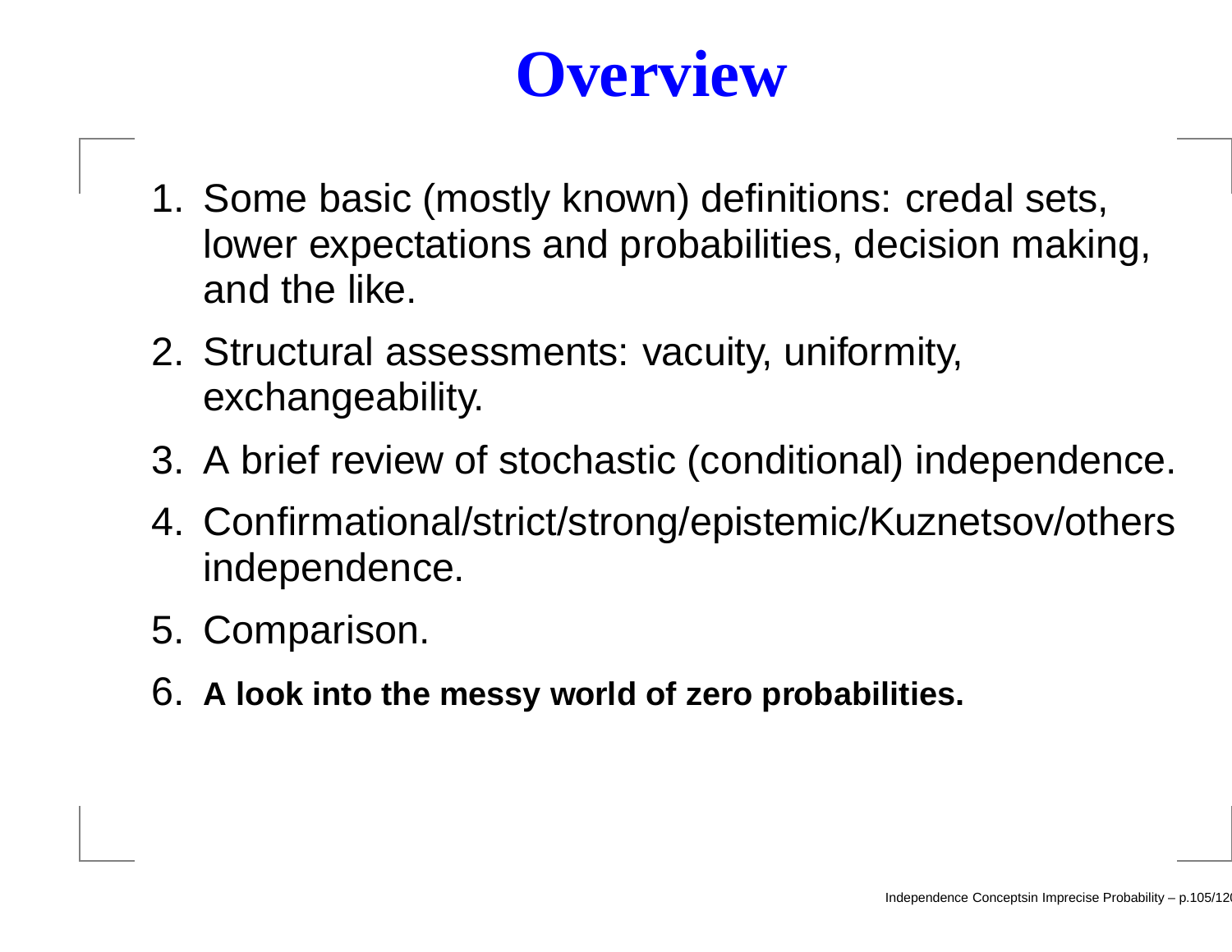# Overview

1. Some basic (mostly known) definitions: credal sets, lower expectations and probabilities, decision making, and the like.
2. Structural assessments: vacuity, uniformity, exchangeability.
3. A brief review of stochastic (conditional) independence.
4. Confirmational/strict/strong/epistemic/Kuznetsov/others independence.
5. Comparison.
6. **A look into the messy world of zero probabilities.**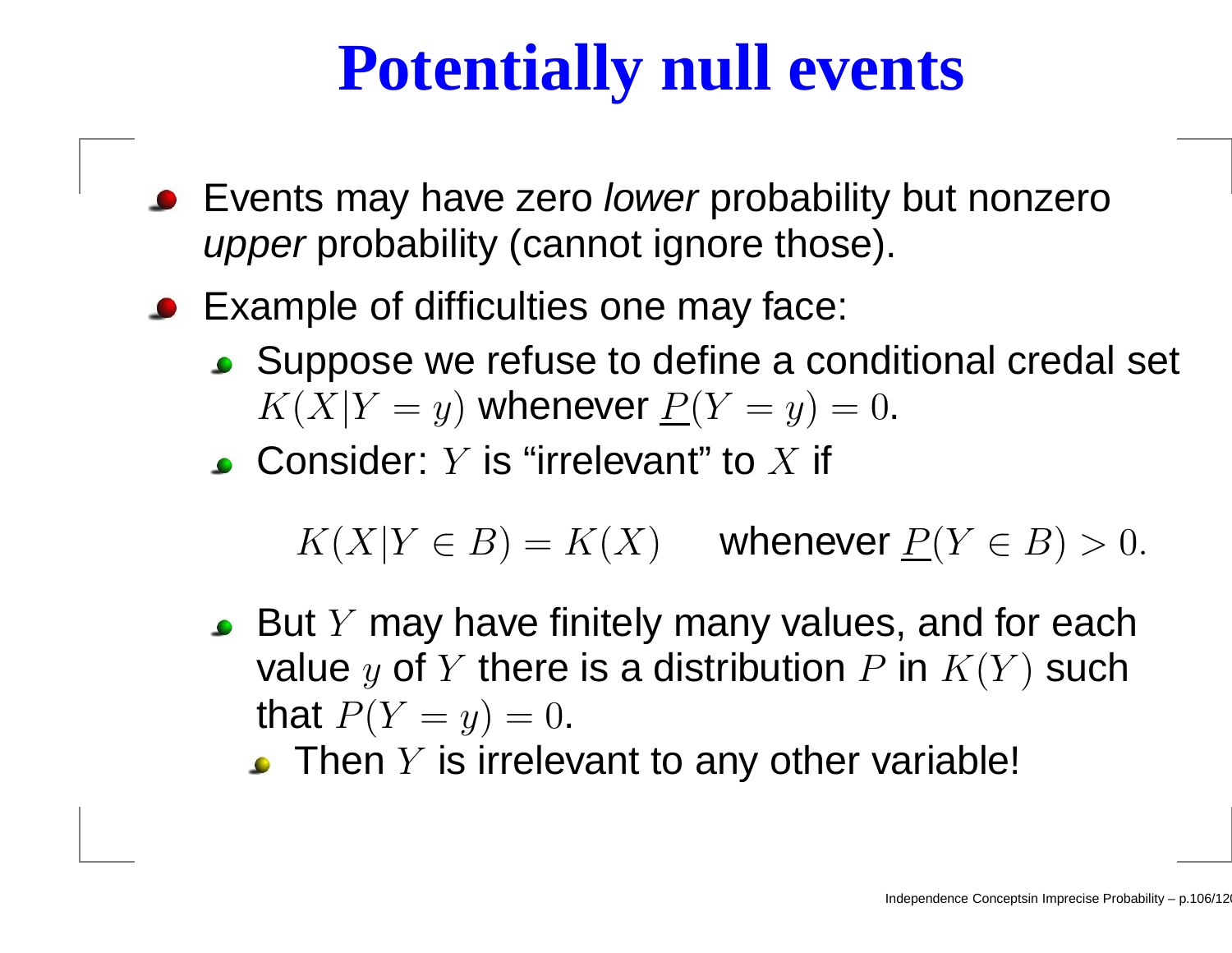# Potentially null events

- Events may have zero *lower* probability but nonzero *upper* probability (cannot ignore those).
- Example of difficulties one may face:
  - Suppose we refuse to define a conditional credal set $K(X|Y=y)$ whenever $\underline{P}(Y=y)=0$.
  - Consider: $Y$ is "irrelevant" to $X$ if

    $$K(X|Y \in B) = K(X) \quad \text{whenever } \underline{P}(Y \in B) > 0.$$

  - But $Y$ may have finitely many values, and for each value $y$ of $Y$ there is a distribution $P$ in $K(Y)$ such that $P(Y=y)=0$.
    - Then $Y$ is irrelevant to any other variable!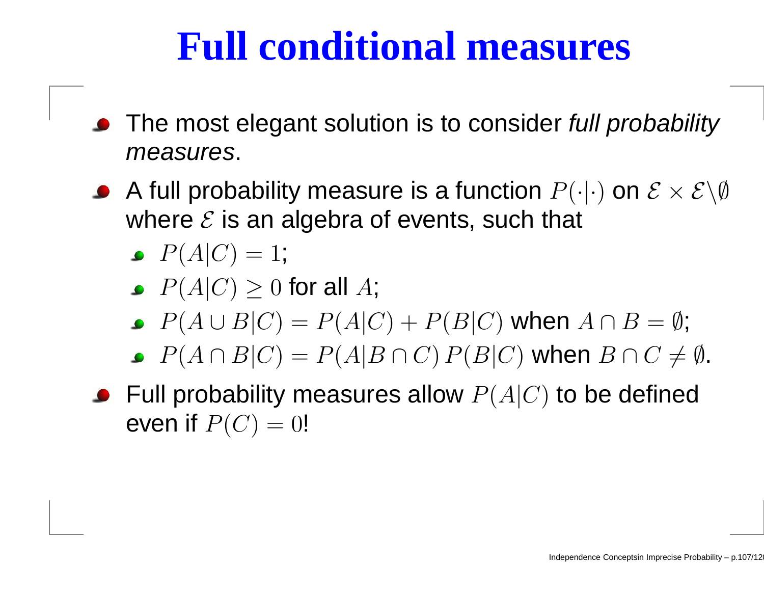# Full conditional measures

- The most elegant solution is to consider *full probability measures*.
- A full probability measure is a function $P(\cdot|\cdot)$ on $\mathcal{E} \times \mathcal{E} \backslash \emptyset$ where $\mathcal{E}$ is an algebra of events, such that
  - $P(A|C) = 1$;
  - $P(A|C) \geq 0$ for all $A$;
  - $P(A \cup B|C) = P(A|C) + P(B|C)$ when $A \cap B = \emptyset$;
  - $P(A \cap B|C) = P(A|B \cap C)\, P(B|C)$ when $B \cap C \neq \emptyset$.
- Full probability measures allow $P(A|C)$ to be defined even if $P(C) = 0$!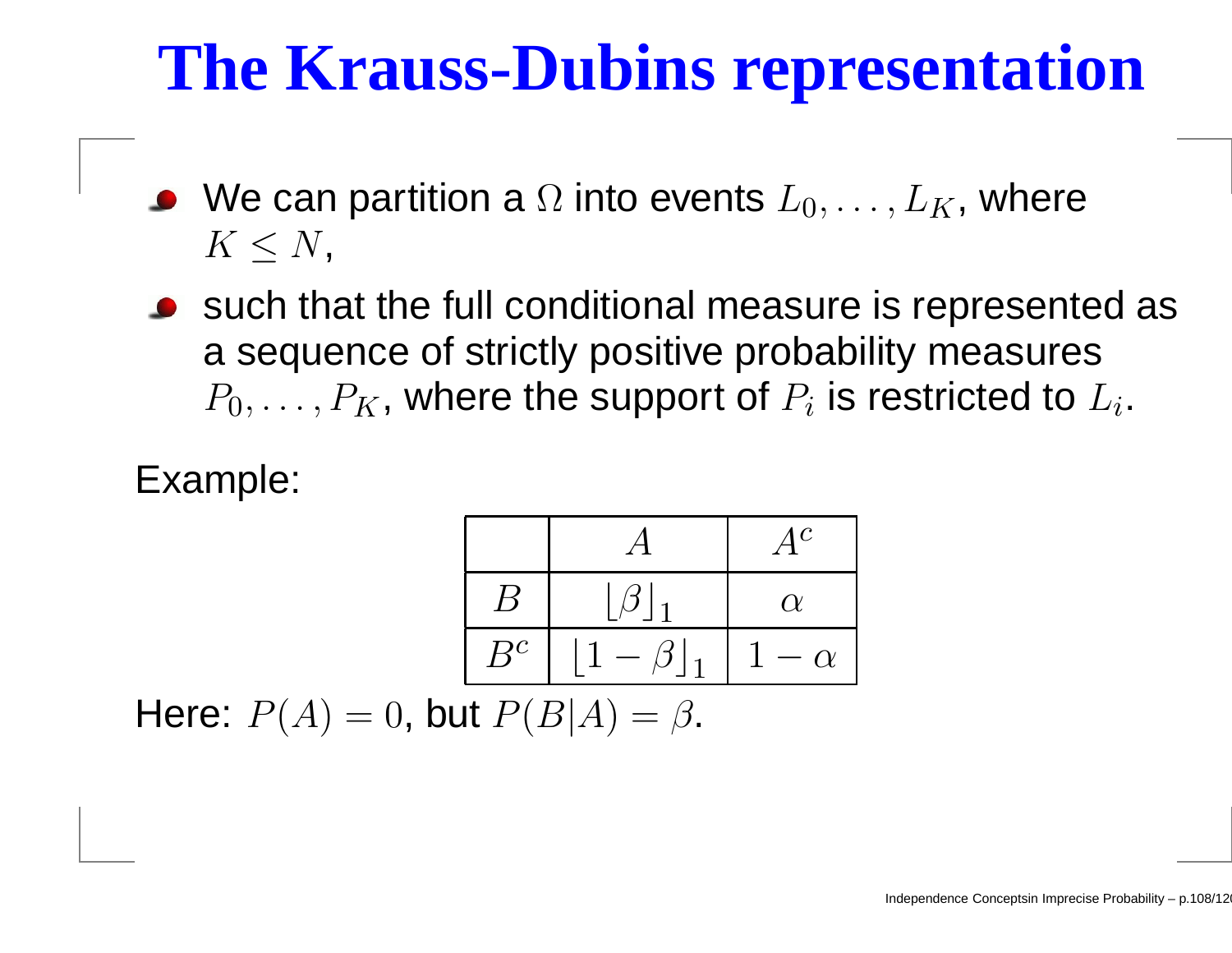# The Krauss-Dubins representation

- We can partition a $\Omega$ into events $L_0, \ldots, L_K$, where $K \leq N$,
- such that the full conditional measure is represented as a sequence of strictly positive probability measures $P_0, \ldots, P_K$, where the support of $P_i$ is restricted to $L_i$.

Example:

| | $A$ | $A^c$ |
|---|---|---|
| $B$ | $\lfloor \beta \rfloor_1$ | $\alpha$ |
| $B^c$ | $\lfloor 1 - \beta \rfloor_1$ | $1 - \alpha$ |

Here: $P(A) = 0$, but $P(B|A) = \beta$.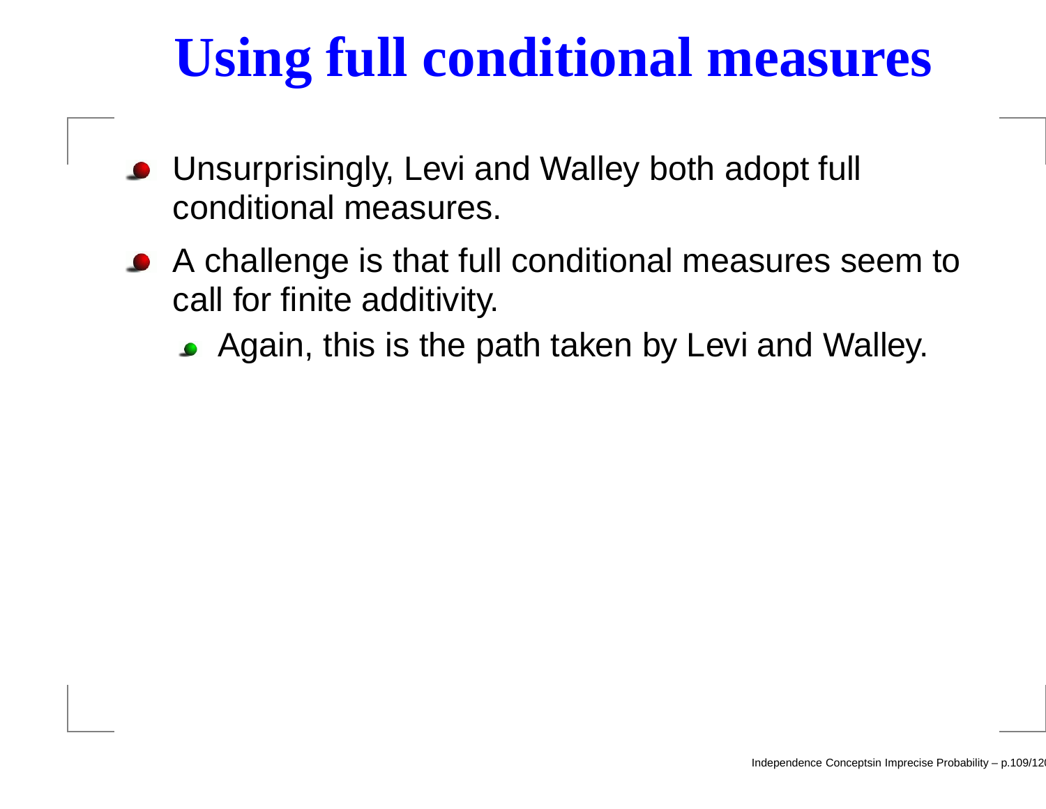# Using full conditional measures

- Unsurprisingly, Levi and Walley both adopt full conditional measures.
- A challenge is that full conditional measures seem to call for finite additivity.
  - Again, this is the path taken by Levi and Walley.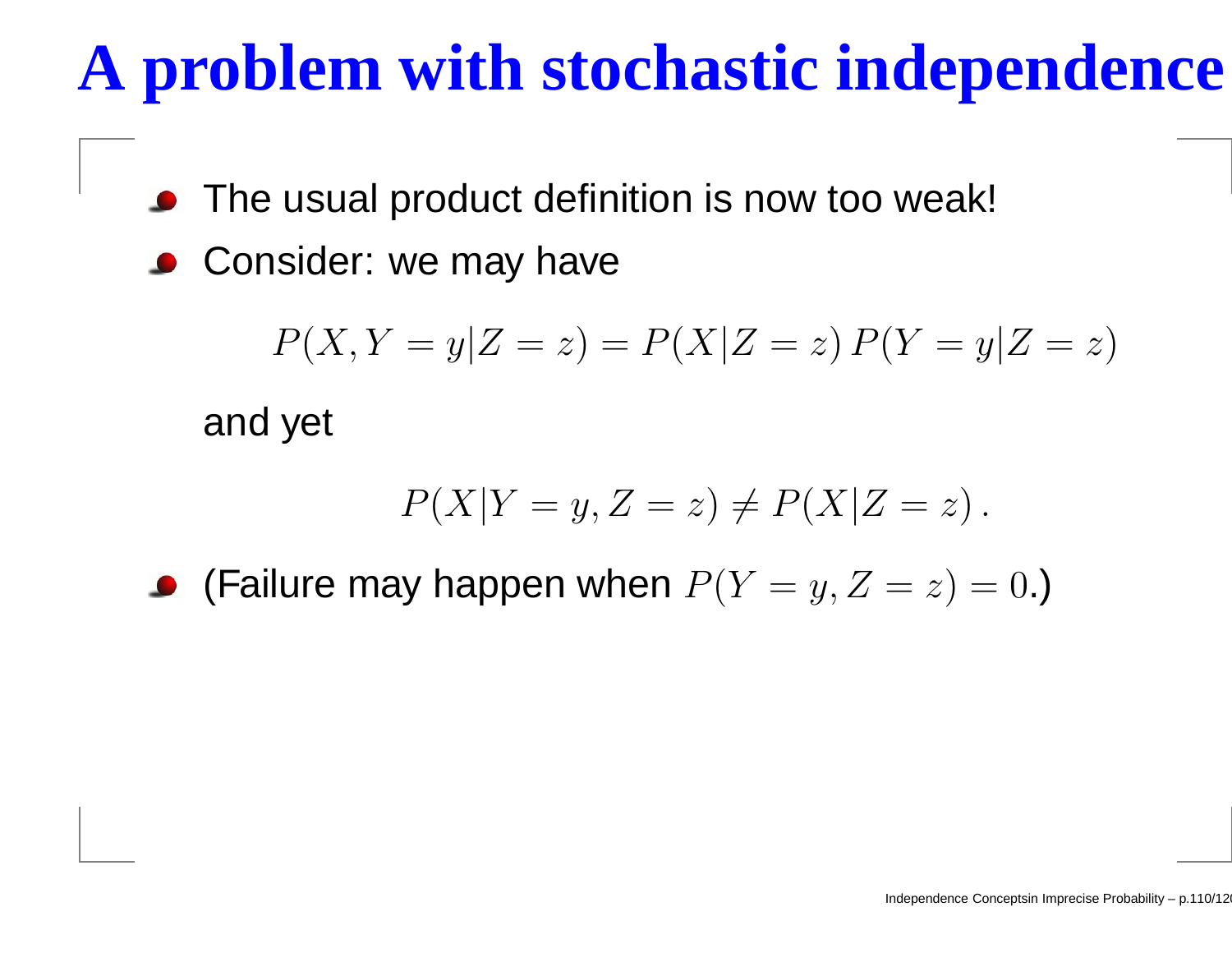# A problem with stochastic independence

- The usual product definition is now too weak!
- Consider: we may have

$$P(X, Y = y | Z = z) = P(X | Z = z) \, P(Y = y | Z = z)$$

and yet

$$P(X | Y = y, Z = z) \neq P(X | Z = z) \, .$$

- (Failure may happen when $P(Y = y, Z = z) = 0$.)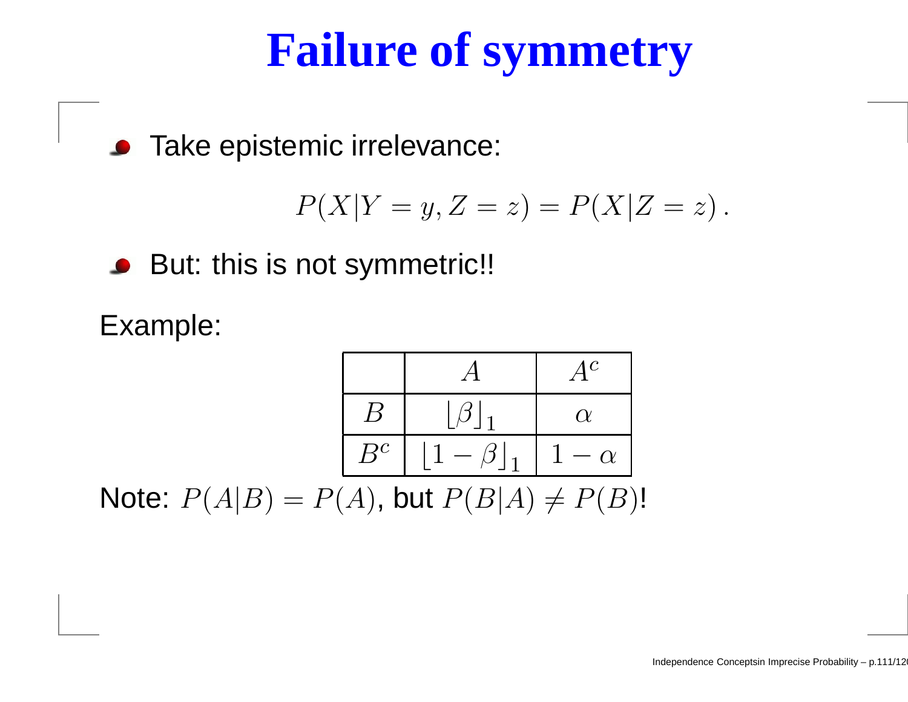# Failure of symmetry

- Take epistemic irrelevance:

$$P(X|Y=y, Z=z) = P(X|Z=z)\,.$$

- But: this is not symmetric!!

Example:

| | $A$ | $A^c$ |
|---|---|---|
| $B$ | $\lfloor \beta \rfloor_1$ | $\alpha$ |
| $B^c$ | $\lfloor 1-\beta \rfloor_1$ | $1-\alpha$ |

Note: $P(A|B) = P(A)$, but $P(B|A) \neq P(B)$!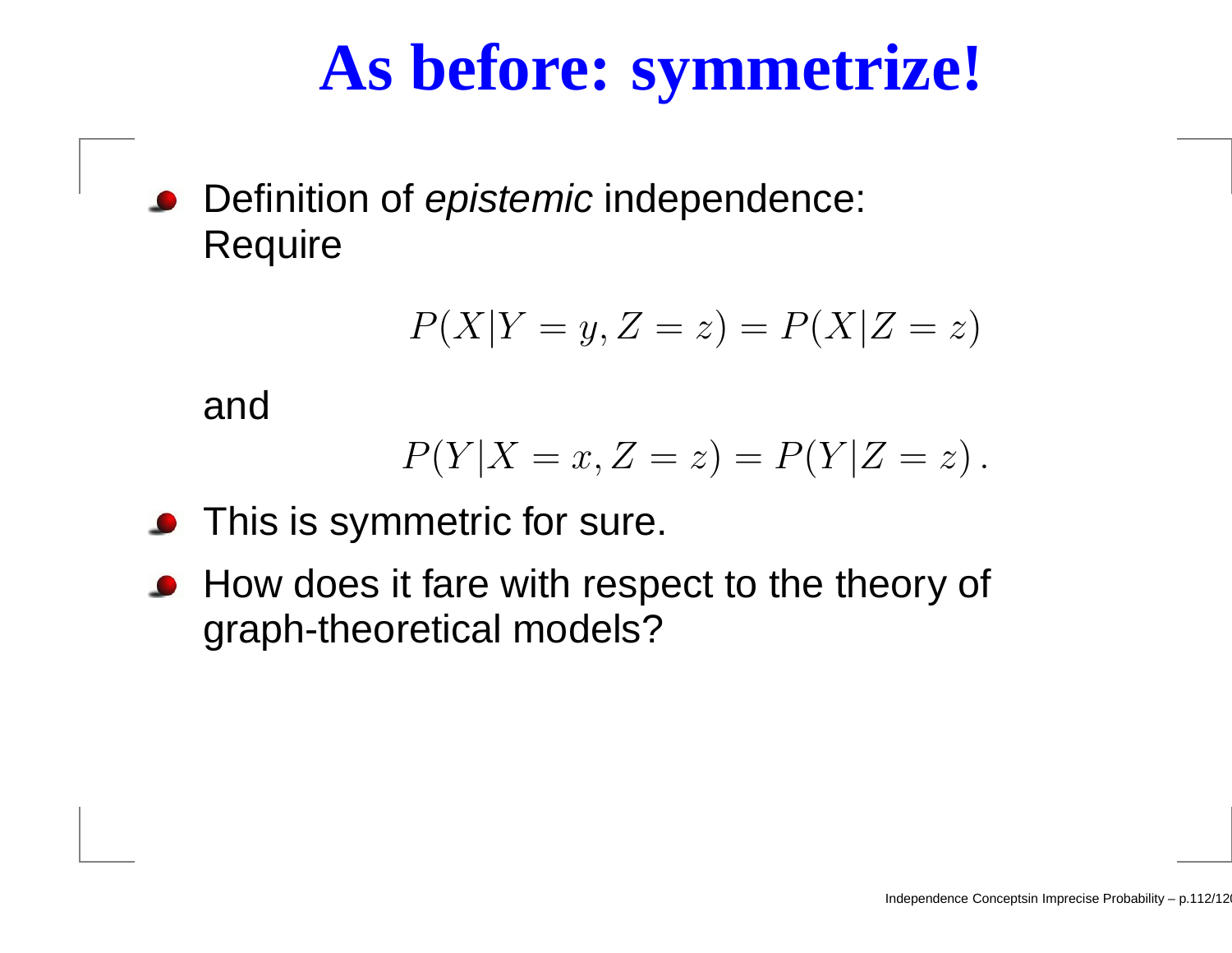# As before: symmetrize!

- Definition of *epistemic* independence: Require

$$P(X|Y = y, Z = z) = P(X|Z = z)$$

and

$$P(Y|X = x, Z = z) = P(Y|Z = z)\,.$$

- This is symmetric for sure.
- How does it fare with respect to the theory of graph-theoretical models?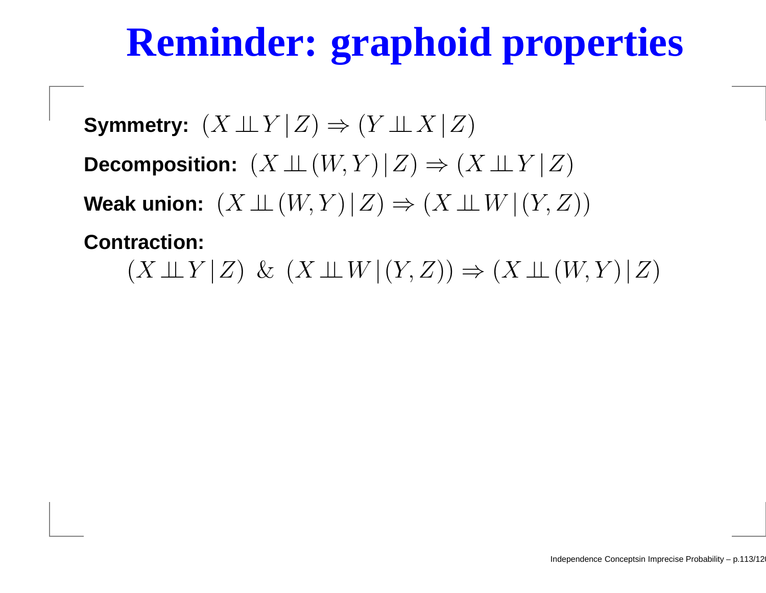# Reminder: graphoid properties

**Symmetry:** $(X \perp\!\!\!\perp Y \,|\, Z) \Rightarrow (Y \perp\!\!\!\perp X \,|\, Z)$

**Decomposition:** $(X \perp\!\!\!\perp (W,Y) \,|\, Z) \Rightarrow (X \perp\!\!\!\perp Y \,|\, Z)$

**Weak union:** $(X \perp\!\!\!\perp (W,Y) \,|\, Z) \Rightarrow (X \perp\!\!\!\perp W \,|\, (Y,Z))$

**Contraction:**

$$(X \perp\!\!\!\perp Y \,|\, Z) \;\&\; (X \perp\!\!\!\perp W \,|\, (Y,Z)) \Rightarrow (X \perp\!\!\!\perp (W,Y) \,|\, Z)$$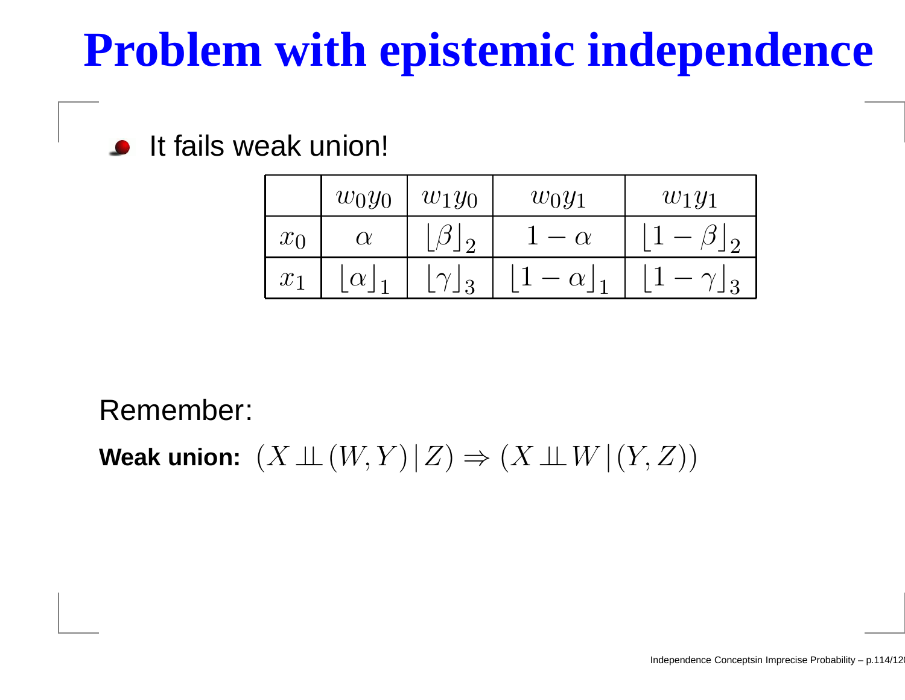# Problem with epistemic independence

- It fails weak union!

| | $w_0y_0$ | $w_1y_0$ | $w_0y_1$ | $w_1y_1$ |
|---|---|---|---|---|
| $x_0$ | $\alpha$ | $\lfloor\beta\rfloor_2$ | $1-\alpha$ | $\lfloor 1-\beta\rfloor_2$ |
| $x_1$ | $\lfloor\alpha\rfloor_1$ | $\lfloor\gamma\rfloor_3$ | $\lfloor 1-\alpha\rfloor_1$ | $\lfloor 1-\gamma\rfloor_3$ |

Remember:

**Weak union:** $(X \perp\!\!\!\perp (W, Y) \,|\, Z) \Rightarrow (X \perp\!\!\!\perp W \,|\, (Y, Z))$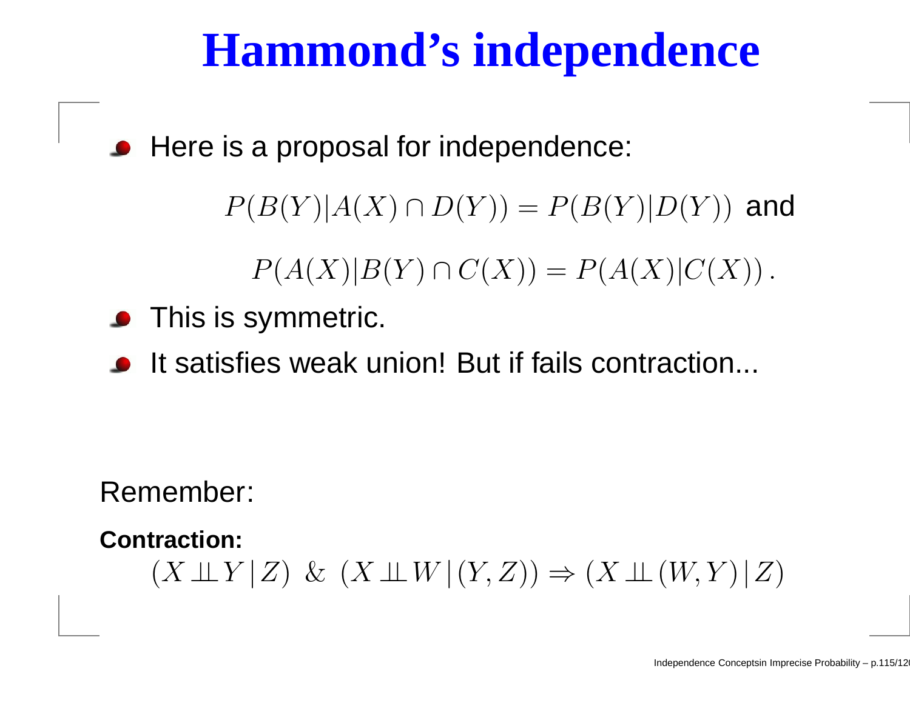# Hammond's independence

- Here is a proposal for independence:

$$P(B(Y)|A(X) \cap D(Y)) = P(B(Y)|D(Y)) \text{ and}$$

$$P(A(X)|B(Y) \cap C(X)) = P(A(X)|C(X)).$$

- This is symmetric.
- It satisfies weak union! But if fails contraction...

Remember:

**Contraction:**

$$(X \perp\!\!\!\perp Y \,|\, Z) \;\&\; (X \perp\!\!\!\perp W \,|\, (Y, Z)) \Rightarrow (X \perp\!\!\!\perp (W, Y) \,|\, Z)$$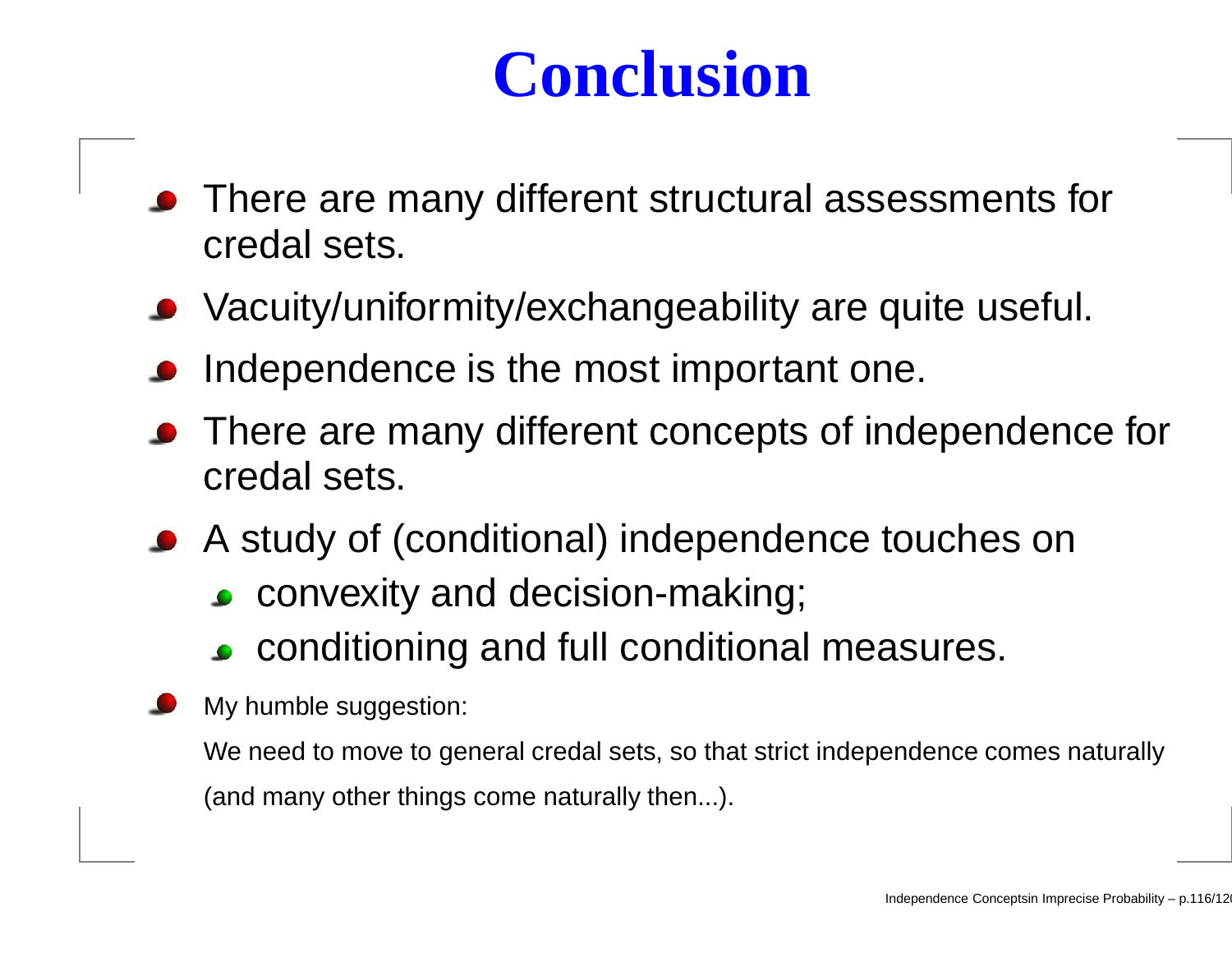# Conclusion

- There are many different structural assessments for credal sets.
- Vacuity/uniformity/exchangeability are quite useful.
- Independence is the most important one.
- There are many different concepts of independence for credal sets.
- A study of (conditional) independence touches on
  - convexity and decision-making;
  - conditioning and full conditional measures.
- My humble suggestion:

  We need to move to general credal sets, so that strict independence comes naturally

  (and many other things come naturally then...).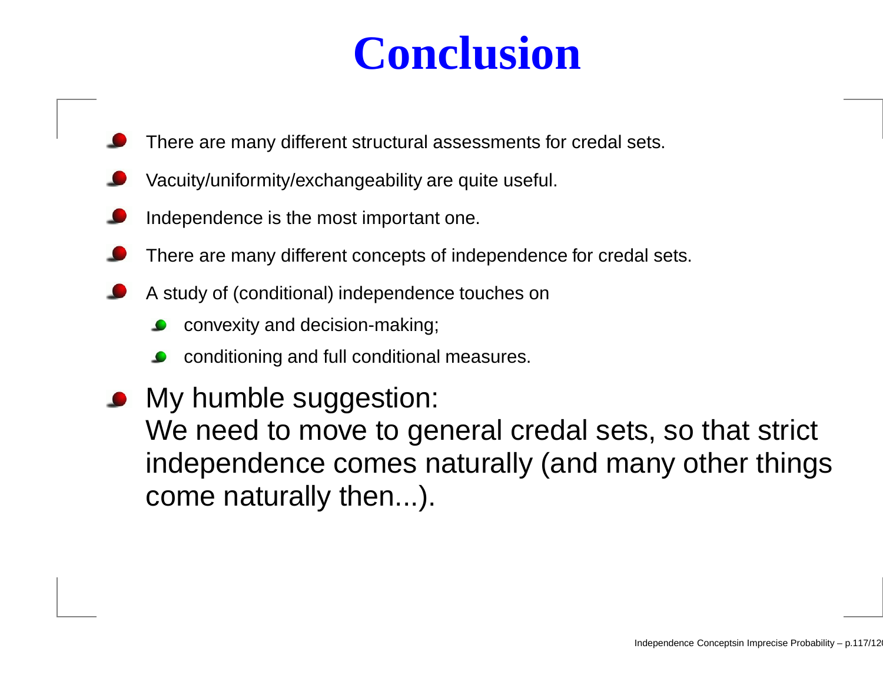# Conclusion

- There are many different structural assessments for credal sets.
- Vacuity/uniformity/exchangeability are quite useful.
- Independence is the most important one.
- There are many different concepts of independence for credal sets.
- A study of (conditional) independence touches on
  - convexity and decision-making;
  - conditioning and full conditional measures.
- My humble suggestion:
  We need to move to general credal sets, so that strict independence comes naturally (and many other things come naturally then...).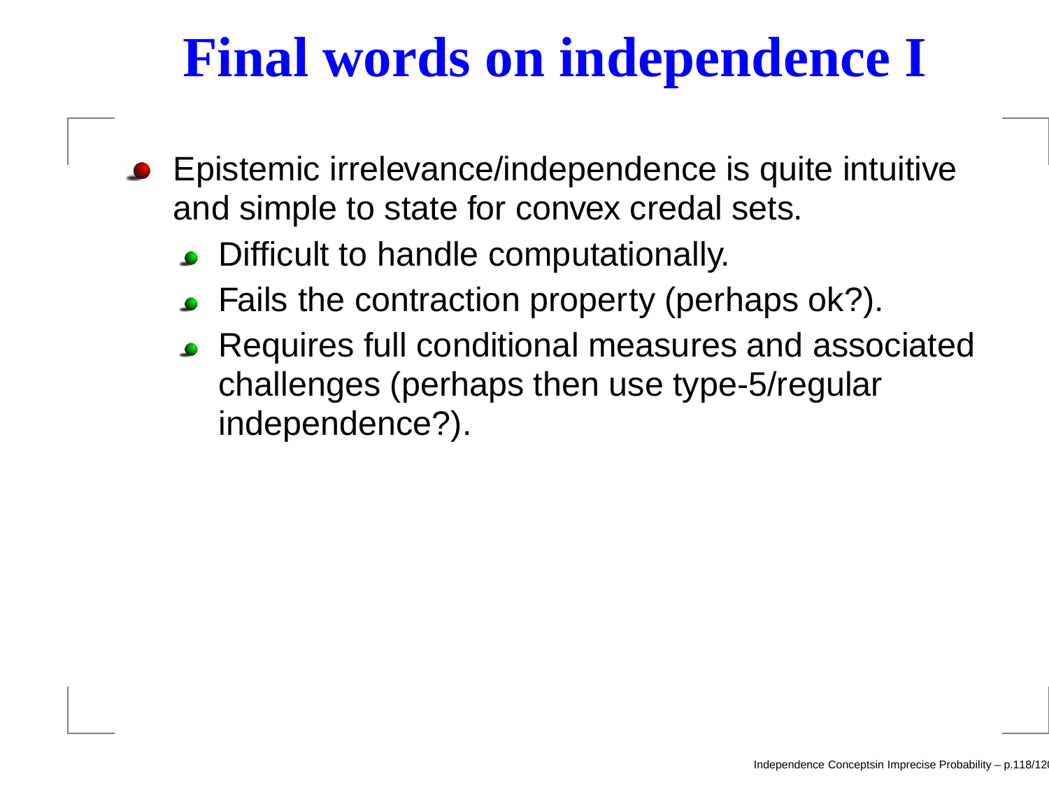# Final words on independence I

- Epistemic irrelevance/independence is quite intuitive and simple to state for convex credal sets.
  - Difficult to handle computationally.
  - Fails the contraction property (perhaps ok?).
  - Requires full conditional measures and associated challenges (perhaps then use type-5/regular independence?).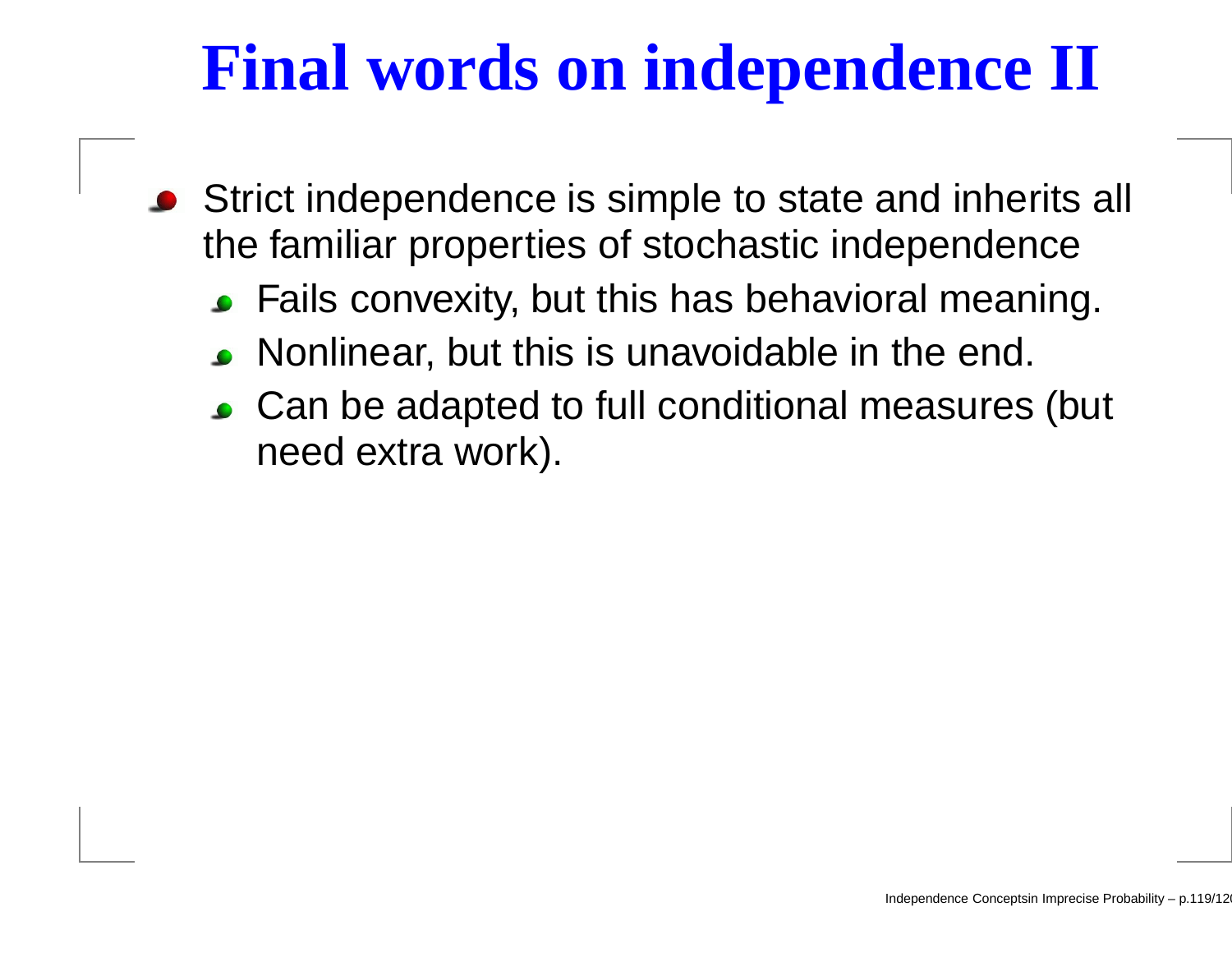# Final words on independence II

- Strict independence is simple to state and inherits all the familiar properties of stochastic independence
  - Fails convexity, but this has behavioral meaning.
  - Nonlinear, but this is unavoidable in the end.
  - Can be adapted to full conditional measures (but need extra work).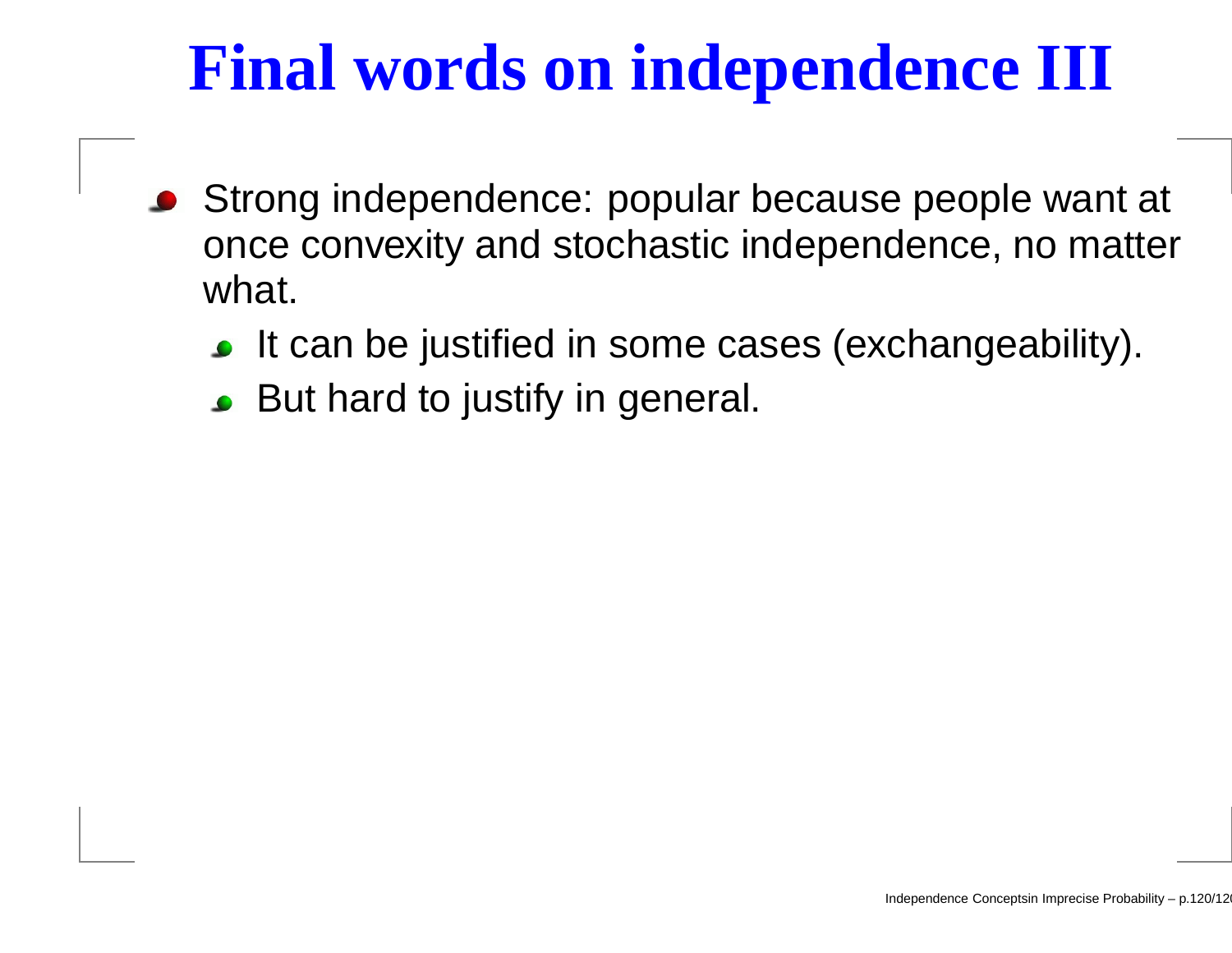# Final words on independence III

- Strong independence: popular because people want at once convexity and stochastic independence, no matter what.
  - It can be justified in some cases (exchangeability).
  - But hard to justify in general.